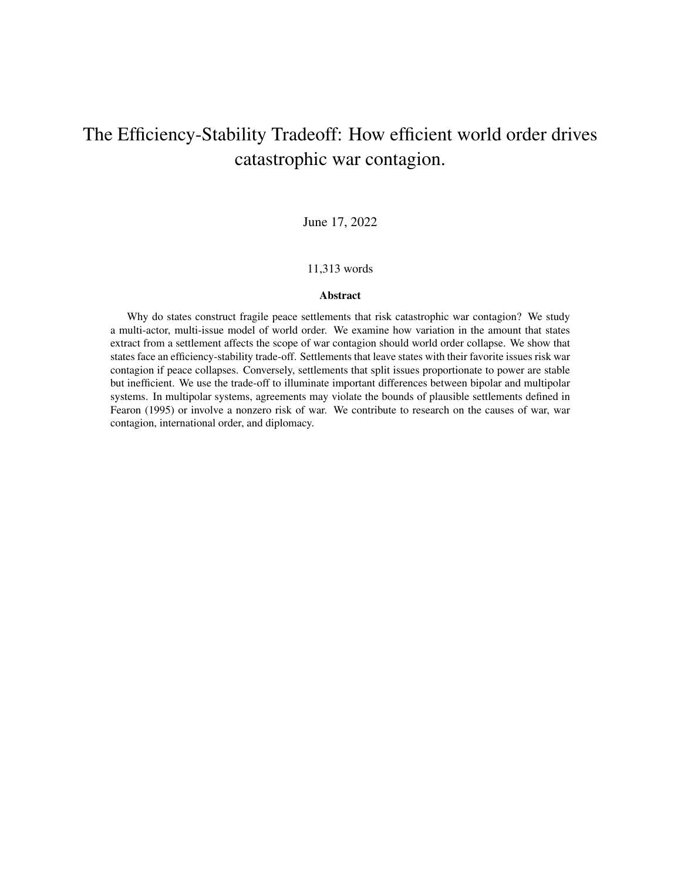# The Efficiency-Stability Tradeoff: How efficient world order drives catastrophic war contagion.

June 17, 2022

11,313 words

### Abstract

Why do states construct fragile peace settlements that risk catastrophic war contagion? We study a multi-actor, multi-issue model of world order. We examine how variation in the amount that states extract from a settlement affects the scope of war contagion should world order collapse. We show that states face an efficiency-stability trade-off. Settlements that leave states with their favorite issues risk war contagion if peace collapses. Conversely, settlements that split issues proportionate to power are stable but inefficient. We use the trade-off to illuminate important differences between bipolar and multipolar systems. In multipolar systems, agreements may violate the bounds of plausible settlements defined in Fearon (1995) or involve a nonzero risk of war. We contribute to research on the causes of war, war contagion, international order, and diplomacy.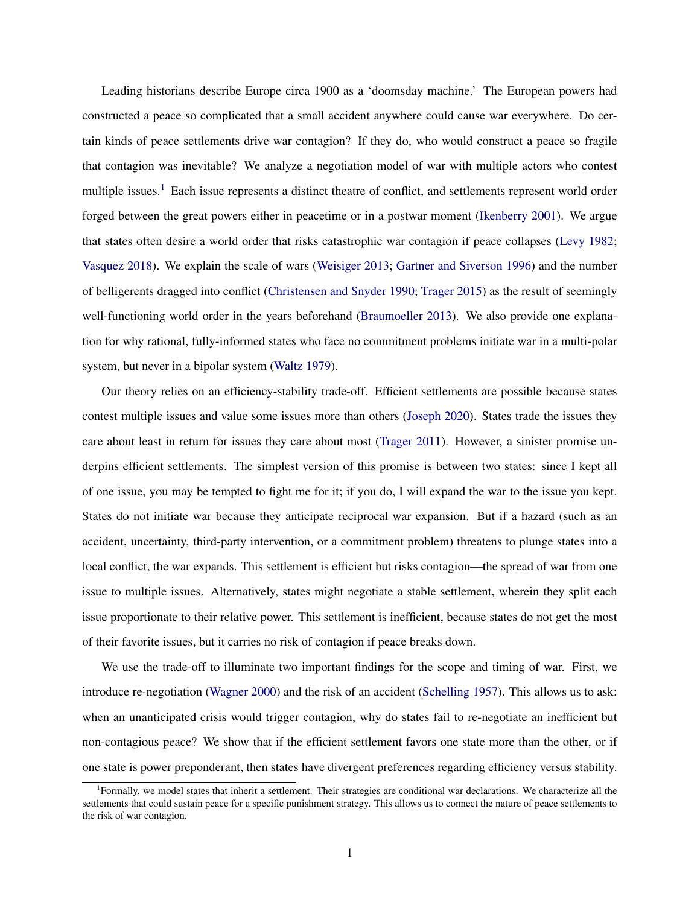Leading historians describe Europe circa 1900 as a 'doomsday machine.' The European powers had constructed a peace so complicated that a small accident anywhere could cause war everywhere. Do certain kinds of peace settlements drive war contagion? If they do, who would construct a peace so fragile that contagion was inevitable? We analyze a negotiation model of war with multiple actors who contest multiple issues.[1] Each issue represents a distinct theatre of conflict, and settlements represent world order forged between the great powers either in peacetime or in a postwar moment (Ikenberry 2001). We argue that states often desire a world order that risks catastrophic war contagion if peace collapses (Levy 1982; Vasquez 2018). We explain the scale of wars (Weisiger 2013; Gartner and Siverson 1996) and the number of belligerents dragged into conflict (Christensen and Snyder 1990; Trager 2015) as the result of seemingly well-functioning world order in the years beforehand (Braumoeller 2013). We also provide one explanation for why rational, fully-informed states who face no commitment problems initiate war in a multi-polar system, but never in a bipolar system (Waltz 1979).

Our theory relies on an efficiency-stability trade-off. Efficient settlements are possible because states contest multiple issues and value some issues more than others (Joseph 2020). States trade the issues they care about least in return for issues they care about most (Trager 2011). However, a sinister promise underpins efficient settlements. The simplest version of this promise is between two states: since I kept all of one issue, you may be tempted to fight me for it; if you do, I will expand the war to the issue you kept. States do not initiate war because they anticipate reciprocal war expansion. But if a hazard (such as an accident, uncertainty, third-party intervention, or a commitment problem) threatens to plunge states into a local conflict, the war expands. This settlement is efficient but risks contagion—the spread of war from one issue to multiple issues. Alternatively, states might negotiate a stable settlement, wherein they split each issue proportionate to their relative power. This settlement is inefficient, because states do not get the most of their favorite issues, but it carries no risk of contagion if peace breaks down.

We use the trade-off to illuminate two important findings for the scope and timing of war. First, we introduce re-negotiation (Wagner 2000) and the risk of an accident (Schelling 1957). This allows us to ask: when an unanticipated crisis would trigger contagion, why do states fail to re-negotiate an inefficient but non-contagious peace? We show that if the efficient settlement favors one state more than the other, or if one state is power preponderant, then states have divergent preferences regarding efficiency versus stability.

[1] Formally, we model states that inherit a settlement. Their strategies are conditional war declarations. We characterize all the settlements that could sustain peace for a specific punishment strategy. This allows us to connect the nature of peace settlements to the risk of war contagion.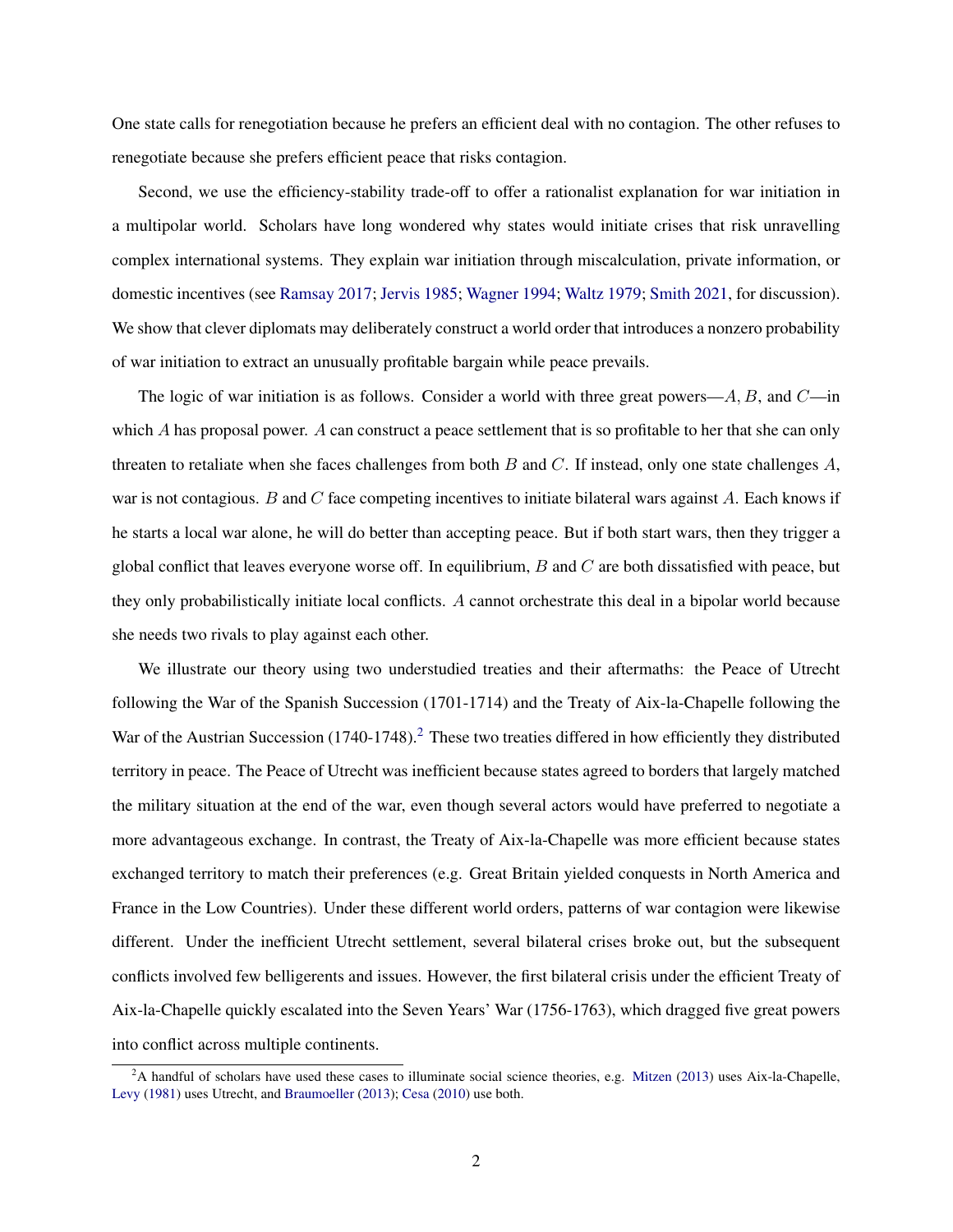One state calls for renegotiation because he prefers an efficient deal with no contagion. The other refuses to renegotiate because she prefers efficient peace that risks contagion.

Second, we use the efficiency-stability trade-off to offer a rationalist explanation for war initiation in a multipolar world. Scholars have long wondered why states would initiate crises that risk unravelling complex international systems. They explain war initiation through miscalculation, private information, or domestic incentives (see Ramsay 2017; Jervis 1985; Wagner 1994; Waltz 1979; Smith 2021, for discussion). We show that clever diplomats may deliberately construct a world order that introduces a nonzero probability of war initiation to extract an unusually profitable bargain while peace prevails.

The logic of war initiation is as follows. Consider a world with three great powers—$A$, $B$, and $C$—in which $A$ has proposal power. $A$ can construct a peace settlement that is so profitable to her that she can only threaten to retaliate when she faces challenges from both $B$ and $C$. If instead, only one state challenges $A$, war is not contagious. $B$ and $C$ face competing incentives to initiate bilateral wars against $A$. Each knows if he starts a local war alone, he will do better than accepting peace. But if both start wars, then they trigger a global conflict that leaves everyone worse off. In equilibrium, $B$ and $C$ are both dissatisfied with peace, but they only probabilistically initiate local conflicts. $A$ cannot orchestrate this deal in a bipolar world because she needs two rivals to play against each other.

We illustrate our theory using two understudied treaties and their aftermaths: the Peace of Utrecht following the War of the Spanish Succession (1701-1714) and the Treaty of Aix-la-Chapelle following the War of the Austrian Succession (1740-1748).[2] These two treaties differed in how efficiently they distributed territory in peace. The Peace of Utrecht was inefficient because states agreed to borders that largely matched the military situation at the end of the war, even though several actors would have preferred to negotiate a more advantageous exchange. In contrast, the Treaty of Aix-la-Chapelle was more efficient because states exchanged territory to match their preferences (e.g. Great Britain yielded conquests in North America and France in the Low Countries). Under these different world orders, patterns of war contagion were likewise different. Under the inefficient Utrecht settlement, several bilateral crises broke out, but the subsequent conflicts involved few belligerents and issues. However, the first bilateral crisis under the efficient Treaty of Aix-la-Chapelle quickly escalated into the Seven Years' War (1756-1763), which dragged five great powers into conflict across multiple continents.

[2] A handful of scholars have used these cases to illuminate social science theories, e.g. Mitzen (2013) uses Aix-la-Chapelle, Levy (1981) uses Utrecht, and Braumoeller (2013); Cesa (2010) use both.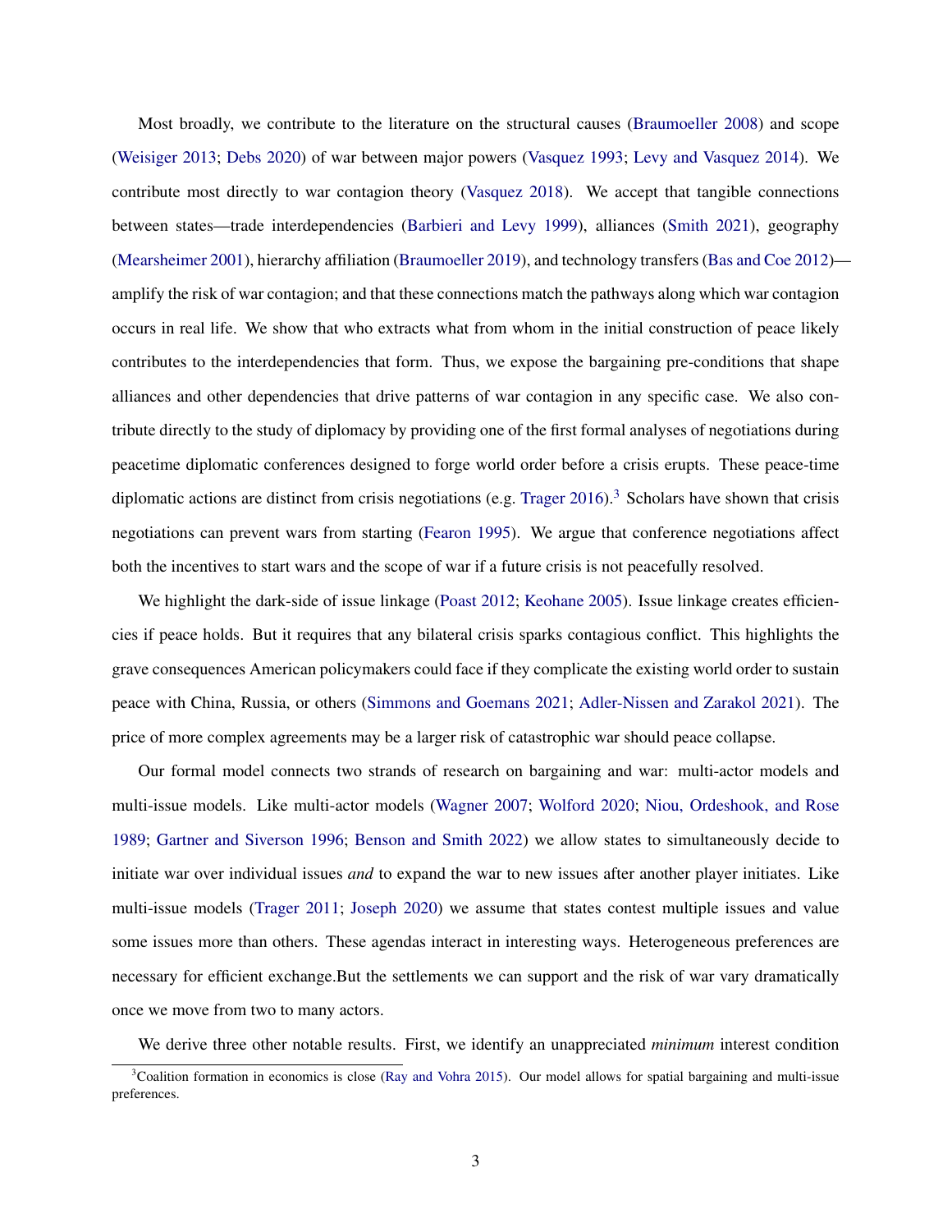Most broadly, we contribute to the literature on the structural causes (Braumoeller 2008) and scope (Weisiger 2013; Debs 2020) of war between major powers (Vasquez 1993; Levy and Vasquez 2014). We contribute most directly to war contagion theory (Vasquez 2018). We accept that tangible connections between states—trade interdependencies (Barbieri and Levy 1999), alliances (Smith 2021), geography (Mearsheimer 2001), hierarchy affiliation (Braumoeller 2019), and technology transfers (Bas and Coe 2012)—amplify the risk of war contagion; and that these connections match the pathways along which war contagion occurs in real life. We show that who extracts what from whom in the initial construction of peace likely contributes to the interdependencies that form. Thus, we expose the bargaining pre-conditions that shape alliances and other dependencies that drive patterns of war contagion in any specific case. We also contribute directly to the study of diplomacy by providing one of the first formal analyses of negotiations during peacetime diplomatic conferences designed to forge world order before a crisis erupts. These peace-time diplomatic actions are distinct from crisis negotiations (e.g. Trager 2016).[3] Scholars have shown that crisis negotiations can prevent wars from starting (Fearon 1995). We argue that conference negotiations affect both the incentives to start wars and the scope of war if a future crisis is not peacefully resolved.

We highlight the dark-side of issue linkage (Poast 2012; Keohane 2005). Issue linkage creates efficiencies if peace holds. But it requires that any bilateral crisis sparks contagious conflict. This highlights the grave consequences American policymakers could face if they complicate the existing world order to sustain peace with China, Russia, or others (Simmons and Goemans 2021; Adler-Nissen and Zarakol 2021). The price of more complex agreements may be a larger risk of catastrophic war should peace collapse.

Our formal model connects two strands of research on bargaining and war: multi-actor models and multi-issue models. Like multi-actor models (Wagner 2007; Wolford 2020; Niou, Ordeshook, and Rose 1989; Gartner and Siverson 1996; Benson and Smith 2022) we allow states to simultaneously decide to initiate war over individual issues *and* to expand the war to new issues after another player initiates. Like multi-issue models (Trager 2011; Joseph 2020) we assume that states contest multiple issues and value some issues more than others. These agendas interact in interesting ways. Heterogeneous preferences are necessary for efficient exchange.But the settlements we can support and the risk of war vary dramatically once we move from two to many actors.

We derive three other notable results. First, we identify an unappreciated *minimum* interest condition

[3] Coalition formation in economics is close (Ray and Vohra 2015). Our model allows for spatial bargaining and multi-issue preferences.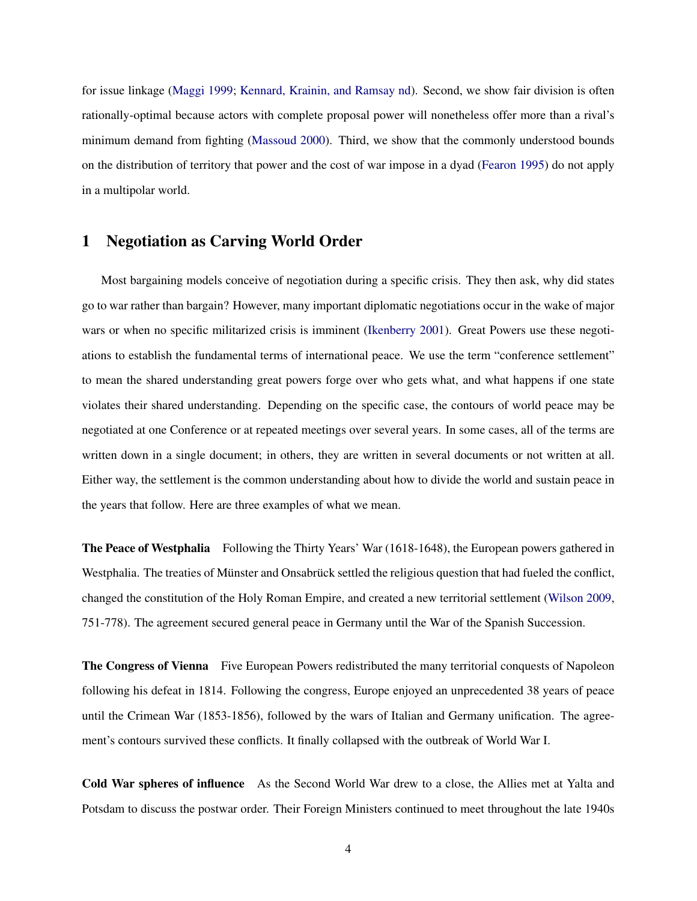for issue linkage (Maggi 1999; Kennard, Krainin, and Ramsay nd). Second, we show fair division is often rationally-optimal because actors with complete proposal power will nonetheless offer more than a rival's minimum demand from fighting (Massoud 2000). Third, we show that the commonly understood bounds on the distribution of territory that power and the cost of war impose in a dyad (Fearon 1995) do not apply in a multipolar world.

# 1 Negotiation as Carving World Order

Most bargaining models conceive of negotiation during a specific crisis. They then ask, why did states go to war rather than bargain? However, many important diplomatic negotiations occur in the wake of major wars or when no specific militarized crisis is imminent (Ikenberry 2001). Great Powers use these negotiations to establish the fundamental terms of international peace. We use the term "conference settlement" to mean the shared understanding great powers forge over who gets what, and what happens if one state violates their shared understanding. Depending on the specific case, the contours of world peace may be negotiated at one Conference or at repeated meetings over several years. In some cases, all of the terms are written down in a single document; in others, they are written in several documents or not written at all. Either way, the settlement is the common understanding about how to divide the world and sustain peace in the years that follow. Here are three examples of what we mean.

**The Peace of Westphalia** Following the Thirty Years' War (1618-1648), the European powers gathered in Westphalia. The treaties of Münster and Onsabrück settled the religious question that had fueled the conflict, changed the constitution of the Holy Roman Empire, and created a new territorial settlement (Wilson 2009, 751-778). The agreement secured general peace in Germany until the War of the Spanish Succession.

**The Congress of Vienna** Five European Powers redistributed the many territorial conquests of Napoleon following his defeat in 1814. Following the congress, Europe enjoyed an unprecedented 38 years of peace until the Crimean War (1853-1856), followed by the wars of Italian and Germany unification. The agreement's contours survived these conflicts. It finally collapsed with the outbreak of World War I.

**Cold War spheres of influence** As the Second World War drew to a close, the Allies met at Yalta and Potsdam to discuss the postwar order. Their Foreign Ministers continued to meet throughout the late 1940s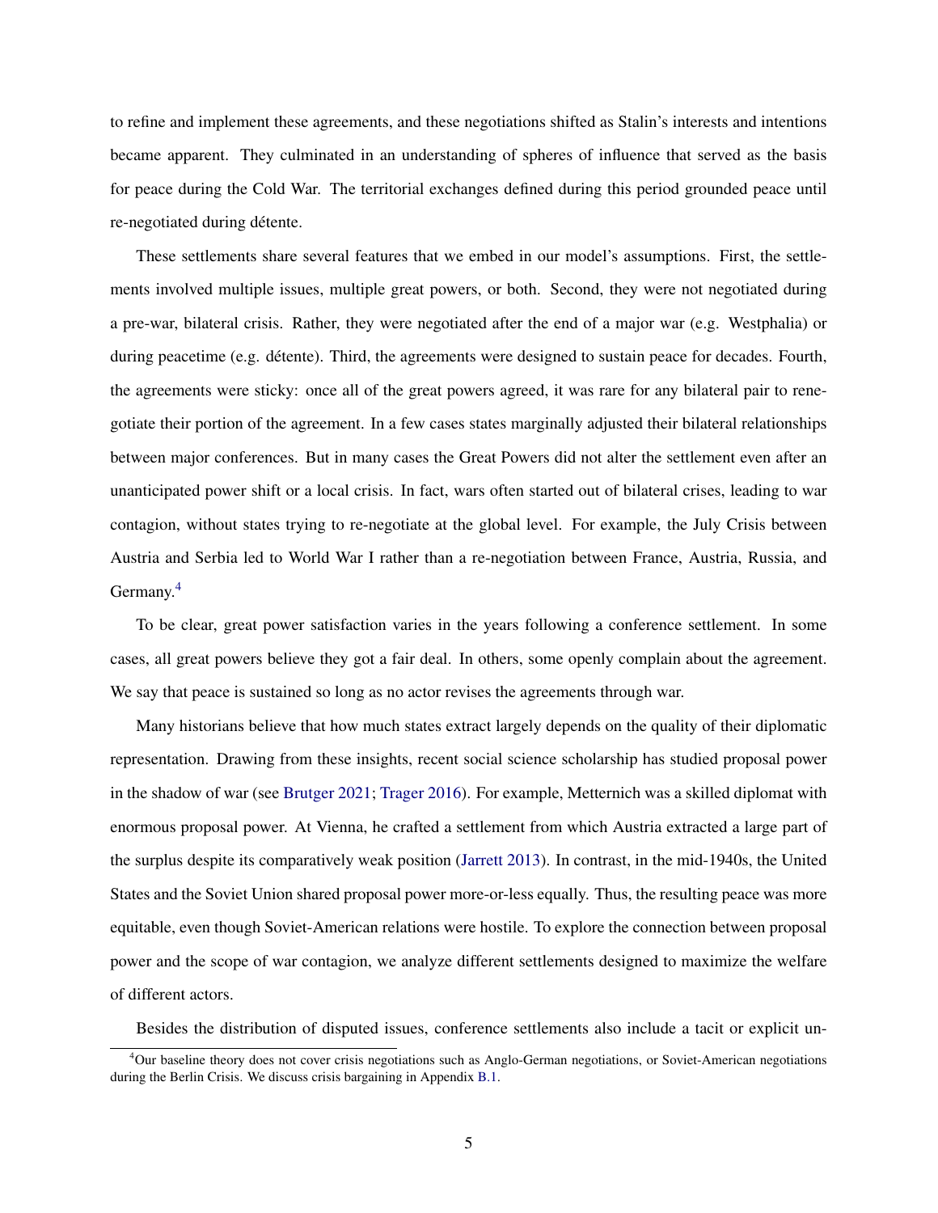to refine and implement these agreements, and these negotiations shifted as Stalin's interests and intentions became apparent. They culminated in an understanding of spheres of influence that served as the basis for peace during the Cold War. The territorial exchanges defined during this period grounded peace until re-negotiated during détente.

These settlements share several features that we embed in our model's assumptions. First, the settlements involved multiple issues, multiple great powers, or both. Second, they were not negotiated during a pre-war, bilateral crisis. Rather, they were negotiated after the end of a major war (e.g. Westphalia) or during peacetime (e.g. détente). Third, the agreements were designed to sustain peace for decades. Fourth, the agreements were sticky: once all of the great powers agreed, it was rare for any bilateral pair to renegotiate their portion of the agreement. In a few cases states marginally adjusted their bilateral relationships between major conferences. But in many cases the Great Powers did not alter the settlement even after an unanticipated power shift or a local crisis. In fact, wars often started out of bilateral crises, leading to war contagion, without states trying to re-negotiate at the global level. For example, the July Crisis between Austria and Serbia led to World War I rather than a re-negotiation between France, Austria, Russia, and Germany.[4]

To be clear, great power satisfaction varies in the years following a conference settlement. In some cases, all great powers believe they got a fair deal. In others, some openly complain about the agreement. We say that peace is sustained so long as no actor revises the agreements through war.

Many historians believe that how much states extract largely depends on the quality of their diplomatic representation. Drawing from these insights, recent social science scholarship has studied proposal power in the shadow of war (see Brutger 2021; Trager 2016). For example, Metternich was a skilled diplomat with enormous proposal power. At Vienna, he crafted a settlement from which Austria extracted a large part of the surplus despite its comparatively weak position (Jarrett 2013). In contrast, in the mid-1940s, the United States and the Soviet Union shared proposal power more-or-less equally. Thus, the resulting peace was more equitable, even though Soviet-American relations were hostile. To explore the connection between proposal power and the scope of war contagion, we analyze different settlements designed to maximize the welfare of different actors.

Besides the distribution of disputed issues, conference settlements also include a tacit or explicit un-

[4] Our baseline theory does not cover crisis negotiations such as Anglo-German negotiations, or Soviet-American negotiations during the Berlin Crisis. We discuss crisis bargaining in Appendix B.1.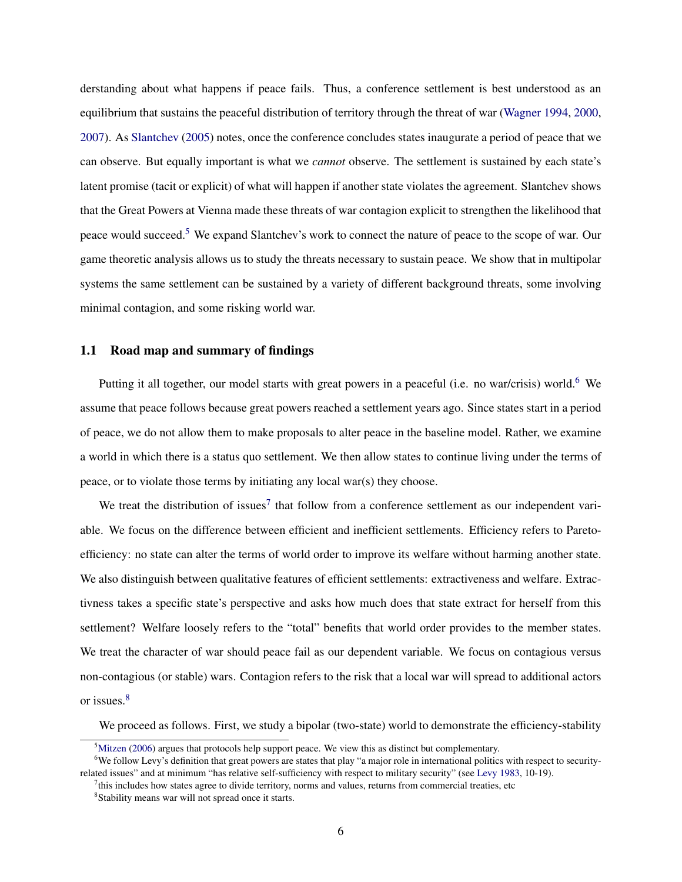derstanding about what happens if peace fails. Thus, a conference settlement is best understood as an equilibrium that sustains the peaceful distribution of territory through the threat of war (Wagner 1994, 2000, 2007). As Slantchev (2005) notes, once the conference concludes states inaugurate a period of peace that we can observe. But equally important is what we *cannot* observe. The settlement is sustained by each state's latent promise (tacit or explicit) of what will happen if another state violates the agreement. Slantchev shows that the Great Powers at Vienna made these threats of war contagion explicit to strengthen the likelihood that peace would succeed.[5] We expand Slantchev's work to connect the nature of peace to the scope of war. Our game theoretic analysis allows us to study the threats necessary to sustain peace. We show that in multipolar systems the same settlement can be sustained by a variety of different background threats, some involving minimal contagion, and some risking world war.

### 1.1 Road map and summary of findings

Putting it all together, our model starts with great powers in a peaceful (i.e. no war/crisis) world.[6] We assume that peace follows because great powers reached a settlement years ago. Since states start in a period of peace, we do not allow them to make proposals to alter peace in the baseline model. Rather, we examine a world in which there is a status quo settlement. We then allow states to continue living under the terms of peace, or to violate those terms by initiating any local war(s) they choose.

We treat the distribution of issues[7] that follow from a conference settlement as our independent variable. We focus on the difference between efficient and inefficient settlements. Efficiency refers to Pareto-efficiency: no state can alter the terms of world order to improve its welfare without harming another state. We also distinguish between qualitative features of efficient settlements: extractiveness and welfare. Extractivness takes a specific state's perspective and asks how much does that state extract for herself from this settlement? Welfare loosely refers to the "total" benefits that world order provides to the member states. We treat the character of war should peace fail as our dependent variable. We focus on contagious versus non-contagious (or stable) wars. Contagion refers to the risk that a local war will spread to additional actors or issues.[8]

We proceed as follows. First, we study a bipolar (two-state) world to demonstrate the efficiency-stability

---

[5] Mitzen (2006) argues that protocols help support peace. We view this as distinct but complementary.

[6] We follow Levy's definition that great powers are states that play "a major role in international politics with respect to security-related issues" and at minimum "has relative self-sufficiency with respect to military security" (see Levy 1983, 10-19).

[7] this includes how states agree to divide territory, norms and values, returns from commercial treaties, etc

[8] Stability means war will not spread once it starts.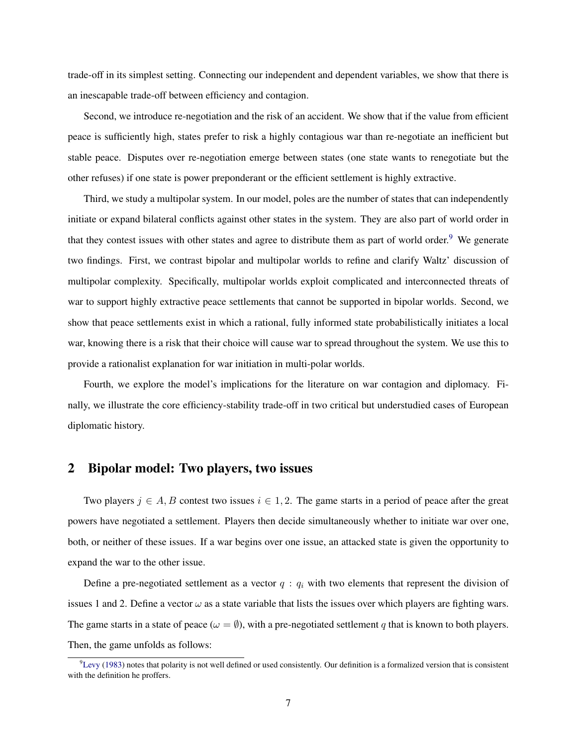trade-off in its simplest setting. Connecting our independent and dependent variables, we show that there is an inescapable trade-off between efficiency and contagion.

Second, we introduce re-negotiation and the risk of an accident. We show that if the value from efficient peace is sufficiently high, states prefer to risk a highly contagious war than re-negotiate an inefficient but stable peace. Disputes over re-negotiation emerge between states (one state wants to renegotiate but the other refuses) if one state is power preponderant or the efficient settlement is highly extractive.

Third, we study a multipolar system. In our model, poles are the number of states that can independently initiate or expand bilateral conflicts against other states in the system. They are also part of world order in that they contest issues with other states and agree to distribute them as part of world order.[9] We generate two findings. First, we contrast bipolar and multipolar worlds to refine and clarify Waltz' discussion of multipolar complexity. Specifically, multipolar worlds exploit complicated and interconnected threats of war to support highly extractive peace settlements that cannot be supported in bipolar worlds. Second, we show that peace settlements exist in which a rational, fully informed state probabilistically initiates a local war, knowing there is a risk that their choice will cause war to spread throughout the system. We use this to provide a rationalist explanation for war initiation in multi-polar worlds.

Fourth, we explore the model's implications for the literature on war contagion and diplomacy. Finally, we illustrate the core efficiency-stability trade-off in two critical but understudied cases of European diplomatic history.

## 2 Bipolar model: Two players, two issues

Two players $j \in A, B$ contest two issues $i \in 1, 2$. The game starts in a period of peace after the great powers have negotiated a settlement. Players then decide simultaneously whether to initiate war over one, both, or neither of these issues. If a war begins over one issue, an attacked state is given the opportunity to expand the war to the other issue.

Define a pre-negotiated settlement as a vector $q : q_i$ with two elements that represent the division of issues 1 and 2. Define a vector $\omega$ as a state variable that lists the issues over which players are fighting wars. The game starts in a state of peace ($\omega = \emptyset$), with a pre-negotiated settlement $q$ that is known to both players. Then, the game unfolds as follows:

[9] Levy (1983) notes that polarity is not well defined or used consistently. Our definition is a formalized version that is consistent with the definition he proffers.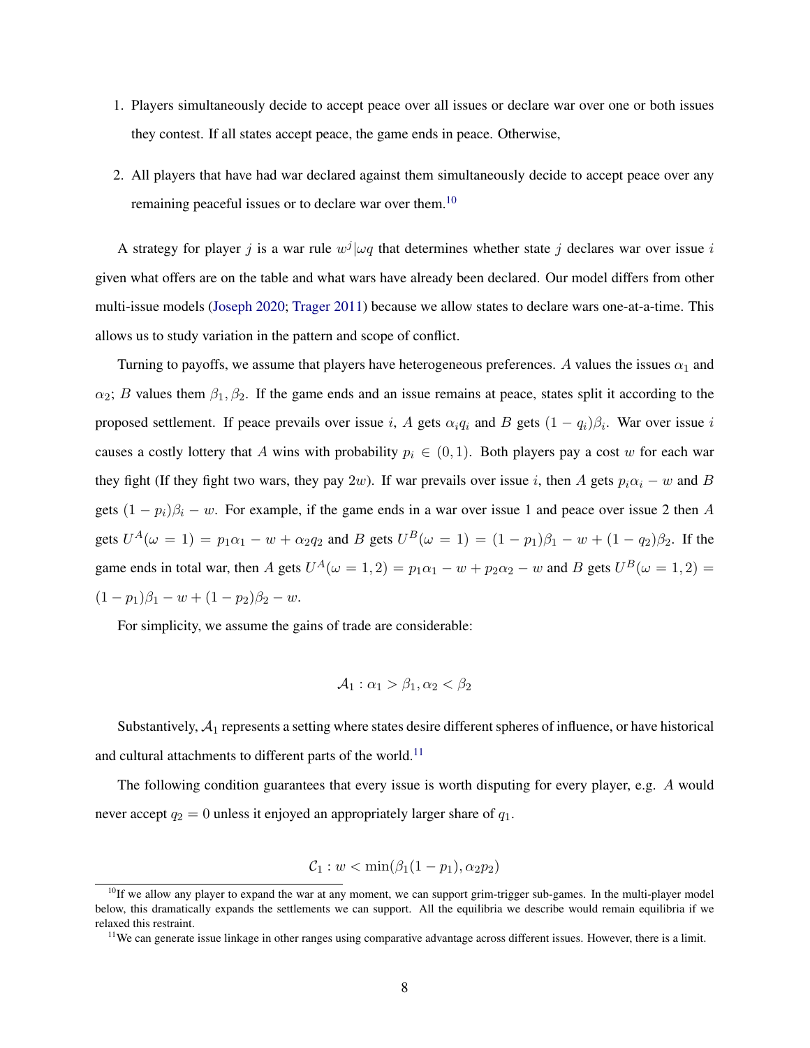1. Players simultaneously decide to accept peace over all issues or declare war over one or both issues they contest. If all states accept peace, the game ends in peace. Otherwise,

2. All players that have had war declared against them simultaneously decide to accept peace over any remaining peaceful issues or to declare war over them.[10]

A strategy for player $j$ is a war rule $w^j|\omega q$ that determines whether state $j$ declares war over issue $i$ given what offers are on the table and what wars have already been declared. Our model differs from other multi-issue models (Joseph 2020; Trager 2011) because we allow states to declare wars one-at-a-time. This allows us to study variation in the pattern and scope of conflict.

Turning to payoffs, we assume that players have heterogeneous preferences. $A$ values the issues $\alpha_1$ and $\alpha_2$; $B$ values them $\beta_1, \beta_2$. If the game ends and an issue remains at peace, states split it according to the proposed settlement. If peace prevails over issue $i$, $A$ gets $\alpha_i q_i$ and $B$ gets $(1 - q_i)\beta_i$. War over issue $i$ causes a costly lottery that $A$ wins with probability $p_i \in (0, 1)$. Both players pay a cost $w$ for each war they fight (If they fight two wars, they pay $2w$). If war prevails over issue $i$, then $A$ gets $p_i\alpha_i - w$ and $B$ gets $(1 - p_i)\beta_i - w$. For example, if the game ends in a war over issue 1 and peace over issue 2 then $A$ gets $U^A(\omega = 1) = p_1\alpha_1 - w + \alpha_2 q_2$ and $B$ gets $U^B(\omega = 1) = (1 - p_1)\beta_1 - w + (1 - q_2)\beta_2$. If the game ends in total war, then $A$ gets $U^A(\omega = 1, 2) = p_1\alpha_1 - w + p_2\alpha_2 - w$ and $B$ gets $U^B(\omega = 1, 2) = (1 - p_1)\beta_1 - w + (1 - p_2)\beta_2 - w$.

For simplicity, we assume the gains of trade are considerable:

$$\mathcal{A}_1 : \alpha_1 > \beta_1, \alpha_2 < \beta_2$$

Substantively, $\mathcal{A}_1$ represents a setting where states desire different spheres of influence, or have historical and cultural attachments to different parts of the world.[11]

The following condition guarantees that every issue is worth disputing for every player, e.g. $A$ would never accept $q_2 = 0$ unless it enjoyed an appropriately larger share of $q_1$.

$$\mathcal{C}_1 : w < \min(\beta_1(1 - p_1), \alpha_2 p_2)$$

[10] If we allow any player to expand the war at any moment, we can support grim-trigger sub-games. In the multi-player model below, this dramatically expands the settlements we can support. All the equilibria we describe would remain equilibria if we relaxed this restraint.

[11] We can generate issue linkage in other ranges using comparative advantage across different issues. However, there is a limit.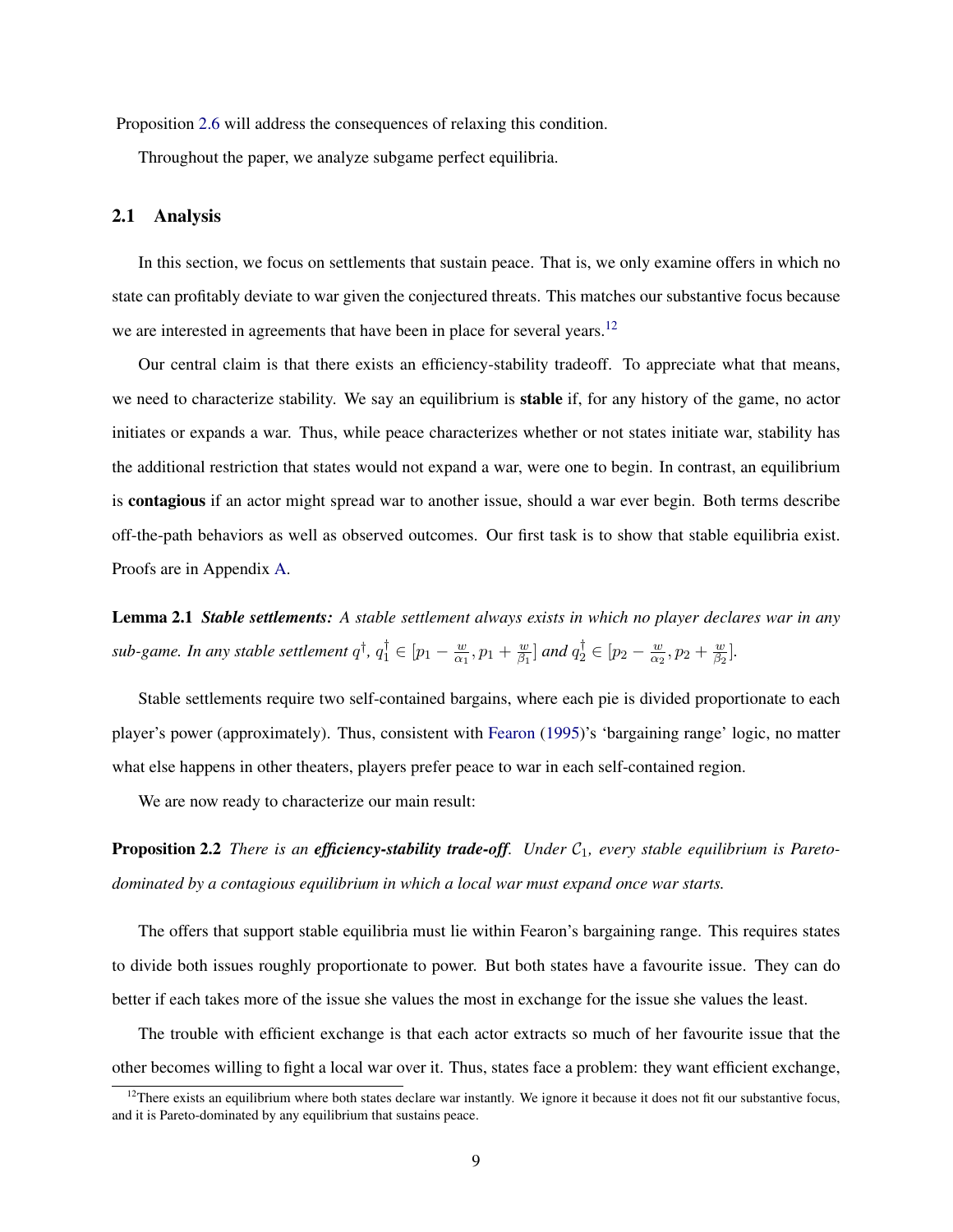Proposition 2.6 will address the consequences of relaxing this condition.

Throughout the paper, we analyze subgame perfect equilibria.

## 2.1 Analysis

In this section, we focus on settlements that sustain peace. That is, we only examine offers in which no state can profitably deviate to war given the conjectured threats. This matches our substantive focus because we are interested in agreements that have been in place for several years.[12]

Our central claim is that there exists an efficiency-stability tradeoff. To appreciate what that means, we need to characterize stability. We say an equilibrium is **stable** if, for any history of the game, no actor initiates or expands a war. Thus, while peace characterizes whether or not states initiate war, stability has the additional restriction that states would not expand a war, were one to begin. In contrast, an equilibrium is **contagious** if an actor might spread war to another issue, should a war ever begin. Both terms describe off-the-path behaviors as well as observed outcomes. Our first task is to show that stable equilibria exist. Proofs are in Appendix A.

**Lemma 2.1** ***Stable settlements:*** *A stable settlement always exists in which no player declares war in any sub-game. In any stable settlement $q^\dagger$, $q_1^\dagger \in [p_1 - \frac{w}{\alpha_1}, p_1 + \frac{w}{\beta_1}]$ and $q_2^\dagger \in [p_2 - \frac{w}{\alpha_2}, p_2 + \frac{w}{\beta_2}]$.*

Stable settlements require two self-contained bargains, where each pie is divided proportionate to each player's power (approximately). Thus, consistent with Fearon (1995)'s 'bargaining range' logic, no matter what else happens in other theaters, players prefer peace to war in each self-contained region.

We are now ready to characterize our main result:

**Proposition 2.2** *There is an* ***efficiency-stability trade-off****. Under $\mathcal{C}_1$, every stable equilibrium is Pareto-dominated by a contagious equilibrium in which a local war must expand once war starts.*

The offers that support stable equilibria must lie within Fearon's bargaining range. This requires states to divide both issues roughly proportionate to power. But both states have a favourite issue. They can do better if each takes more of the issue she values the most in exchange for the issue she values the least.

The trouble with efficient exchange is that each actor extracts so much of her favourite issue that the other becomes willing to fight a local war over it. Thus, states face a problem: they want efficient exchange,

[12] There exists an equilibrium where both states declare war instantly. We ignore it because it does not fit our substantive focus, and it is Pareto-dominated by any equilibrium that sustains peace.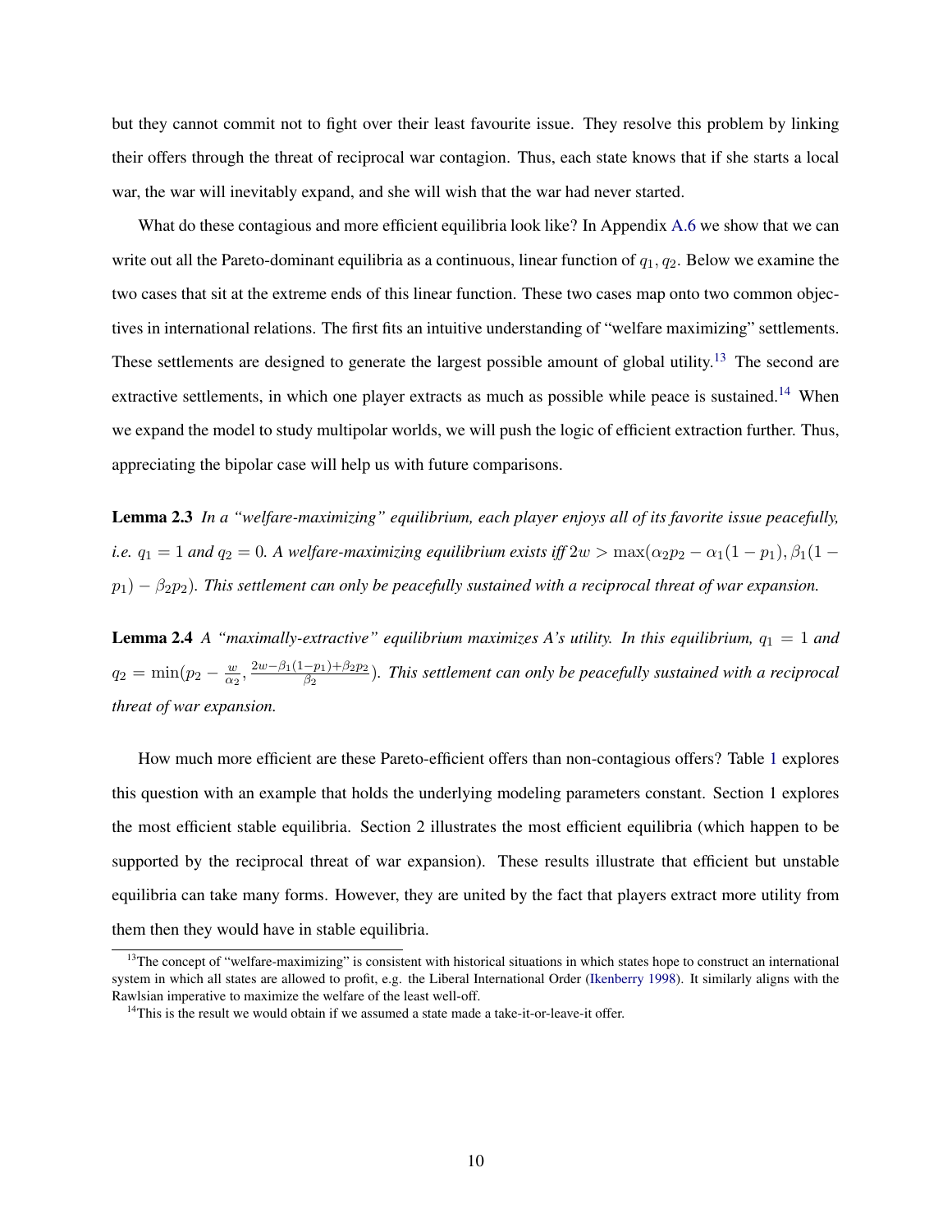but they cannot commit not to fight over their least favourite issue. They resolve this problem by linking their offers through the threat of reciprocal war contagion. Thus, each state knows that if she starts a local war, the war will inevitably expand, and she will wish that the war had never started.

What do these contagious and more efficient equilibria look like? In Appendix A.6 we show that we can write out all the Pareto-dominant equilibria as a continuous, linear function of $q_1, q_2$. Below we examine the two cases that sit at the extreme ends of this linear function. These two cases map onto two common objectives in international relations. The first fits an intuitive understanding of "welfare maximizing" settlements. These settlements are designed to generate the largest possible amount of global utility.[13] The second are extractive settlements, in which one player extracts as much as possible while peace is sustained.[14] When we expand the model to study multipolar worlds, we will push the logic of efficient extraction further. Thus, appreciating the bipolar case will help us with future comparisons.

**Lemma 2.3** *In a "welfare-maximizing" equilibrium, each player enjoys all of its favorite issue peacefully, i.e.* $q_1 = 1$ *and* $q_2 = 0$*. A welfare-maximizing equilibrium exists iff* $2w > \max(\alpha_2 p_2 - \alpha_1(1-p_1), \beta_1(1-p_1) - \beta_2 p_2)$*. This settlement can only be peacefully sustained with a reciprocal threat of war expansion.*

**Lemma 2.4** *A "maximally-extractive" equilibrium maximizes A's utility. In this equilibrium,* $q_1 = 1$ *and* $q_2 = \min(p_2 - \frac{w}{\alpha_2}, \frac{2w-\beta_1(1-p_1)+\beta_2 p_2}{\beta_2})$*. This settlement can only be peacefully sustained with a reciprocal threat of war expansion.*

How much more efficient are these Pareto-efficient offers than non-contagious offers? Table 1 explores this question with an example that holds the underlying modeling parameters constant. Section 1 explores the most efficient stable equilibria. Section 2 illustrates the most efficient equilibria (which happen to be supported by the reciprocal threat of war expansion). These results illustrate that efficient but unstable equilibria can take many forms. However, they are united by the fact that players extract more utility from them then they would have in stable equilibria.

[13] The concept of "welfare-maximizing" is consistent with historical situations in which states hope to construct an international system in which all states are allowed to profit, e.g. the Liberal International Order (Ikenberry 1998). It similarly aligns with the Rawlsian imperative to maximize the welfare of the least well-off.

[14] This is the result we would obtain if we assumed a state made a take-it-or-leave-it offer.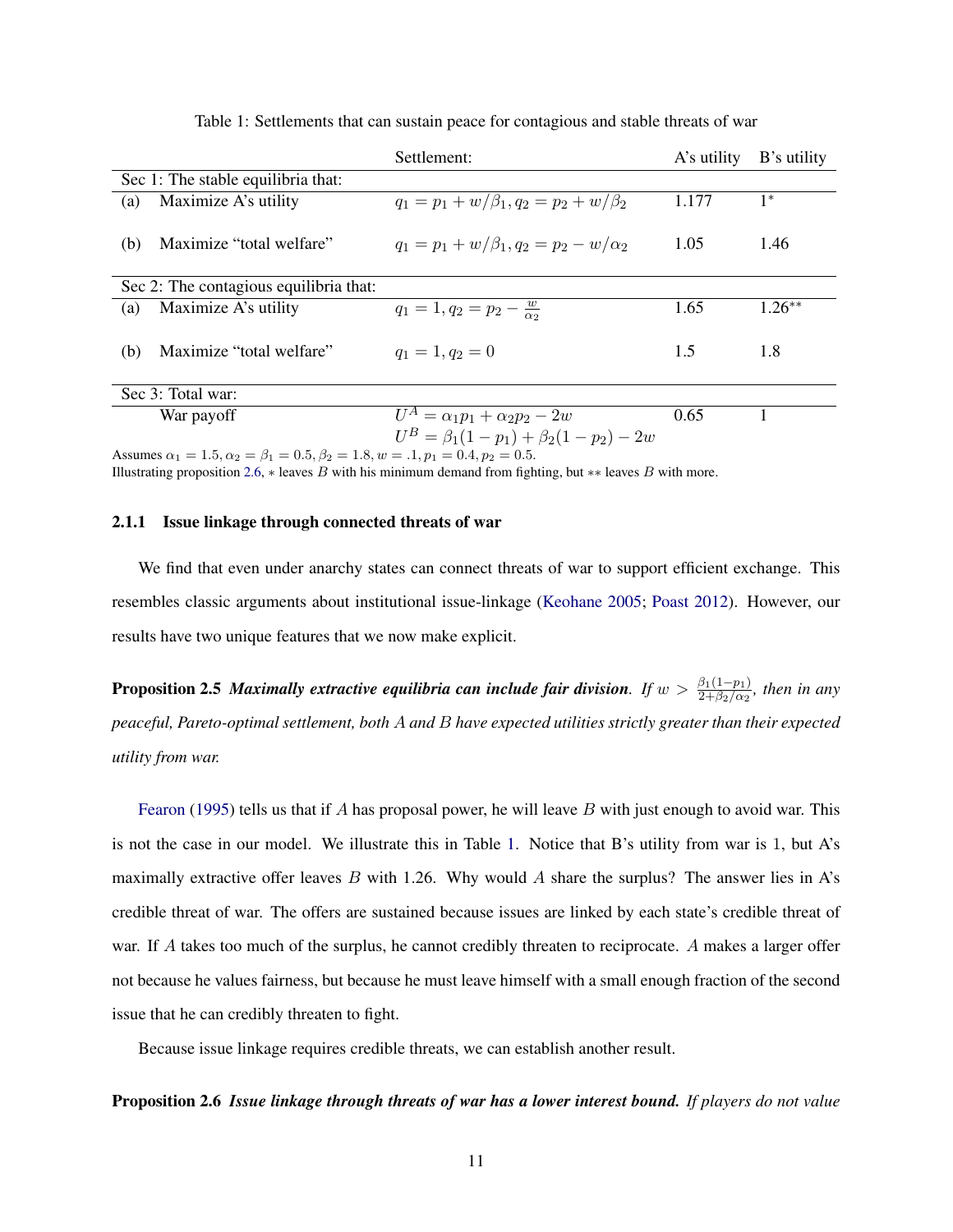Table 1: Settlements that can sustain peace for contagious and stable threats of war

| | | Settlement: | A's utility | B's utility |
|---|---|---|---|---|
| Sec 1: The stable equilibria that: | | | | |
| (a) | Maximize A's utility | $q_1 = p_1 + w/\beta_1, q_2 = p_2 + w/\beta_2$ | 1.177 | $1^*$ |
| (b) | Maximize "total welfare" | $q_1 = p_1 + w/\beta_1, q_2 = p_2 - w/\alpha_2$ | 1.05 | 1.46 |
| Sec 2: The contagious equilibria that: | | | | |
| (a) | Maximize A's utility | $q_1 = 1, q_2 = p_2 - \frac{w}{\alpha_2}$ | 1.65 | $1.26^{**}$ |
| (b) | Maximize "total welfare" | $q_1 = 1, q_2 = 0$ | 1.5 | 1.8 |
| Sec 3: Total war: | | | | |
| | War payoff | $U^A = \alpha_1 p_1 + \alpha_2 p_2 - 2w$ <br> $U^B = \beta_1(1-p_1) + \beta_2(1-p_2) - 2w$ | 0.65 | 1 |

Assumes $\alpha_1 = 1.5, \alpha_2 = \beta_1 = 0.5, \beta_2 = 1.8, w = .1, p_1 = 0.4, p_2 = 0.5$.
Illustrating proposition 2.6, $*$ leaves $B$ with his minimum demand from fighting, but $**$ leaves $B$ with more.

### 2.1.1 Issue linkage through connected threats of war

We find that even under anarchy states can connect threats of war to support efficient exchange. This resembles classic arguments about institutional issue-linkage (Keohane 2005; Poast 2012). However, our results have two unique features that we now make explicit.

**Proposition 2.5** ***Maximally extractive equilibria can include fair division.*** *If $w > \frac{\beta_1(1-p_1)}{2+\beta_2/\alpha_2}$, then in any peaceful, Pareto-optimal settlement, both $A$ and $B$ have expected utilities strictly greater than their expected utility from war.*

Fearon (1995) tells us that if $A$ has proposal power, he will leave $B$ with just enough to avoid war. This is not the case in our model. We illustrate this in Table 1. Notice that B's utility from war is 1, but A's maximally extractive offer leaves $B$ with 1.26. Why would $A$ share the surplus? The answer lies in A's credible threat of war. The offers are sustained because issues are linked by each state's credible threat of war. If $A$ takes too much of the surplus, he cannot credibly threaten to reciprocate. $A$ makes a larger offer not because he values fairness, but because he must leave himself with a small enough fraction of the second issue that he can credibly threaten to fight.

Because issue linkage requires credible threats, we can establish another result.

**Proposition 2.6** ***Issue linkage through threats of war has a lower interest bound.*** *If players do not value*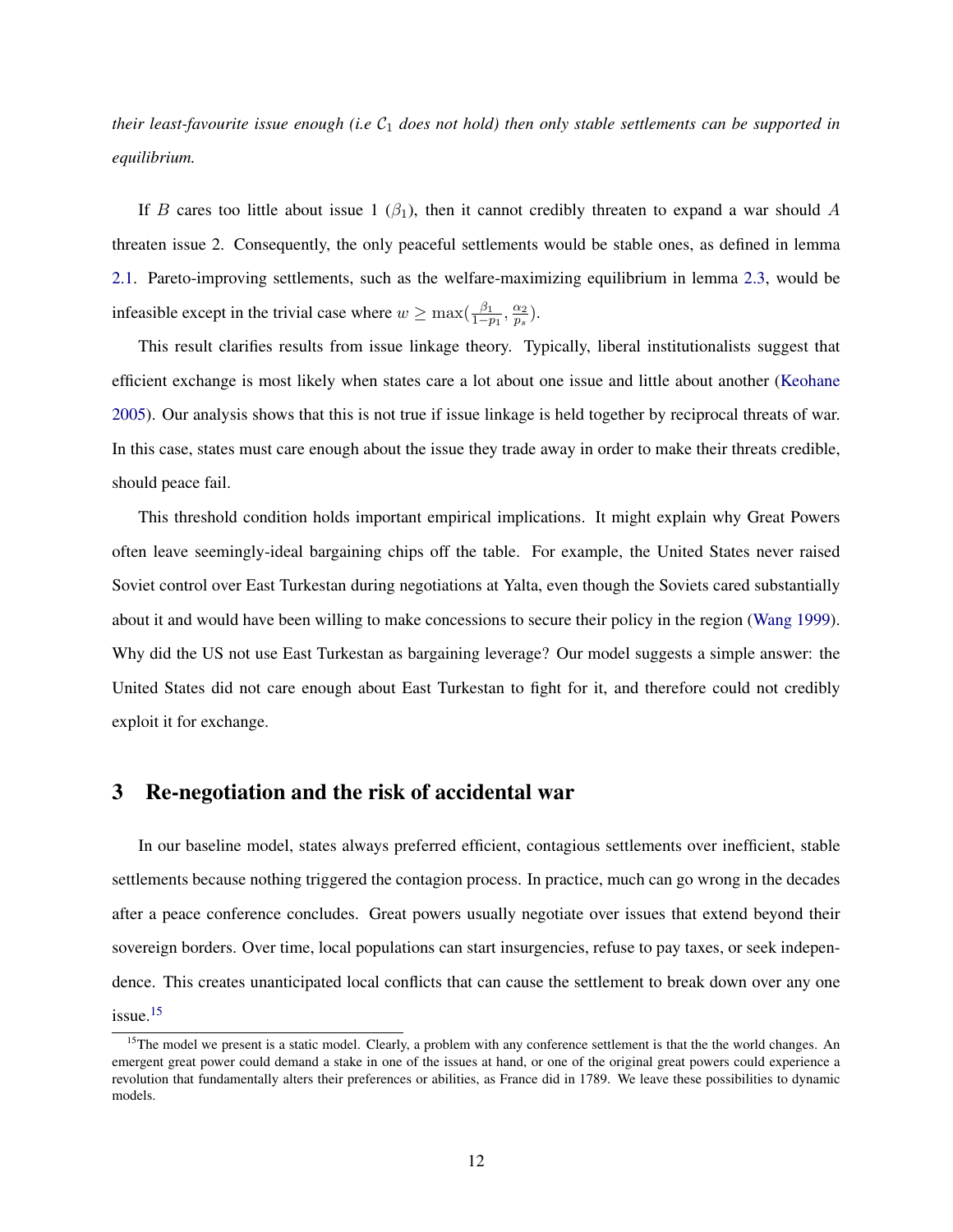*their least-favourite issue enough (i.e $\mathcal{C}_1$ does not hold) then only stable settlements can be supported in equilibrium.*

If $B$ cares too little about issue 1 ($\beta_1$), then it cannot credibly threaten to expand a war should $A$ threaten issue 2. Consequently, the only peaceful settlements would be stable ones, as defined in lemma 2.1. Pareto-improving settlements, such as the welfare-maximizing equilibrium in lemma 2.3, would be infeasible except in the trivial case where $w \geq \max(\frac{\beta_1}{1-p_1}, \frac{\alpha_2}{p_s})$.

This result clarifies results from issue linkage theory. Typically, liberal institutionalists suggest that efficient exchange is most likely when states care a lot about one issue and little about another (Keohane 2005). Our analysis shows that this is not true if issue linkage is held together by reciprocal threats of war. In this case, states must care enough about the issue they trade away in order to make their threats credible, should peace fail.

This threshold condition holds important empirical implications. It might explain why Great Powers often leave seemingly-ideal bargaining chips off the table. For example, the United States never raised Soviet control over East Turkestan during negotiations at Yalta, even though the Soviets cared substantially about it and would have been willing to make concessions to secure their policy in the region (Wang 1999). Why did the US not use East Turkestan as bargaining leverage? Our model suggests a simple answer: the United States did not care enough about East Turkestan to fight for it, and therefore could not credibly exploit it for exchange.

## 3 Re-negotiation and the risk of accidental war

In our baseline model, states always preferred efficient, contagious settlements over inefficient, stable settlements because nothing triggered the contagion process. In practice, much can go wrong in the decades after a peace conference concludes. Great powers usually negotiate over issues that extend beyond their sovereign borders. Over time, local populations can start insurgencies, refuse to pay taxes, or seek independence. This creates unanticipated local conflicts that can cause the settlement to break down over any one issue.[15]

[15] The model we present is a static model. Clearly, a problem with any conference settlement is that the the world changes. An emergent great power could demand a stake in one of the issues at hand, or one of the original great powers could experience a revolution that fundamentally alters their preferences or abilities, as France did in 1789. We leave these possibilities to dynamic models.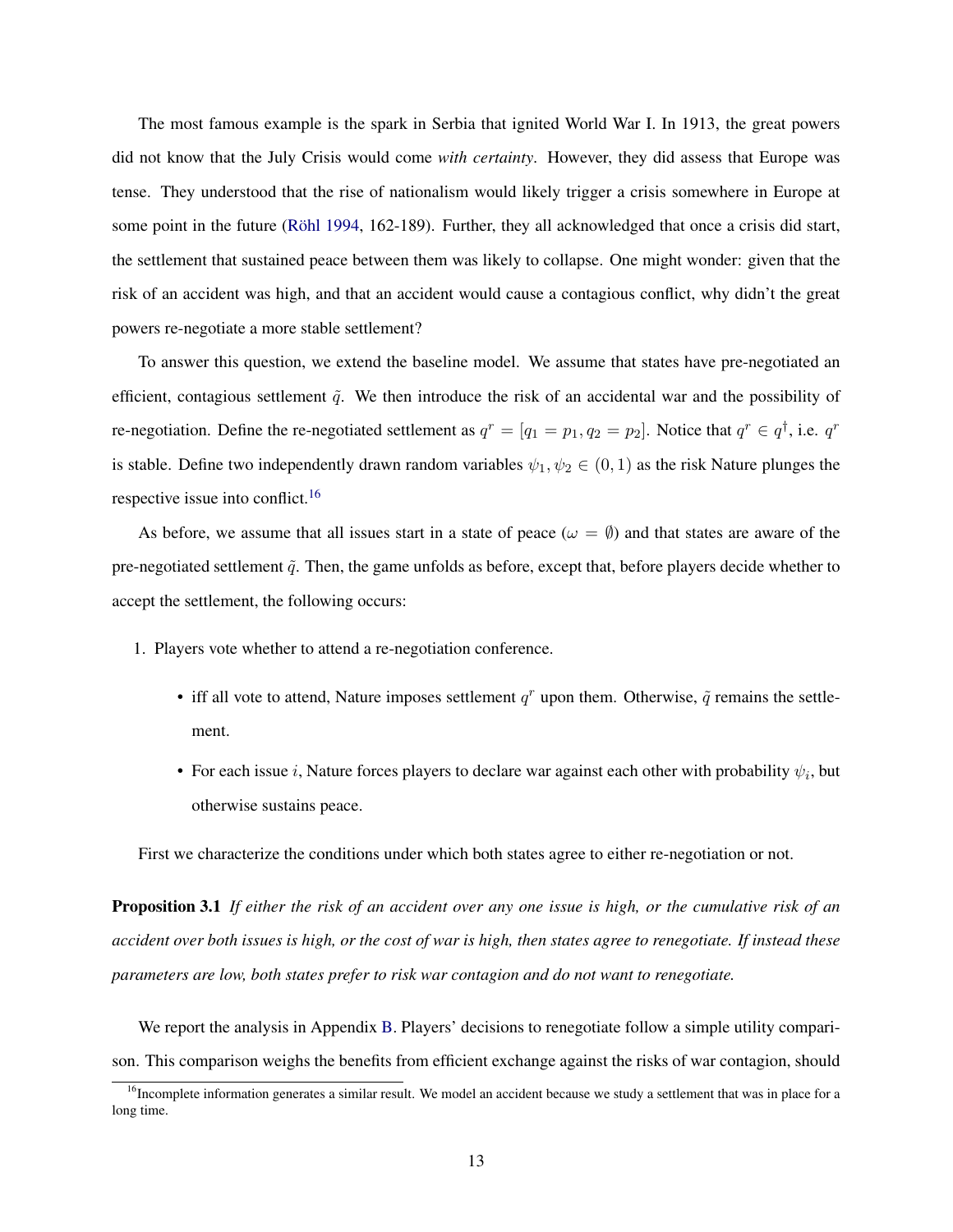The most famous example is the spark in Serbia that ignited World War I. In 1913, the great powers did not know that the July Crisis would come *with certainty*. However, they did assess that Europe was tense. They understood that the rise of nationalism would likely trigger a crisis somewhere in Europe at some point in the future (Röhl 1994, 162-189). Further, they all acknowledged that once a crisis did start, the settlement that sustained peace between them was likely to collapse. One might wonder: given that the risk of an accident was high, and that an accident would cause a contagious conflict, why didn't the great powers re-negotiate a more stable settlement?

To answer this question, we extend the baseline model. We assume that states have pre-negotiated an efficient, contagious settlement $\tilde{q}$. We then introduce the risk of an accidental war and the possibility of re-negotiation. Define the re-negotiated settlement as $q^r = [q_1 = p_1, q_2 = p_2]$. Notice that $q^r \in q^\dagger$, i.e. $q^r$ is stable. Define two independently drawn random variables $\psi_1, \psi_2 \in (0, 1)$ as the risk Nature plunges the respective issue into conflict.[16]

As before, we assume that all issues start in a state of peace ($\omega = \emptyset$) and that states are aware of the pre-negotiated settlement $\tilde{q}$. Then, the game unfolds as before, except that, before players decide whether to accept the settlement, the following occurs:

1. Players vote whether to attend a re-negotiation conference.
   - iff all vote to attend, Nature imposes settlement $q^r$ upon them. Otherwise, $\tilde{q}$ remains the settlement.
   - For each issue $i$, Nature forces players to declare war against each other with probability $\psi_i$, but otherwise sustains peace.

First we characterize the conditions under which both states agree to either re-negotiation or not.

**Proposition 3.1** *If either the risk of an accident over any one issue is high, or the cumulative risk of an accident over both issues is high, or the cost of war is high, then states agree to renegotiate. If instead these parameters are low, both states prefer to risk war contagion and do not want to renegotiate.*

We report the analysis in Appendix B. Players' decisions to renegotiate follow a simple utility comparison. This comparison weighs the benefits from efficient exchange against the risks of war contagion, should

[16]Incomplete information generates a similar result. We model an accident because we study a settlement that was in place for a long time.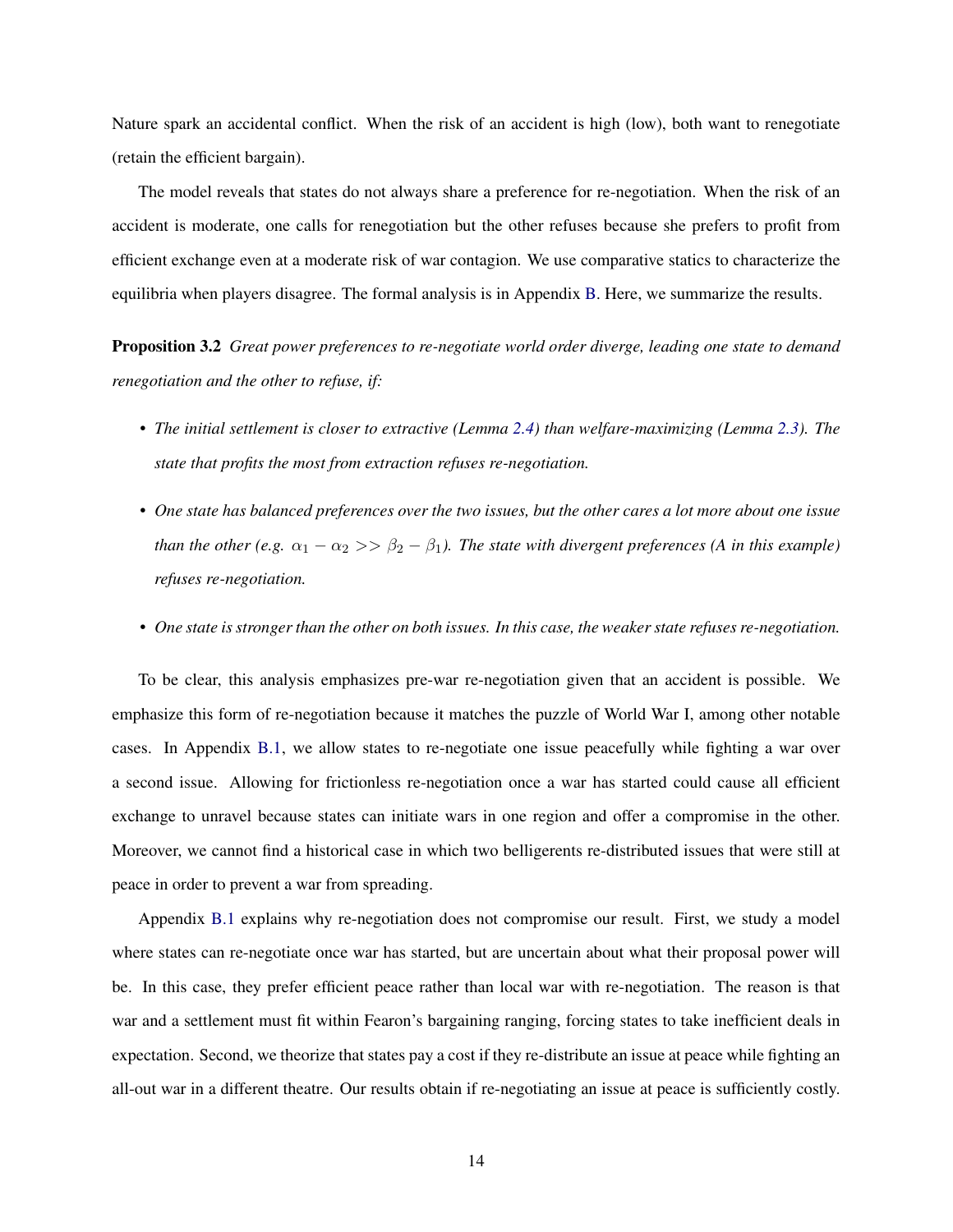Nature spark an accidental conflict. When the risk of an accident is high (low), both want to renegotiate (retain the efficient bargain).

The model reveals that states do not always share a preference for re-negotiation. When the risk of an accident is moderate, one calls for renegotiation but the other refuses because she prefers to profit from efficient exchange even at a moderate risk of war contagion. We use comparative statics to characterize the equilibria when players disagree. The formal analysis is in Appendix B. Here, we summarize the results.

**Proposition 3.2** *Great power preferences to re-negotiate world order diverge, leading one state to demand renegotiation and the other to refuse, if:*

- *The initial settlement is closer to extractive (Lemma 2.4) than welfare-maximizing (Lemma 2.3). The state that profits the most from extraction refuses re-negotiation.*
- *One state has balanced preferences over the two issues, but the other cares a lot more about one issue than the other (e.g. $\alpha_1 - \alpha_2 >> \beta_2 - \beta_1$). The state with divergent preferences (A in this example) refuses re-negotiation.*
- *One state is stronger than the other on both issues. In this case, the weaker state refuses re-negotiation.*

To be clear, this analysis emphasizes pre-war re-negotiation given that an accident is possible. We emphasize this form of re-negotiation because it matches the puzzle of World War I, among other notable cases. In Appendix B.1, we allow states to re-negotiate one issue peacefully while fighting a war over a second issue. Allowing for frictionless re-negotiation once a war has started could cause all efficient exchange to unravel because states can initiate wars in one region and offer a compromise in the other. Moreover, we cannot find a historical case in which two belligerents re-distributed issues that were still at peace in order to prevent a war from spreading.

Appendix B.1 explains why re-negotiation does not compromise our result. First, we study a model where states can re-negotiate once war has started, but are uncertain about what their proposal power will be. In this case, they prefer efficient peace rather than local war with re-negotiation. The reason is that war and a settlement must fit within Fearon's bargaining ranging, forcing states to take inefficient deals in expectation. Second, we theorize that states pay a cost if they re-distribute an issue at peace while fighting an all-out war in a different theatre. Our results obtain if re-negotiating an issue at peace is sufficiently costly.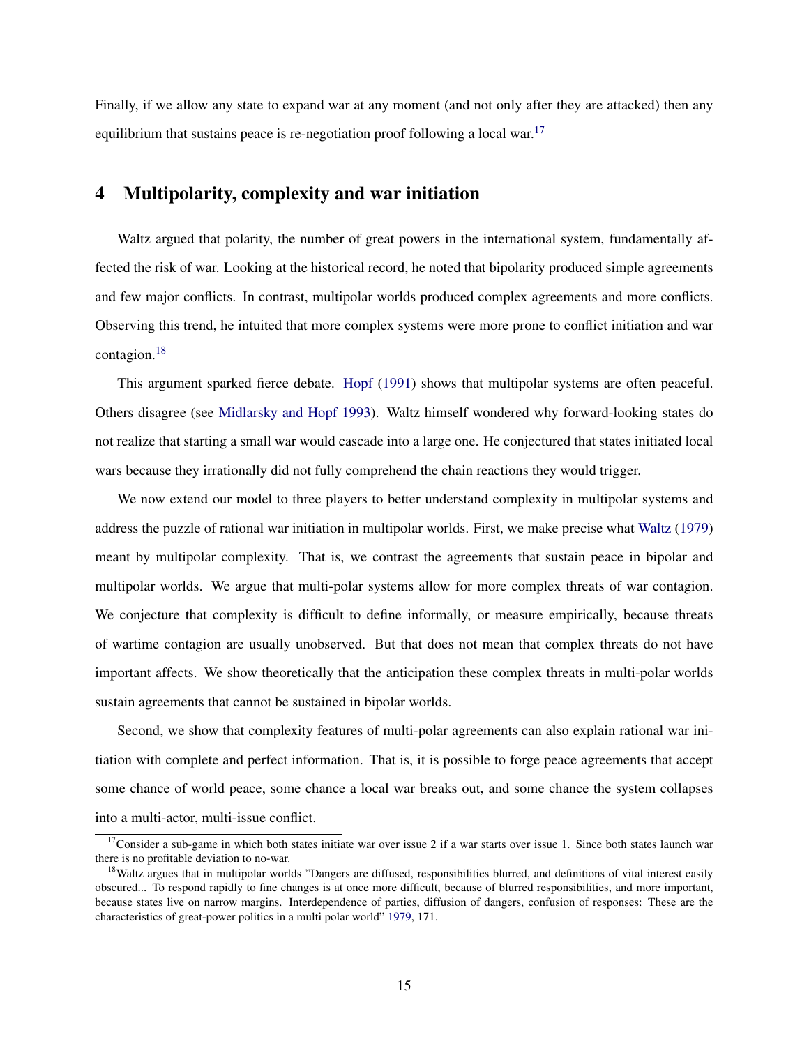Finally, if we allow any state to expand war at any moment (and not only after they are attacked) then any equilibrium that sustains peace is re-negotiation proof following a local war.[17]

## 4 Multipolarity, complexity and war initiation

Waltz argued that polarity, the number of great powers in the international system, fundamentally affected the risk of war. Looking at the historical record, he noted that bipolarity produced simple agreements and few major conflicts. In contrast, multipolar worlds produced complex agreements and more conflicts. Observing this trend, he intuited that more complex systems were more prone to conflict initiation and war contagion.[18]

This argument sparked fierce debate. Hopf (1991) shows that multipolar systems are often peaceful. Others disagree (see Midlarsky and Hopf 1993). Waltz himself wondered why forward-looking states do not realize that starting a small war would cascade into a large one. He conjectured that states initiated local wars because they irrationally did not fully comprehend the chain reactions they would trigger.

We now extend our model to three players to better understand complexity in multipolar systems and address the puzzle of rational war initiation in multipolar worlds. First, we make precise what Waltz (1979) meant by multipolar complexity. That is, we contrast the agreements that sustain peace in bipolar and multipolar worlds. We argue that multi-polar systems allow for more complex threats of war contagion. We conjecture that complexity is difficult to define informally, or measure empirically, because threats of wartime contagion are usually unobserved. But that does not mean that complex threats do not have important affects. We show theoretically that the anticipation these complex threats in multi-polar worlds sustain agreements that cannot be sustained in bipolar worlds.

Second, we show that complexity features of multi-polar agreements can also explain rational war initiation with complete and perfect information. That is, it is possible to forge peace agreements that accept some chance of world peace, some chance a local war breaks out, and some chance the system collapses into a multi-actor, multi-issue conflict.

---

[17] Consider a sub-game in which both states initiate war over issue 2 if a war starts over issue 1. Since both states launch war there is no profitable deviation to no-war.

[18] Waltz argues that in multipolar worlds "Dangers are diffused, responsibilities blurred, and definitions of vital interest easily obscured... To respond rapidly to fine changes is at once more difficult, because of blurred responsibilities, and more important, because states live on narrow margins. Interdependence of parties, diffusion of dangers, confusion of responses: These are the characteristics of great-power politics in a multi polar world" 1979, 171.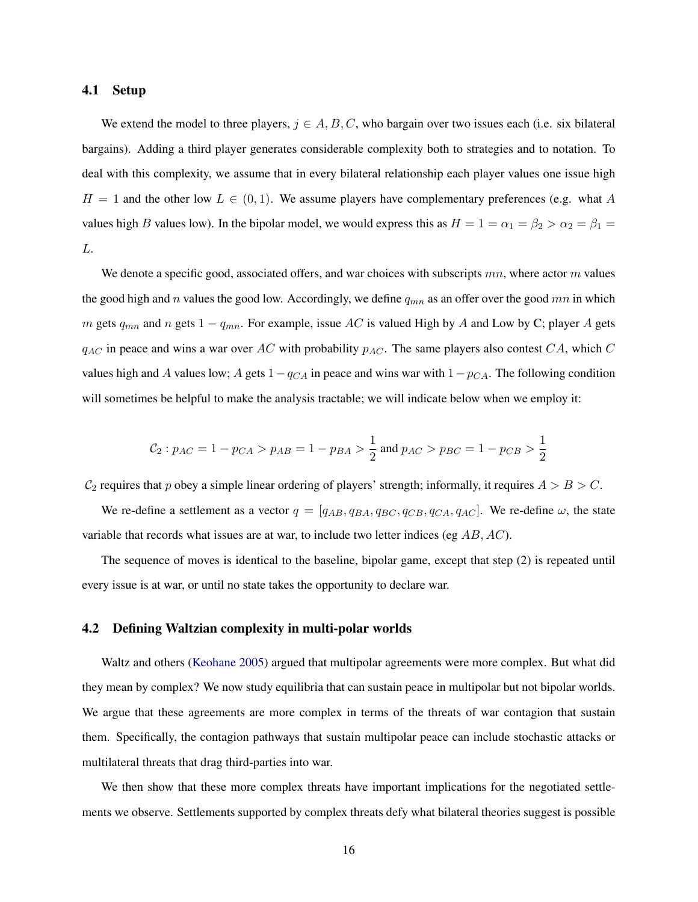### 4.1 Setup

We extend the model to three players, $j \in A, B, C$, who bargain over two issues each (i.e. six bilateral bargains). Adding a third player generates considerable complexity both to strategies and to notation. To deal with this complexity, we assume that in every bilateral relationship each player values one issue high $H = 1$ and the other low $L \in (0, 1)$. We assume players have complementary preferences (e.g. what $A$ values high $B$ values low). In the bipolar model, we would express this as $H = 1 = \alpha_1 = \beta_2 > \alpha_2 = \beta_1 = L$.

We denote a specific good, associated offers, and war choices with subscripts $mn$, where actor $m$ values the good high and $n$ values the good low. Accordingly, we define $q_{mn}$ as an offer over the good $mn$ in which $m$ gets $q_{mn}$ and $n$ gets $1 - q_{mn}$. For example, issue $AC$ is valued High by $A$ and Low by C; player $A$ gets $q_{AC}$ in peace and wins a war over $AC$ with probability $p_{AC}$. The same players also contest $CA$, which $C$ values high and $A$ values low; $A$ gets $1 - q_{CA}$ in peace and wins war with $1 - p_{CA}$. The following condition will sometimes be helpful to make the analysis tractable; we will indicate below when we employ it:

$$\mathcal{C}_2 : p_{AC} = 1 - p_{CA} > p_{AB} = 1 - p_{BA} > \frac{1}{2} \text{ and } p_{AC} > p_{BC} = 1 - p_{CB} > \frac{1}{2}$$

$\mathcal{C}_2$ requires that $p$ obey a simple linear ordering of players' strength; informally, it requires $A > B > C$.

We re-define a settlement as a vector $q = [q_{AB}, q_{BA}, q_{BC}, q_{CB}, q_{CA}, q_{AC}]$. We re-define $\omega$, the state variable that records what issues are at war, to include two letter indices (eg $AB$, $AC$).

The sequence of moves is identical to the baseline, bipolar game, except that step (2) is repeated until every issue is at war, or until no state takes the opportunity to declare war.

### 4.2 Defining Waltzian complexity in multi-polar worlds

Waltz and others (Keohane 2005) argued that multipolar agreements were more complex. But what did they mean by complex? We now study equilibria that can sustain peace in multipolar but not bipolar worlds. We argue that these agreements are more complex in terms of the threats of war contagion that sustain them. Specifically, the contagion pathways that sustain multipolar peace can include stochastic attacks or multilateral threats that drag third-parties into war.

We then show that these more complex threats have important implications for the negotiated settlements we observe. Settlements supported by complex threats defy what bilateral theories suggest is possible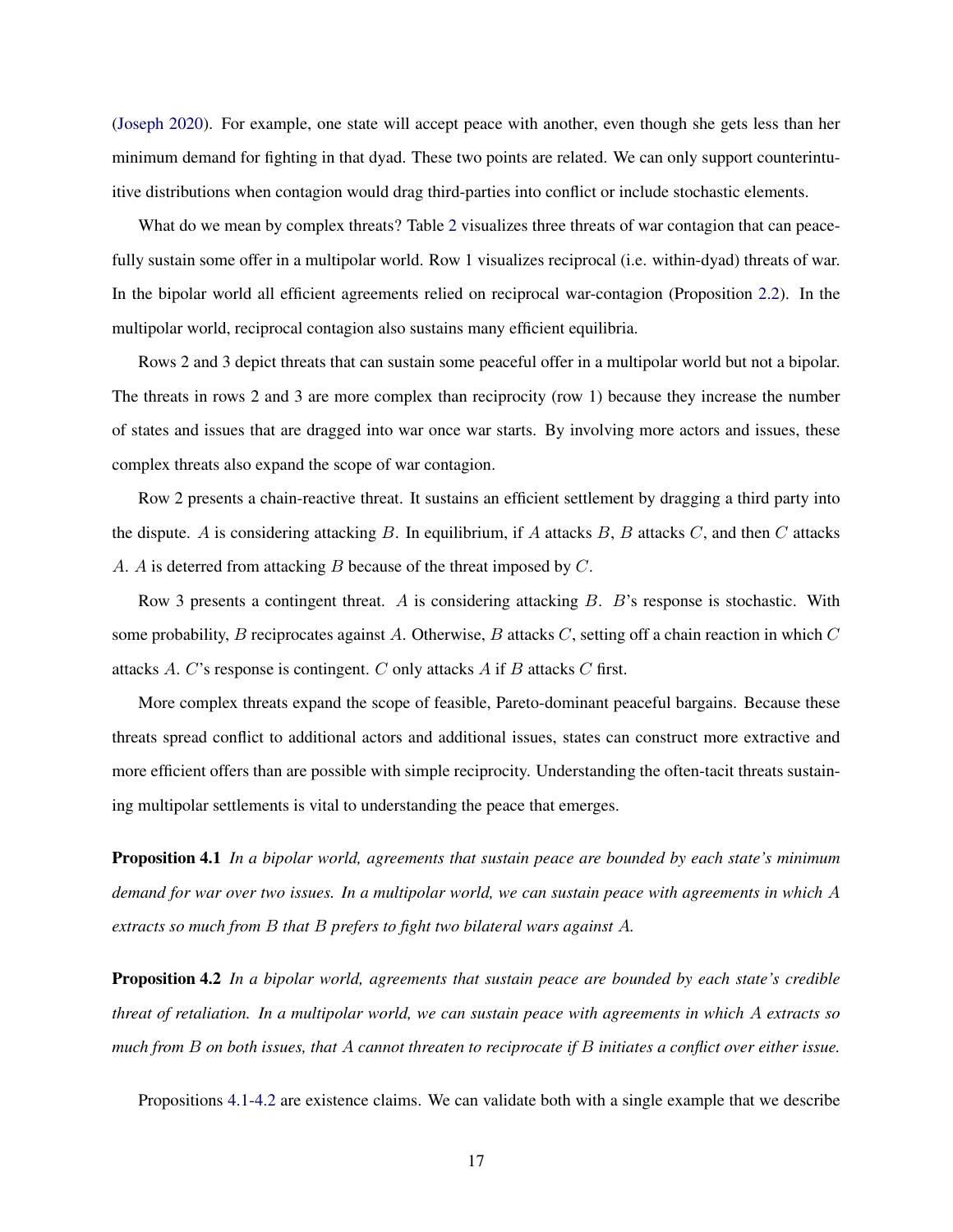(Joseph 2020). For example, one state will accept peace with another, even though she gets less than her minimum demand for fighting in that dyad. These two points are related. We can only support counterintuitive distributions when contagion would drag third-parties into conflict or include stochastic elements.

What do we mean by complex threats? Table 2 visualizes three threats of war contagion that can peacefully sustain some offer in a multipolar world. Row 1 visualizes reciprocal (i.e. within-dyad) threats of war. In the bipolar world all efficient agreements relied on reciprocal war-contagion (Proposition 2.2). In the multipolar world, reciprocal contagion also sustains many efficient equilibria.

Rows 2 and 3 depict threats that can sustain some peaceful offer in a multipolar world but not a bipolar. The threats in rows 2 and 3 are more complex than reciprocity (row 1) because they increase the number of states and issues that are dragged into war once war starts. By involving more actors and issues, these complex threats also expand the scope of war contagion.

Row 2 presents a chain-reactive threat. It sustains an efficient settlement by dragging a third party into the dispute. $A$ is considering attacking $B$. In equilibrium, if $A$ attacks $B$, $B$ attacks $C$, and then $C$ attacks $A$. $A$ is deterred from attacking $B$ because of the threat imposed by $C$.

Row 3 presents a contingent threat. $A$ is considering attacking $B$. $B$'s response is stochastic. With some probability, $B$ reciprocates against $A$. Otherwise, $B$ attacks $C$, setting off a chain reaction in which $C$ attacks $A$. $C$'s response is contingent. $C$ only attacks $A$ if $B$ attacks $C$ first.

More complex threats expand the scope of feasible, Pareto-dominant peaceful bargains. Because these threats spread conflict to additional actors and additional issues, states can construct more extractive and more efficient offers than are possible with simple reciprocity. Understanding the often-tacit threats sustaining multipolar settlements is vital to understanding the peace that emerges.

**Proposition 4.1** *In a bipolar world, agreements that sustain peace are bounded by each state's minimum demand for war over two issues. In a multipolar world, we can sustain peace with agreements in which $A$ extracts so much from $B$ that $B$ prefers to fight two bilateral wars against $A$.*

**Proposition 4.2** *In a bipolar world, agreements that sustain peace are bounded by each state's credible threat of retaliation. In a multipolar world, we can sustain peace with agreements in which $A$ extracts so much from $B$ on both issues, that $A$ cannot threaten to reciprocate if $B$ initiates a conflict over either issue.*

Propositions 4.1-4.2 are existence claims. We can validate both with a single example that we describe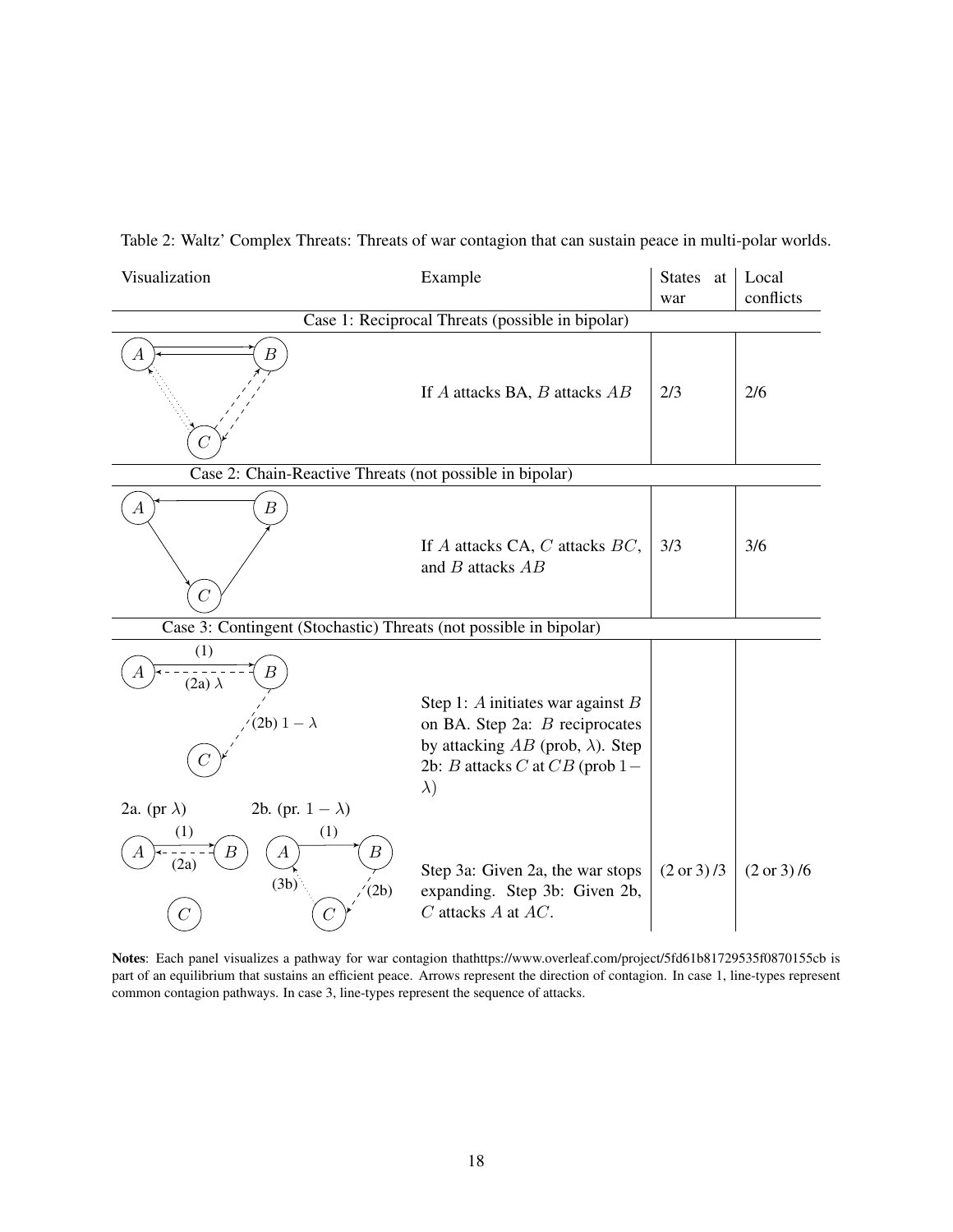Table 2: Waltz' Complex Threats: Threats of war contagion that can sustain peace in multi-polar worlds.

| Visualization | Example | States at war | Local conflicts |
|---|---|---|---|
| **Case 1: Reciprocal Threats (possible in bipolar)** | | | |
| | If $A$ attacks BA, $B$ attacks $AB$ | 2/3 | 2/6 |
| **Case 2: Chain-Reactive Threats (not possible in bipolar)** | | | |
| | If $A$ attacks CA, $C$ attacks $BC$, and $B$ attacks $AB$ | 3/3 | 3/6 |
| **Case 3: Contingent (Stochastic) Threats (not possible in bipolar)** | | | |
| (1); (2a) $\lambda$; (2b) $1-\lambda$ | Step 1: $A$ initiates war against $B$ on BA. Step 2a: $B$ reciprocates by attacking $AB$ (prob, $\lambda$). Step 2b: $B$ attacks $C$ at $CB$ (prob $1-\lambda$) | | |
| 2a. (pr $\lambda$): (1), (2a); 2b. (pr. $1-\lambda$): (1), (2b), (3b) | Step 3a: Given 2a, the war stops expanding. Step 3b: Given 2b, $C$ attacks $A$ at $AC$. | (2 or 3) /3 | (2 or 3) /6 |

**Notes**: Each panel visualizes a pathway for war contagion thathttps://www.overleaf.com/project/5fd61b81729535f0870155cb is part of an equilibrium that sustains an efficient peace. Arrows represent the direction of contagion. In case 1, line-types represent common contagion pathways. In case 3, line-types represent the sequence of attacks.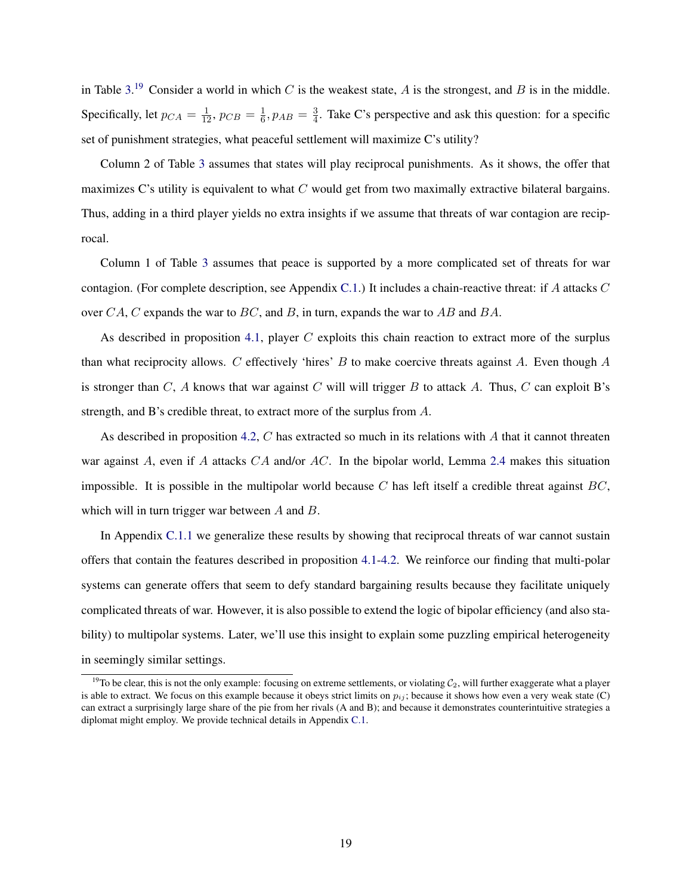in Table 3.[19] Consider a world in which $C$ is the weakest state, $A$ is the strongest, and $B$ is in the middle. Specifically, let $p_{CA} = \frac{1}{12}$, $p_{CB} = \frac{1}{6}$, $p_{AB} = \frac{3}{4}$. Take C's perspective and ask this question: for a specific set of punishment strategies, what peaceful settlement will maximize C's utility?

Column 2 of Table 3 assumes that states will play reciprocal punishments. As it shows, the offer that maximizes C's utility is equivalent to what $C$ would get from two maximally extractive bilateral bargains. Thus, adding in a third player yields no extra insights if we assume that threats of war contagion are reciprocal.

Column 1 of Table 3 assumes that peace is supported by a more complicated set of threats for war contagion. (For complete description, see Appendix C.1.) It includes a chain-reactive threat: if $A$ attacks $C$ over $CA$, $C$ expands the war to $BC$, and $B$, in turn, expands the war to $AB$ and $BA$.

As described in proposition 4.1, player $C$ exploits this chain reaction to extract more of the surplus than what reciprocity allows. $C$ effectively 'hires' $B$ to make coercive threats against $A$. Even though $A$ is stronger than $C$, $A$ knows that war against $C$ will will trigger $B$ to attack $A$. Thus, $C$ can exploit B's strength, and B's credible threat, to extract more of the surplus from $A$.

As described in proposition 4.2, $C$ has extracted so much in its relations with $A$ that it cannot threaten war against $A$, even if $A$ attacks $CA$ and/or $AC$. In the bipolar world, Lemma 2.4 makes this situation impossible. It is possible in the multipolar world because $C$ has left itself a credible threat against $BC$, which will in turn trigger war between $A$ and $B$.

In Appendix C.1.1 we generalize these results by showing that reciprocal threats of war cannot sustain offers that contain the features described in proposition 4.1-4.2. We reinforce our finding that multi-polar systems can generate offers that seem to defy standard bargaining results because they facilitate uniquely complicated threats of war. However, it is also possible to extend the logic of bipolar efficiency (and also stability) to multipolar systems. Later, we'll use this insight to explain some puzzling empirical heterogeneity in seemingly similar settings.

[19] To be clear, this is not the only example: focusing on extreme settlements, or violating $\mathcal{C}_2$, will further exaggerate what a player is able to extract. We focus on this example because it obeys strict limits on $p_{ij}$; because it shows how even a very weak state (C) can extract a surprisingly large share of the pie from her rivals (A and B); and because it demonstrates counterintuitive strategies a diplomat might employ. We provide technical details in Appendix C.1.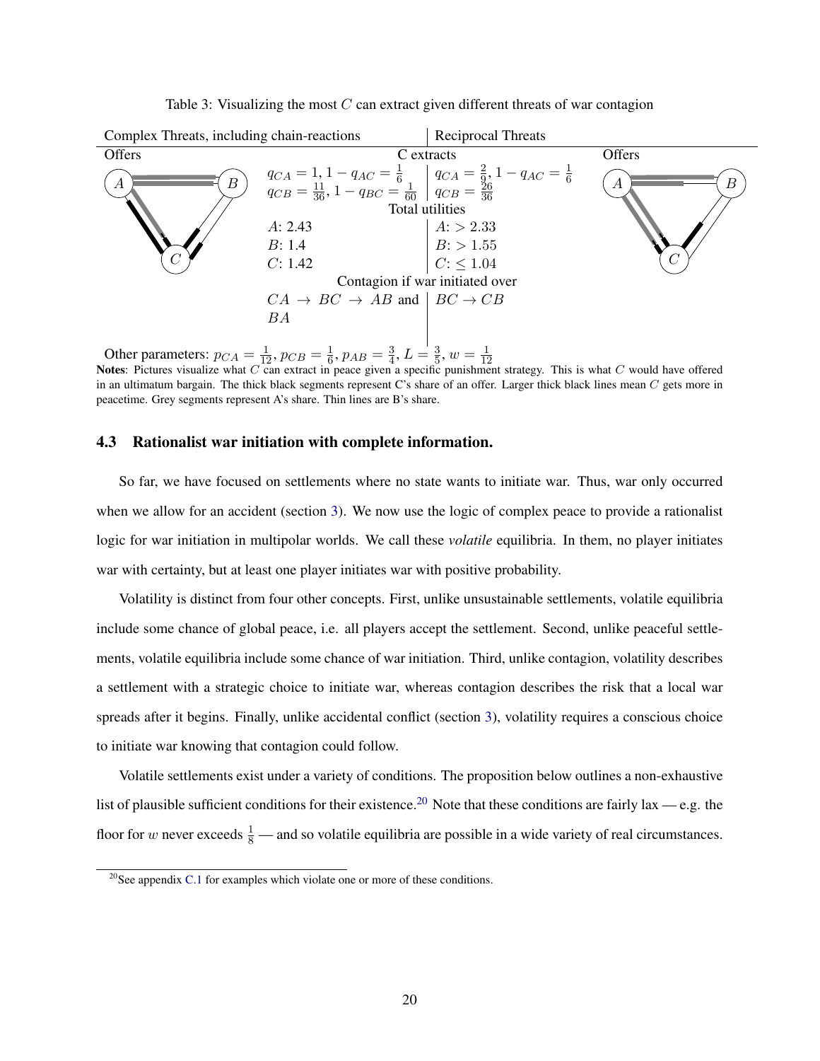Table 3: Visualizing the most $C$ can extract given different threats of war contagion

| Complex Threats, including chain-reactions | | Reciprocal Threats | |
|---|---|---|---|
| Offers | C extracts | | Offers |
| | $q_{CA} = 1, 1 - q_{AC} = \frac{1}{6}$ <br> $q_{CB} = \frac{11}{36}, 1 - q_{BC} = \frac{1}{60}$ | $q_{CA} = \frac{2}{9}, 1 - q_{AC} = \frac{1}{6}$ <br> $q_{CB} = \frac{26}{36}$ | |
| | Total utilities | | |
| | $A$: 2.43 | $A$: $> 2.33$ | |
| | $B$: 1.4 | $B$: $> 1.55$ | |
| | $C$: 1.42 | $C$: $\leq 1.04$ | |
| | Contagion if war initiated over | | |
| | $CA \rightarrow BC \rightarrow AB$ and $BA$ | $BC \rightarrow CB$ | |

Other parameters: $p_{CA} = \frac{1}{12}, p_{CB} = \frac{1}{6}, p_{AB} = \frac{3}{4}, L = \frac{3}{5}, w = \frac{1}{12}$

**Notes**: Pictures visualize what $C$ can extract in peace given a specific punishment strategy. This is what $C$ would have offered in an ultimatum bargain. The thick black segments represent C's share of an offer. Larger thick black lines mean $C$ gets more in peacetime. Grey segments represent A's share. Thin lines are B's share.

### 4.3 Rationalist war initiation with complete information.

So far, we have focused on settlements where no state wants to initiate war. Thus, war only occurred when we allow for an accident (section 3). We now use the logic of complex peace to provide a rationalist logic for war initiation in multipolar worlds. We call these *volatile* equilibria. In them, no player initiates war with certainty, but at least one player initiates war with positive probability.

Volatility is distinct from four other concepts. First, unlike unsustainable settlements, volatile equilibria include some chance of global peace, i.e. all players accept the settlement. Second, unlike peaceful settlements, volatile equilibria include some chance of war initiation. Third, unlike contagion, volatility describes a settlement with a strategic choice to initiate war, whereas contagion describes the risk that a local war spreads after it begins. Finally, unlike accidental conflict (section 3), volatility requires a conscious choice to initiate war knowing that contagion could follow.

Volatile settlements exist under a variety of conditions. The proposition below outlines a non-exhaustive list of plausible sufficient conditions for their existence.[20] Note that these conditions are fairly lax — e.g. the floor for $w$ never exceeds $\frac{1}{8}$ — and so volatile equilibria are possible in a wide variety of real circumstances.

[20]See appendix C.1 for examples which violate one or more of these conditions.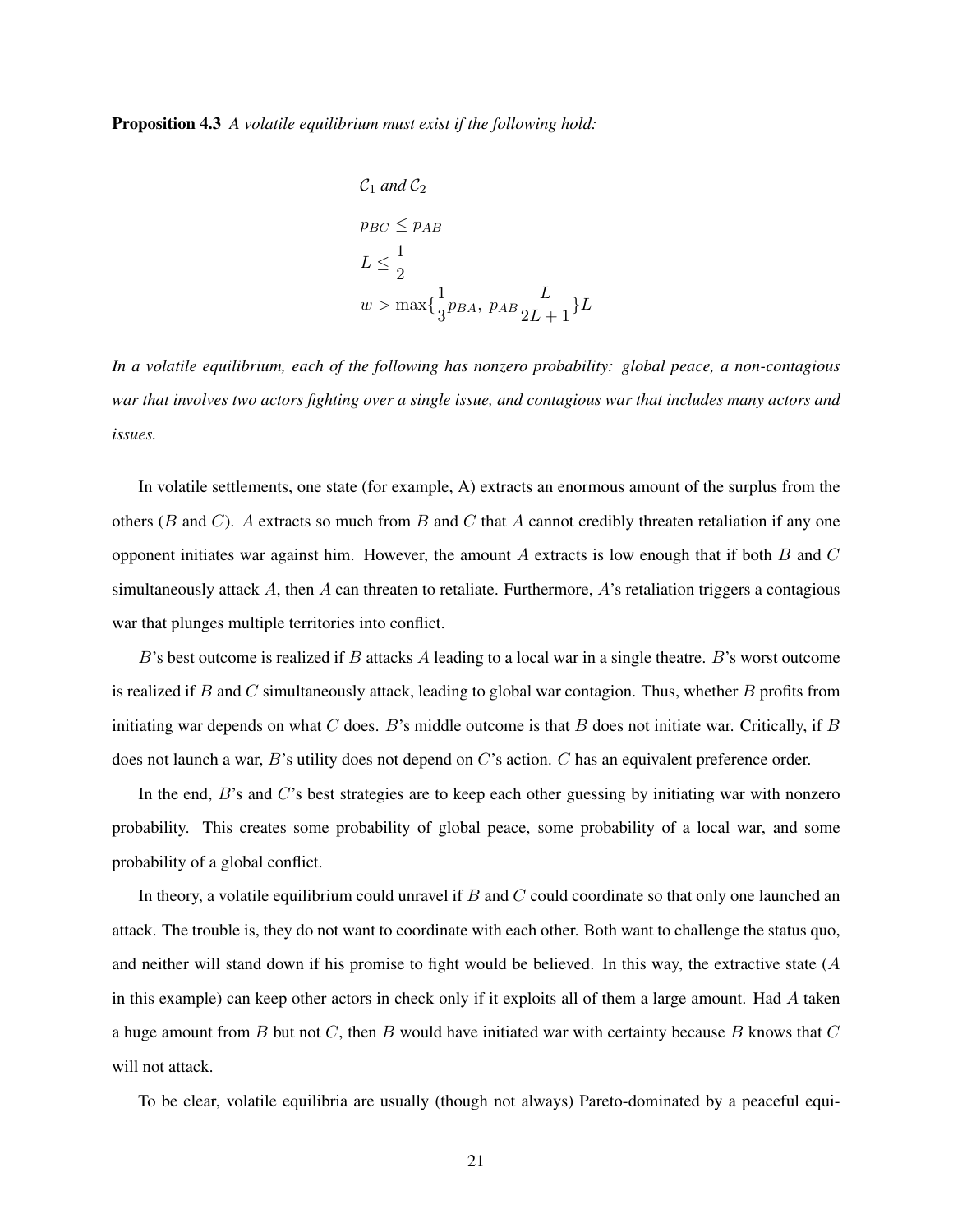**Proposition 4.3** *A volatile equilibrium must exist if the following hold:*

$$\mathcal{C}_1 \text{ and } \mathcal{C}_2$$

$$p_{BC} \leq p_{AB}$$

$$L \leq \frac{1}{2}$$

$$w > \max\{\frac{1}{3}p_{BA},\ p_{AB}\frac{L}{2L+1}\}L$$

*In a volatile equilibrium, each of the following has nonzero probability: global peace, a non-contagious war that involves two actors fighting over a single issue, and contagious war that includes many actors and issues.*

In volatile settlements, one state (for example, A) extracts an enormous amount of the surplus from the others ($B$ and $C$). $A$ extracts so much from $B$ and $C$ that $A$ cannot credibly threaten retaliation if any one opponent initiates war against him. However, the amount $A$ extracts is low enough that if both $B$ and $C$ simultaneously attack $A$, then $A$ can threaten to retaliate. Furthermore, $A$'s retaliation triggers a contagious war that plunges multiple territories into conflict.

$B$'s best outcome is realized if $B$ attacks $A$ leading to a local war in a single theatre. $B$'s worst outcome is realized if $B$ and $C$ simultaneously attack, leading to global war contagion. Thus, whether $B$ profits from initiating war depends on what $C$ does. $B$'s middle outcome is that $B$ does not initiate war. Critically, if $B$ does not launch a war, $B$'s utility does not depend on $C$'s action. $C$ has an equivalent preference order.

In the end, $B$'s and $C$'s best strategies are to keep each other guessing by initiating war with nonzero probability. This creates some probability of global peace, some probability of a local war, and some probability of a global conflict.

In theory, a volatile equilibrium could unravel if $B$ and $C$ could coordinate so that only one launched an attack. The trouble is, they do not want to coordinate with each other. Both want to challenge the status quo, and neither will stand down if his promise to fight would be believed. In this way, the extractive state ($A$ in this example) can keep other actors in check only if it exploits all of them a large amount. Had $A$ taken a huge amount from $B$ but not $C$, then $B$ would have initiated war with certainty because $B$ knows that $C$ will not attack.

To be clear, volatile equilibria are usually (though not always) Pareto-dominated by a peaceful equi-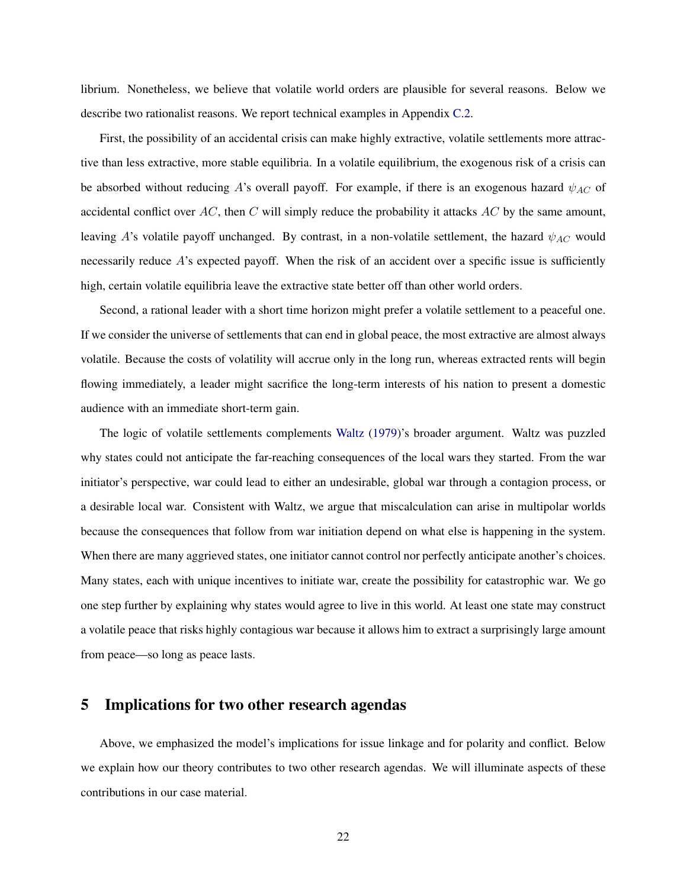librium. Nonetheless, we believe that volatile world orders are plausible for several reasons. Below we describe two rationalist reasons. We report technical examples in Appendix C.2.

First, the possibility of an accidental crisis can make highly extractive, volatile settlements more attractive than less extractive, more stable equilibria. In a volatile equilibrium, the exogenous risk of a crisis can be absorbed without reducing $A$'s overall payoff. For example, if there is an exogenous hazard $\psi_{AC}$ of accidental conflict over $AC$, then $C$ will simply reduce the probability it attacks $AC$ by the same amount, leaving $A$'s volatile payoff unchanged. By contrast, in a non-volatile settlement, the hazard $\psi_{AC}$ would necessarily reduce $A$'s expected payoff. When the risk of an accident over a specific issue is sufficiently high, certain volatile equilibria leave the extractive state better off than other world orders.

Second, a rational leader with a short time horizon might prefer a volatile settlement to a peaceful one. If we consider the universe of settlements that can end in global peace, the most extractive are almost always volatile. Because the costs of volatility will accrue only in the long run, whereas extracted rents will begin flowing immediately, a leader might sacrifice the long-term interests of his nation to present a domestic audience with an immediate short-term gain.

The logic of volatile settlements complements Waltz (1979)'s broader argument. Waltz was puzzled why states could not anticipate the far-reaching consequences of the local wars they started. From the war initiator's perspective, war could lead to either an undesirable, global war through a contagion process, or a desirable local war. Consistent with Waltz, we argue that miscalculation can arise in multipolar worlds because the consequences that follow from war initiation depend on what else is happening in the system. When there are many aggrieved states, one initiator cannot control nor perfectly anticipate another's choices. Many states, each with unique incentives to initiate war, create the possibility for catastrophic war. We go one step further by explaining why states would agree to live in this world. At least one state may construct a volatile peace that risks highly contagious war because it allows him to extract a surprisingly large amount from peace—so long as peace lasts.

## 5 Implications for two other research agendas

Above, we emphasized the model's implications for issue linkage and for polarity and conflict. Below we explain how our theory contributes to two other research agendas. We will illuminate aspects of these contributions in our case material.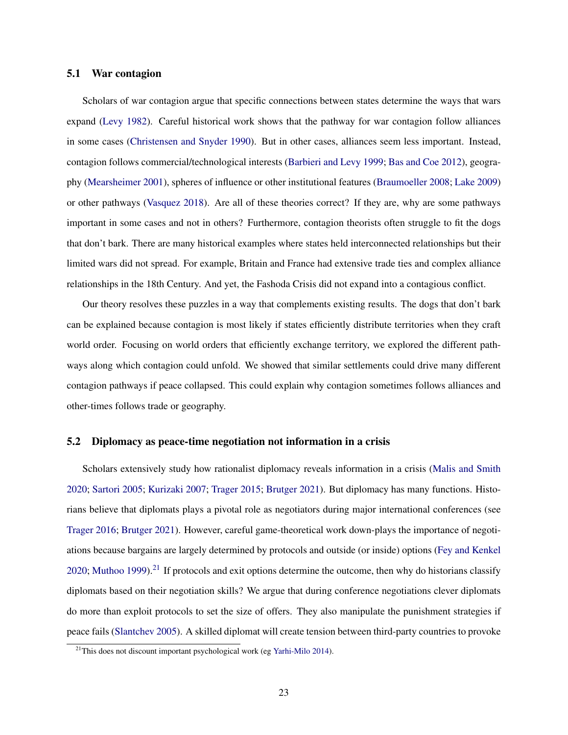### 5.1 War contagion

Scholars of war contagion argue that specific connections between states determine the ways that wars expand (Levy 1982). Careful historical work shows that the pathway for war contagion follow alliances in some cases (Christensen and Snyder 1990). But in other cases, alliances seem less important. Instead, contagion follows commercial/technological interests (Barbieri and Levy 1999; Bas and Coe 2012), geography (Mearsheimer 2001), spheres of influence or other institutional features (Braumoeller 2008; Lake 2009) or other pathways (Vasquez 2018). Are all of these theories correct? If they are, why are some pathways important in some cases and not in others? Furthermore, contagion theorists often struggle to fit the dogs that don't bark. There are many historical examples where states held interconnected relationships but their limited wars did not spread. For example, Britain and France had extensive trade ties and complex alliance relationships in the 18th Century. And yet, the Fashoda Crisis did not expand into a contagious conflict.

Our theory resolves these puzzles in a way that complements existing results. The dogs that don't bark can be explained because contagion is most likely if states efficiently distribute territories when they craft world order. Focusing on world orders that efficiently exchange territory, we explored the different pathways along which contagion could unfold. We showed that similar settlements could drive many different contagion pathways if peace collapsed. This could explain why contagion sometimes follows alliances and other-times follows trade or geography.

### 5.2 Diplomacy as peace-time negotiation not information in a crisis

Scholars extensively study how rationalist diplomacy reveals information in a crisis (Malis and Smith 2020; Sartori 2005; Kurizaki 2007; Trager 2015; Brutger 2021). But diplomacy has many functions. Historians believe that diplomats plays a pivotal role as negotiators during major international conferences (see Trager 2016; Brutger 2021). However, careful game-theoretical work down-plays the importance of negotiations because bargains are largely determined by protocols and outside (or inside) options (Fey and Kenkel 2020; Muthoo 1999).[21] If protocols and exit options determine the outcome, then why do historians classify diplomats based on their negotiation skills? We argue that during conference negotiations clever diplomats do more than exploit protocols to set the size of offers. They also manipulate the punishment strategies if peace fails (Slantchev 2005). A skilled diplomat will create tension between third-party countries to provoke

[21] This does not discount important psychological work (eg Yarhi-Milo 2014).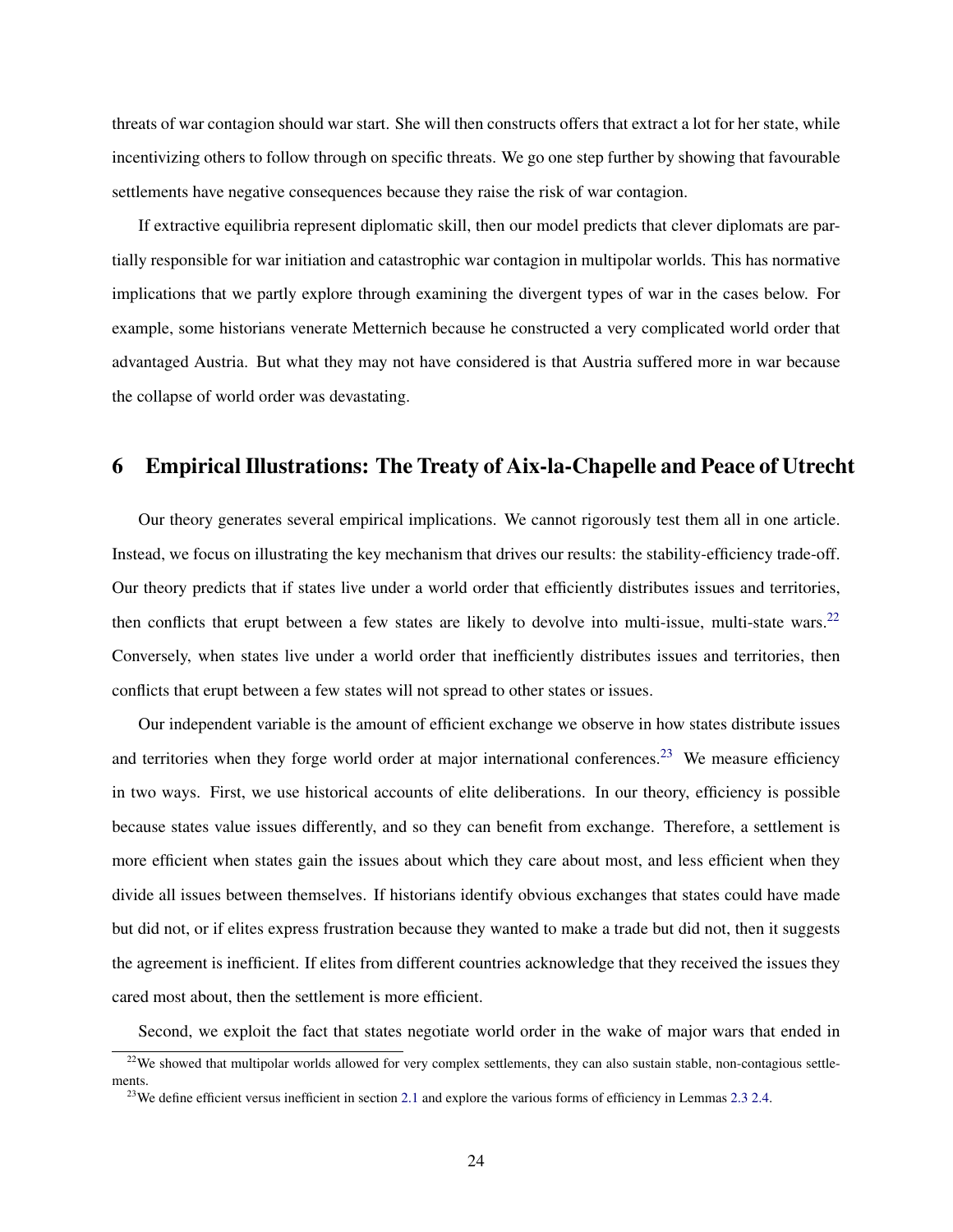threats of war contagion should war start. She will then constructs offers that extract a lot for her state, while incentivizing others to follow through on specific threats. We go one step further by showing that favourable settlements have negative consequences because they raise the risk of war contagion.

If extractive equilibria represent diplomatic skill, then our model predicts that clever diplomats are partially responsible for war initiation and catastrophic war contagion in multipolar worlds. This has normative implications that we partly explore through examining the divergent types of war in the cases below. For example, some historians venerate Metternich because he constructed a very complicated world order that advantaged Austria. But what they may not have considered is that Austria suffered more in war because the collapse of world order was devastating.

# 6 Empirical Illustrations: The Treaty of Aix-la-Chapelle and Peace of Utrecht

Our theory generates several empirical implications. We cannot rigorously test them all in one article. Instead, we focus on illustrating the key mechanism that drives our results: the stability-efficiency trade-off. Our theory predicts that if states live under a world order that efficiently distributes issues and territories, then conflicts that erupt between a few states are likely to devolve into multi-issue, multi-state wars.[22] Conversely, when states live under a world order that inefficiently distributes issues and territories, then conflicts that erupt between a few states will not spread to other states or issues.

Our independent variable is the amount of efficient exchange we observe in how states distribute issues and territories when they forge world order at major international conferences.[23] We measure efficiency in two ways. First, we use historical accounts of elite deliberations. In our theory, efficiency is possible because states value issues differently, and so they can benefit from exchange. Therefore, a settlement is more efficient when states gain the issues about which they care about most, and less efficient when they divide all issues between themselves. If historians identify obvious exchanges that states could have made but did not, or if elites express frustration because they wanted to make a trade but did not, then it suggests the agreement is inefficient. If elites from different countries acknowledge that they received the issues they cared most about, then the settlement is more efficient.

Second, we exploit the fact that states negotiate world order in the wake of major wars that ended in

[22] We showed that multipolar worlds allowed for very complex settlements, they can also sustain stable, non-contagious settlements.

[23] We define efficient versus inefficient in section 2.1 and explore the various forms of efficiency in Lemmas 2.3 2.4.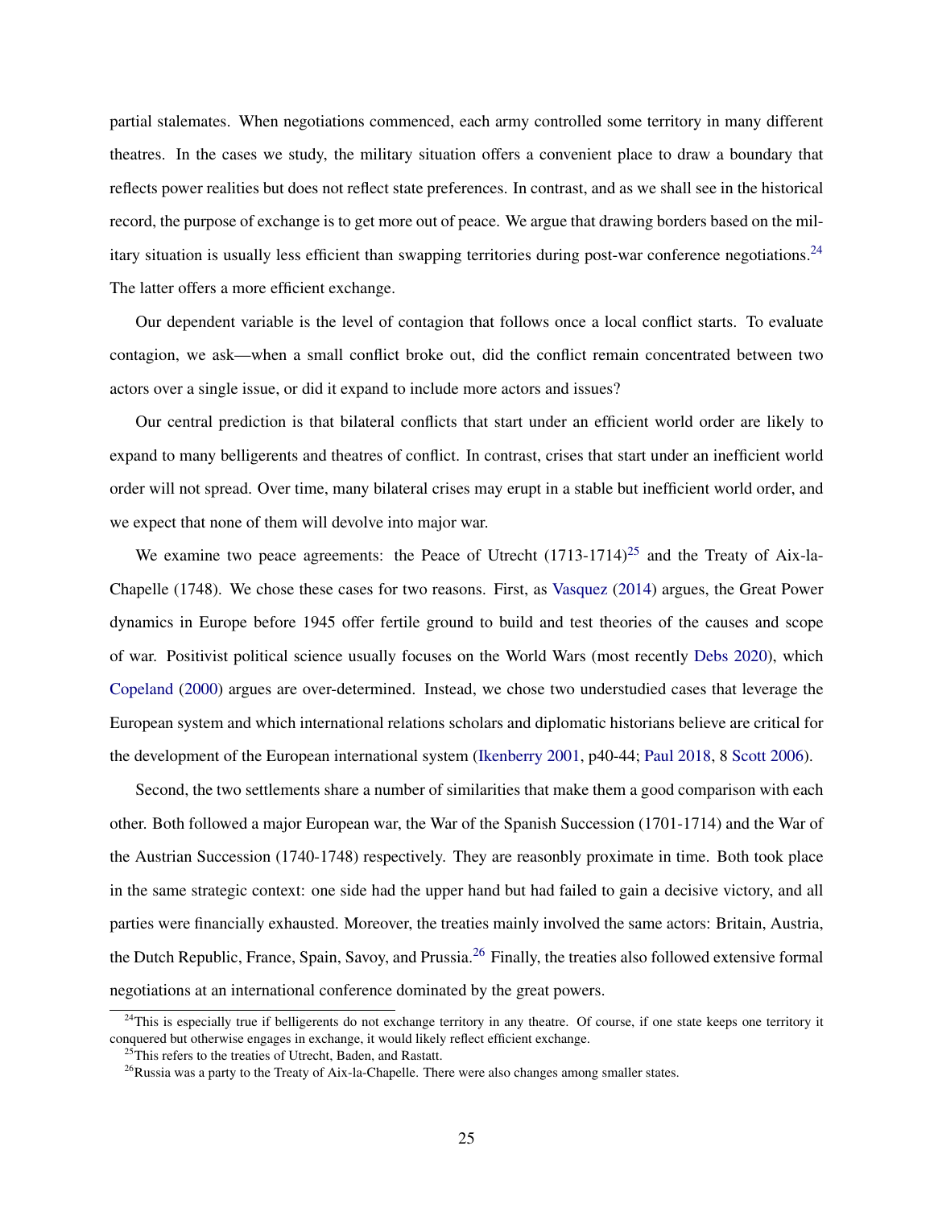partial stalemates. When negotiations commenced, each army controlled some territory in many different theatres. In the cases we study, the military situation offers a convenient place to draw a boundary that reflects power realities but does not reflect state preferences. In contrast, and as we shall see in the historical record, the purpose of exchange is to get more out of peace. We argue that drawing borders based on the military situation is usually less efficient than swapping territories during post-war conference negotiations.[24] The latter offers a more efficient exchange.

Our dependent variable is the level of contagion that follows once a local conflict starts. To evaluate contagion, we ask—when a small conflict broke out, did the conflict remain concentrated between two actors over a single issue, or did it expand to include more actors and issues?

Our central prediction is that bilateral conflicts that start under an efficient world order are likely to expand to many belligerents and theatres of conflict. In contrast, crises that start under an inefficient world order will not spread. Over time, many bilateral crises may erupt in a stable but inefficient world order, and we expect that none of them will devolve into major war.

We examine two peace agreements: the Peace of Utrecht (1713-1714)[25] and the Treaty of Aix-la-Chapelle (1748). We chose these cases for two reasons. First, as Vasquez (2014) argues, the Great Power dynamics in Europe before 1945 offer fertile ground to build and test theories of the causes and scope of war. Positivist political science usually focuses on the World Wars (most recently Debs 2020), which Copeland (2000) argues are over-determined. Instead, we chose two understudied cases that leverage the European system and which international relations scholars and diplomatic historians believe are critical for the development of the European international system (Ikenberry 2001, p40-44; Paul 2018, 8 Scott 2006).

Second, the two settlements share a number of similarities that make them a good comparison with each other. Both followed a major European war, the War of the Spanish Succession (1701-1714) and the War of the Austrian Succession (1740-1748) respectively. They are reasonbly proximate in time. Both took place in the same strategic context: one side had the upper hand but had failed to gain a decisive victory, and all parties were financially exhausted. Moreover, the treaties mainly involved the same actors: Britain, Austria, the Dutch Republic, France, Spain, Savoy, and Prussia.[26] Finally, the treaties also followed extensive formal negotiations at an international conference dominated by the great powers.

[24] This is especially true if belligerents do not exchange territory in any theatre. Of course, if one state keeps one territory it conquered but otherwise engages in exchange, it would likely reflect efficient exchange.

[25] This refers to the treaties of Utrecht, Baden, and Rastatt.

[26] Russia was a party to the Treaty of Aix-la-Chapelle. There were also changes among smaller states.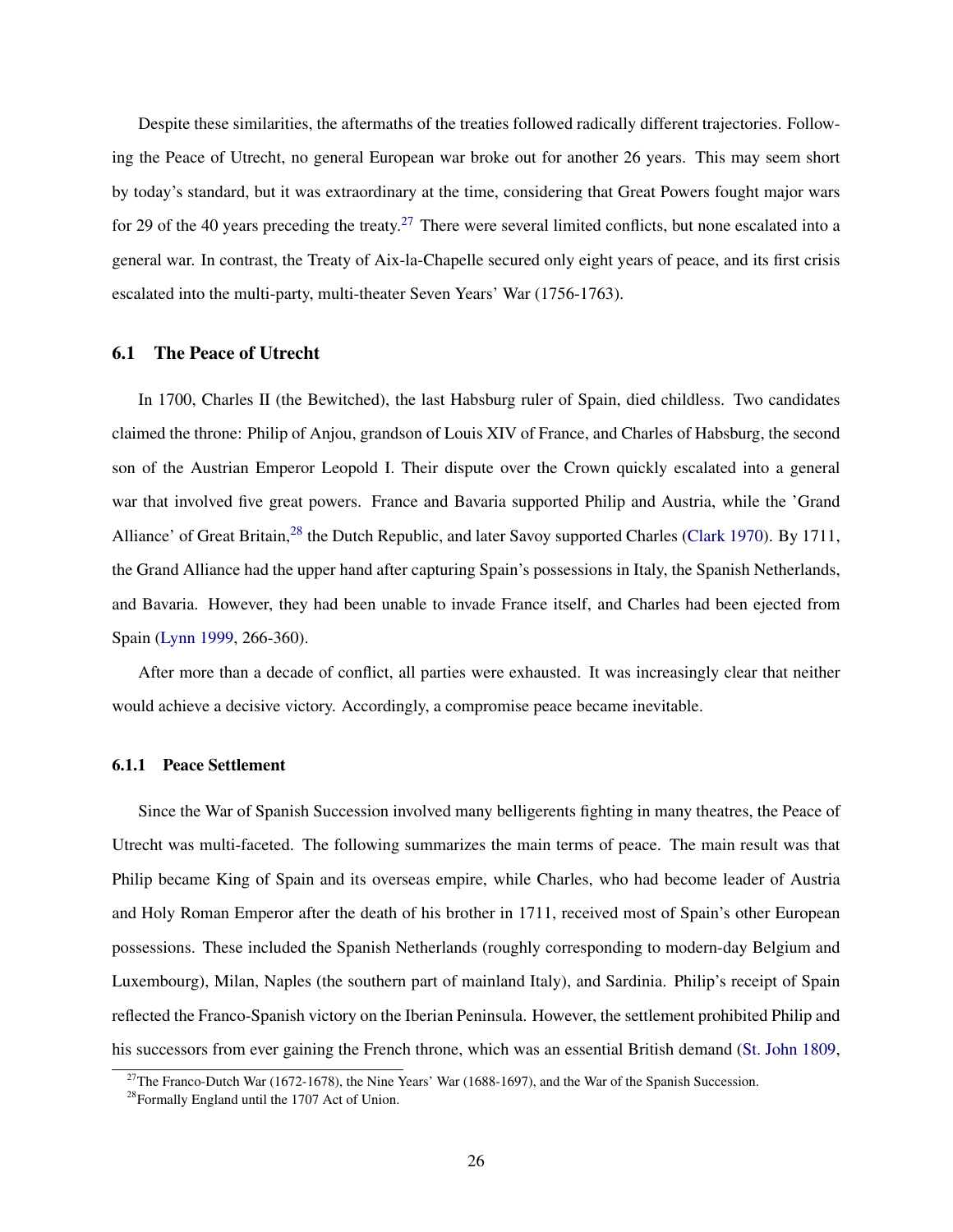Despite these similarities, the aftermaths of the treaties followed radically different trajectories. Following the Peace of Utrecht, no general European war broke out for another 26 years. This may seem short by today's standard, but it was extraordinary at the time, considering that Great Powers fought major wars for 29 of the 40 years preceding the treaty.[27] There were several limited conflicts, but none escalated into a general war. In contrast, the Treaty of Aix-la-Chapelle secured only eight years of peace, and its first crisis escalated into the multi-party, multi-theater Seven Years' War (1756-1763).

## 6.1 The Peace of Utrecht

In 1700, Charles II (the Bewitched), the last Habsburg ruler of Spain, died childless. Two candidates claimed the throne: Philip of Anjou, grandson of Louis XIV of France, and Charles of Habsburg, the second son of the Austrian Emperor Leopold I. Their dispute over the Crown quickly escalated into a general war that involved five great powers. France and Bavaria supported Philip and Austria, while the 'Grand Alliance' of Great Britain,[28] the Dutch Republic, and later Savoy supported Charles (Clark 1970). By 1711, the Grand Alliance had the upper hand after capturing Spain's possessions in Italy, the Spanish Netherlands, and Bavaria. However, they had been unable to invade France itself, and Charles had been ejected from Spain (Lynn 1999, 266-360).

After more than a decade of conflict, all parties were exhausted. It was increasingly clear that neither would achieve a decisive victory. Accordingly, a compromise peace became inevitable.

### 6.1.1 Peace Settlement

Since the War of Spanish Succession involved many belligerents fighting in many theatres, the Peace of Utrecht was multi-faceted. The following summarizes the main terms of peace. The main result was that Philip became King of Spain and its overseas empire, while Charles, who had become leader of Austria and Holy Roman Emperor after the death of his brother in 1711, received most of Spain's other European possessions. These included the Spanish Netherlands (roughly corresponding to modern-day Belgium and Luxembourg), Milan, Naples (the southern part of mainland Italy), and Sardinia. Philip's receipt of Spain reflected the Franco-Spanish victory on the Iberian Peninsula. However, the settlement prohibited Philip and his successors from ever gaining the French throne, which was an essential British demand (St. John 1809,

[27] The Franco-Dutch War (1672-1678), the Nine Years' War (1688-1697), and the War of the Spanish Succession.

[28] Formally England until the 1707 Act of Union.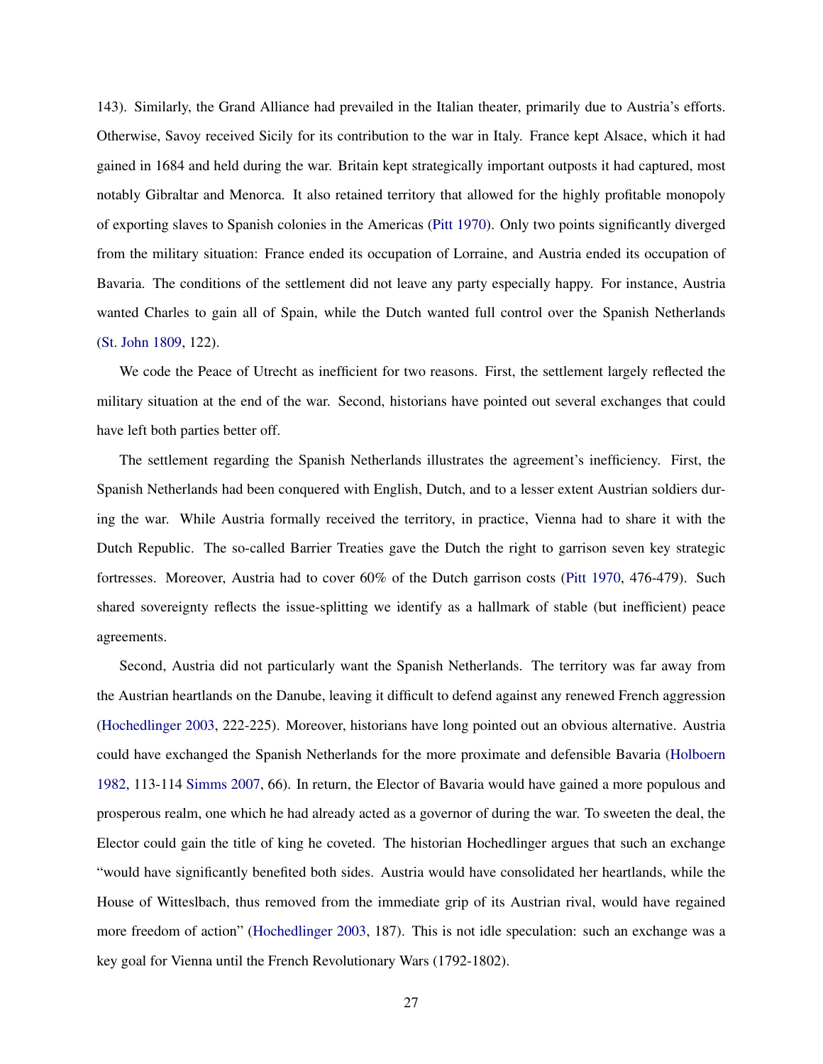143). Similarly, the Grand Alliance had prevailed in the Italian theater, primarily due to Austria's efforts. Otherwise, Savoy received Sicily for its contribution to the war in Italy. France kept Alsace, which it had gained in 1684 and held during the war. Britain kept strategically important outposts it had captured, most notably Gibraltar and Menorca. It also retained territory that allowed for the highly profitable monopoly of exporting slaves to Spanish colonies in the Americas (Pitt 1970). Only two points significantly diverged from the military situation: France ended its occupation of Lorraine, and Austria ended its occupation of Bavaria. The conditions of the settlement did not leave any party especially happy. For instance, Austria wanted Charles to gain all of Spain, while the Dutch wanted full control over the Spanish Netherlands (St. John 1809, 122).

We code the Peace of Utrecht as inefficient for two reasons. First, the settlement largely reflected the military situation at the end of the war. Second, historians have pointed out several exchanges that could have left both parties better off.

The settlement regarding the Spanish Netherlands illustrates the agreement's inefficiency. First, the Spanish Netherlands had been conquered with English, Dutch, and to a lesser extent Austrian soldiers during the war. While Austria formally received the territory, in practice, Vienna had to share it with the Dutch Republic. The so-called Barrier Treaties gave the Dutch the right to garrison seven key strategic fortresses. Moreover, Austria had to cover 60% of the Dutch garrison costs (Pitt 1970, 476-479). Such shared sovereignty reflects the issue-splitting we identify as a hallmark of stable (but inefficient) peace agreements.

Second, Austria did not particularly want the Spanish Netherlands. The territory was far away from the Austrian heartlands on the Danube, leaving it difficult to defend against any renewed French aggression (Hochedlinger 2003, 222-225). Moreover, historians have long pointed out an obvious alternative. Austria could have exchanged the Spanish Netherlands for the more proximate and defensible Bavaria (Holboern 1982, 113-114 Simms 2007, 66). In return, the Elector of Bavaria would have gained a more populous and prosperous realm, one which he had already acted as a governor of during the war. To sweeten the deal, the Elector could gain the title of king he coveted. The historian Hochedlinger argues that such an exchange "would have significantly benefited both sides. Austria would have consolidated her heartlands, while the House of Witteslbach, thus removed from the immediate grip of its Austrian rival, would have regained more freedom of action" (Hochedlinger 2003, 187). This is not idle speculation: such an exchange was a key goal for Vienna until the French Revolutionary Wars (1792-1802).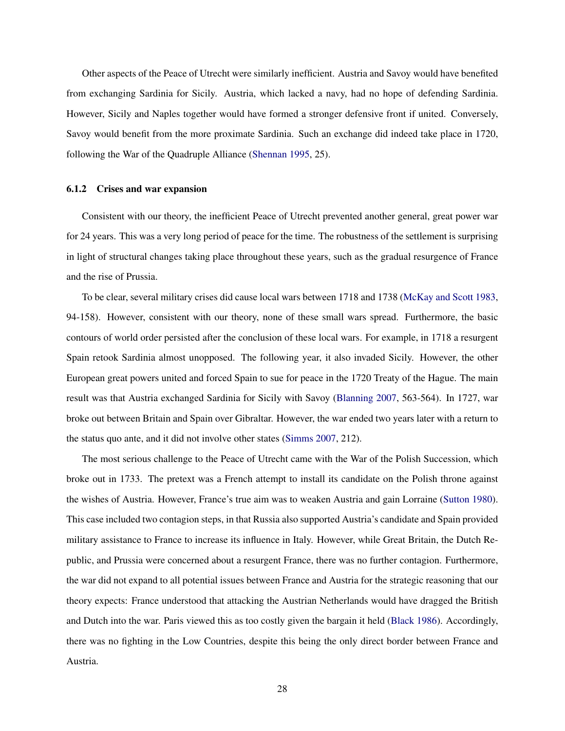Other aspects of the Peace of Utrecht were similarly inefficient. Austria and Savoy would have benefited from exchanging Sardinia for Sicily. Austria, which lacked a navy, had no hope of defending Sardinia. However, Sicily and Naples together would have formed a stronger defensive front if united. Conversely, Savoy would benefit from the more proximate Sardinia. Such an exchange did indeed take place in 1720, following the War of the Quadruple Alliance (Shennan 1995, 25).

### 6.1.2 Crises and war expansion

Consistent with our theory, the inefficient Peace of Utrecht prevented another general, great power war for 24 years. This was a very long period of peace for the time. The robustness of the settlement is surprising in light of structural changes taking place throughout these years, such as the gradual resurgence of France and the rise of Prussia.

To be clear, several military crises did cause local wars between 1718 and 1738 (McKay and Scott 1983, 94-158). However, consistent with our theory, none of these small wars spread. Furthermore, the basic contours of world order persisted after the conclusion of these local wars. For example, in 1718 a resurgent Spain retook Sardinia almost unopposed. The following year, it also invaded Sicily. However, the other European great powers united and forced Spain to sue for peace in the 1720 Treaty of the Hague. The main result was that Austria exchanged Sardinia for Sicily with Savoy (Blanning 2007, 563-564). In 1727, war broke out between Britain and Spain over Gibraltar. However, the war ended two years later with a return to the status quo ante, and it did not involve other states (Simms 2007, 212).

The most serious challenge to the Peace of Utrecht came with the War of the Polish Succession, which broke out in 1733. The pretext was a French attempt to install its candidate on the Polish throne against the wishes of Austria. However, France's true aim was to weaken Austria and gain Lorraine (Sutton 1980). This case included two contagion steps, in that Russia also supported Austria's candidate and Spain provided military assistance to France to increase its influence in Italy. However, while Great Britain, the Dutch Republic, and Prussia were concerned about a resurgent France, there was no further contagion. Furthermore, the war did not expand to all potential issues between France and Austria for the strategic reasoning that our theory expects: France understood that attacking the Austrian Netherlands would have dragged the British and Dutch into the war. Paris viewed this as too costly given the bargain it held (Black 1986). Accordingly, there was no fighting in the Low Countries, despite this being the only direct border between France and Austria.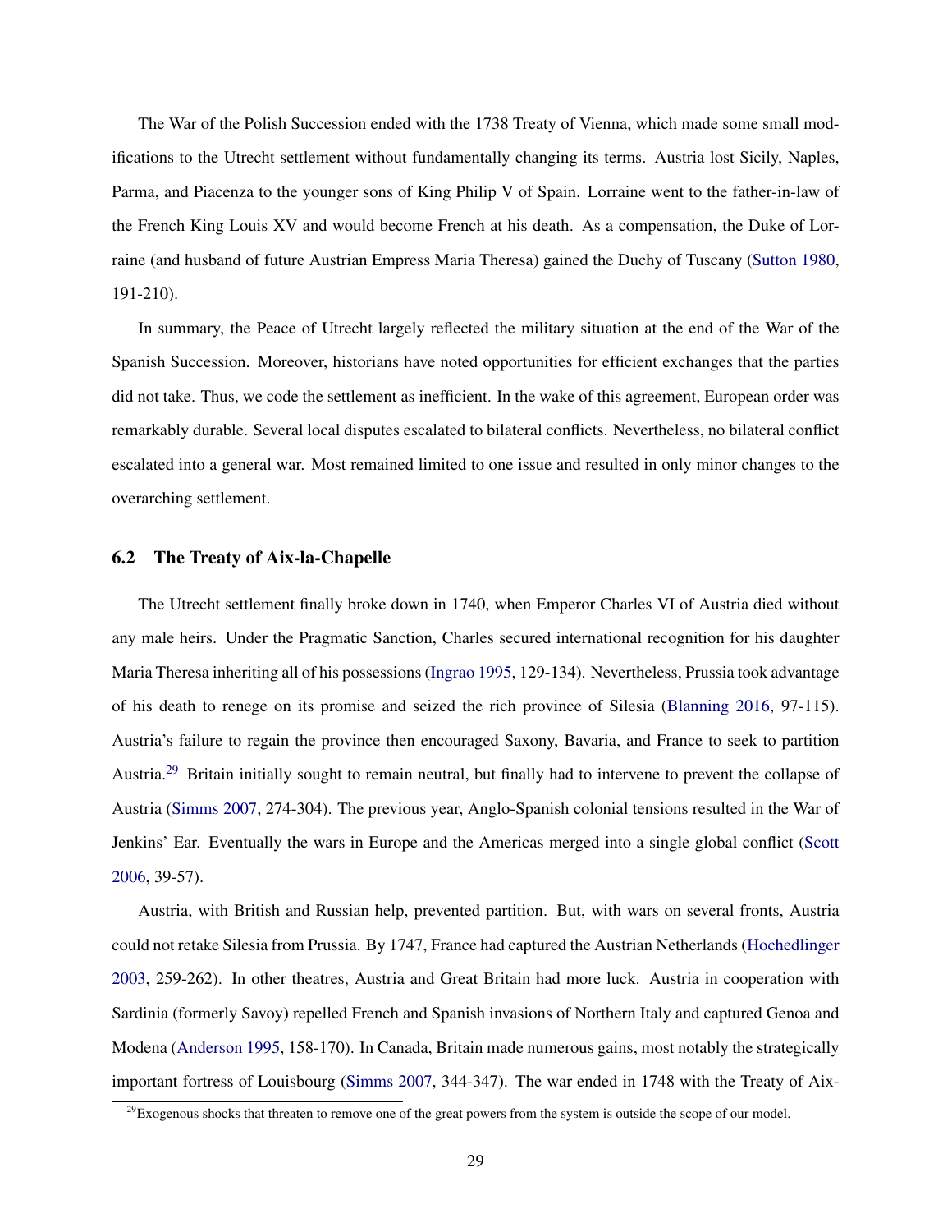The War of the Polish Succession ended with the 1738 Treaty of Vienna, which made some small modifications to the Utrecht settlement without fundamentally changing its terms. Austria lost Sicily, Naples, Parma, and Piacenza to the younger sons of King Philip V of Spain. Lorraine went to the father-in-law of the French King Louis XV and would become French at his death. As a compensation, the Duke of Lorraine (and husband of future Austrian Empress Maria Theresa) gained the Duchy of Tuscany (Sutton 1980, 191-210).

In summary, the Peace of Utrecht largely reflected the military situation at the end of the War of the Spanish Succession. Moreover, historians have noted opportunities for efficient exchanges that the parties did not take. Thus, we code the settlement as inefficient. In the wake of this agreement, European order was remarkably durable. Several local disputes escalated to bilateral conflicts. Nevertheless, no bilateral conflict escalated into a general war. Most remained limited to one issue and resulted in only minor changes to the overarching settlement.

### 6.2 The Treaty of Aix-la-Chapelle

The Utrecht settlement finally broke down in 1740, when Emperor Charles VI of Austria died without any male heirs. Under the Pragmatic Sanction, Charles secured international recognition for his daughter Maria Theresa inheriting all of his possessions (Ingrao 1995, 129-134). Nevertheless, Prussia took advantage of his death to renege on its promise and seized the rich province of Silesia (Blanning 2016, 97-115). Austria's failure to regain the province then encouraged Saxony, Bavaria, and France to seek to partition Austria.[29] Britain initially sought to remain neutral, but finally had to intervene to prevent the collapse of Austria (Simms 2007, 274-304). The previous year, Anglo-Spanish colonial tensions resulted in the War of Jenkins' Ear. Eventually the wars in Europe and the Americas merged into a single global conflict (Scott 2006, 39-57).

Austria, with British and Russian help, prevented partition. But, with wars on several fronts, Austria could not retake Silesia from Prussia. By 1747, France had captured the Austrian Netherlands (Hochedlinger 2003, 259-262). In other theatres, Austria and Great Britain had more luck. Austria in cooperation with Sardinia (formerly Savoy) repelled French and Spanish invasions of Northern Italy and captured Genoa and Modena (Anderson 1995, 158-170). In Canada, Britain made numerous gains, most notably the strategically important fortress of Louisbourg (Simms 2007, 344-347). The war ended in 1748 with the Treaty of Aix-

[29] Exogenous shocks that threaten to remove one of the great powers from the system is outside the scope of our model.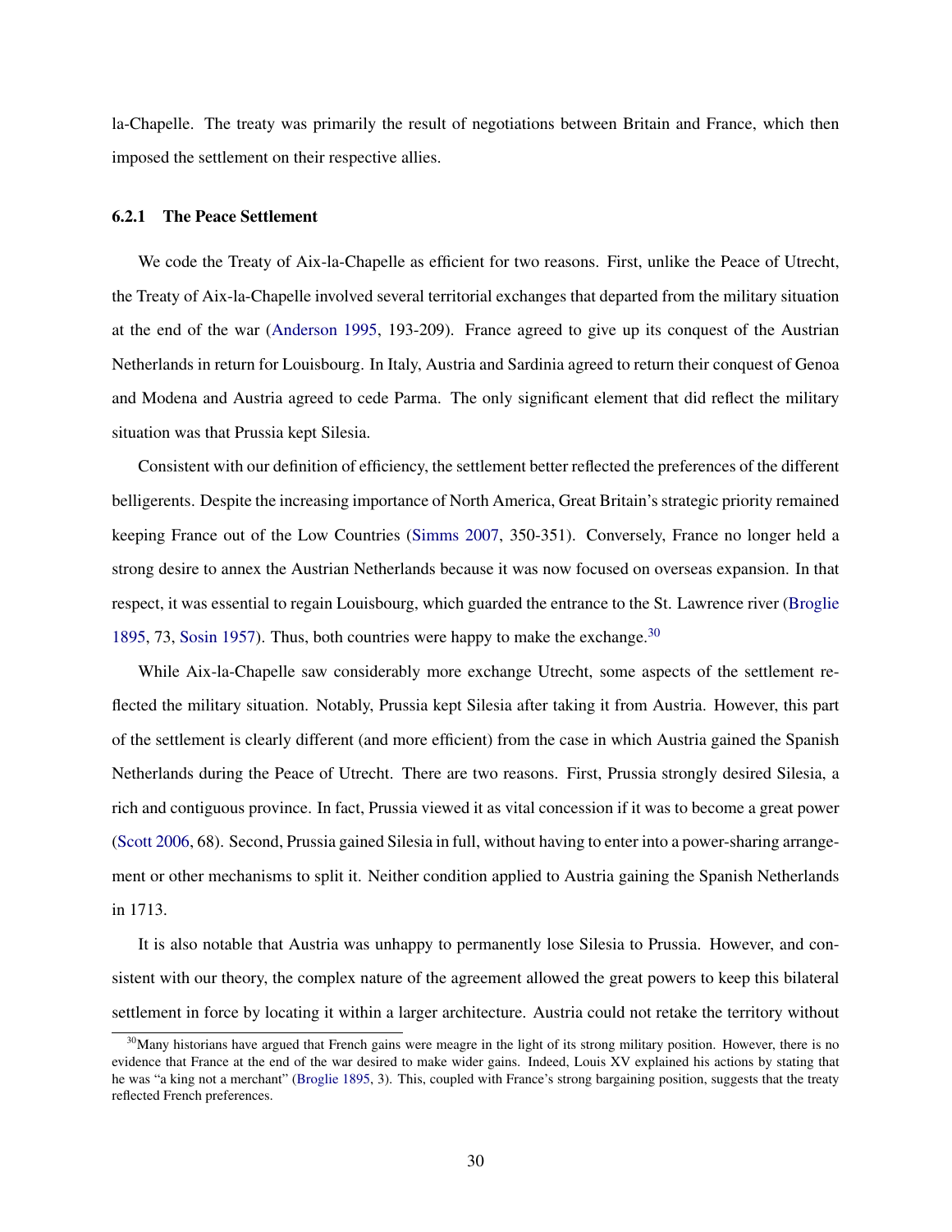la-Chapelle. The treaty was primarily the result of negotiations between Britain and France, which then imposed the settlement on their respective allies.

### 6.2.1 The Peace Settlement

We code the Treaty of Aix-la-Chapelle as efficient for two reasons. First, unlike the Peace of Utrecht, the Treaty of Aix-la-Chapelle involved several territorial exchanges that departed from the military situation at the end of the war (Anderson 1995, 193-209). France agreed to give up its conquest of the Austrian Netherlands in return for Louisbourg. In Italy, Austria and Sardinia agreed to return their conquest of Genoa and Modena and Austria agreed to cede Parma. The only significant element that did reflect the military situation was that Prussia kept Silesia.

Consistent with our definition of efficiency, the settlement better reflected the preferences of the different belligerents. Despite the increasing importance of North America, Great Britain's strategic priority remained keeping France out of the Low Countries (Simms 2007, 350-351). Conversely, France no longer held a strong desire to annex the Austrian Netherlands because it was now focused on overseas expansion. In that respect, it was essential to regain Louisbourg, which guarded the entrance to the St. Lawrence river (Broglie 1895, 73, Sosin 1957). Thus, both countries were happy to make the exchange.[30]

While Aix-la-Chapelle saw considerably more exchange Utrecht, some aspects of the settlement reflected the military situation. Notably, Prussia kept Silesia after taking it from Austria. However, this part of the settlement is clearly different (and more efficient) from the case in which Austria gained the Spanish Netherlands during the Peace of Utrecht. There are two reasons. First, Prussia strongly desired Silesia, a rich and contiguous province. In fact, Prussia viewed it as vital concession if it was to become a great power (Scott 2006, 68). Second, Prussia gained Silesia in full, without having to enter into a power-sharing arrangement or other mechanisms to split it. Neither condition applied to Austria gaining the Spanish Netherlands in 1713.

It is also notable that Austria was unhappy to permanently lose Silesia to Prussia. However, and consistent with our theory, the complex nature of the agreement allowed the great powers to keep this bilateral settlement in force by locating it within a larger architecture. Austria could not retake the territory without

[30] Many historians have argued that French gains were meagre in the light of its strong military position. However, there is no evidence that France at the end of the war desired to make wider gains. Indeed, Louis XV explained his actions by stating that he was "a king not a merchant" (Broglie 1895, 3). This, coupled with France's strong bargaining position, suggests that the treaty reflected French preferences.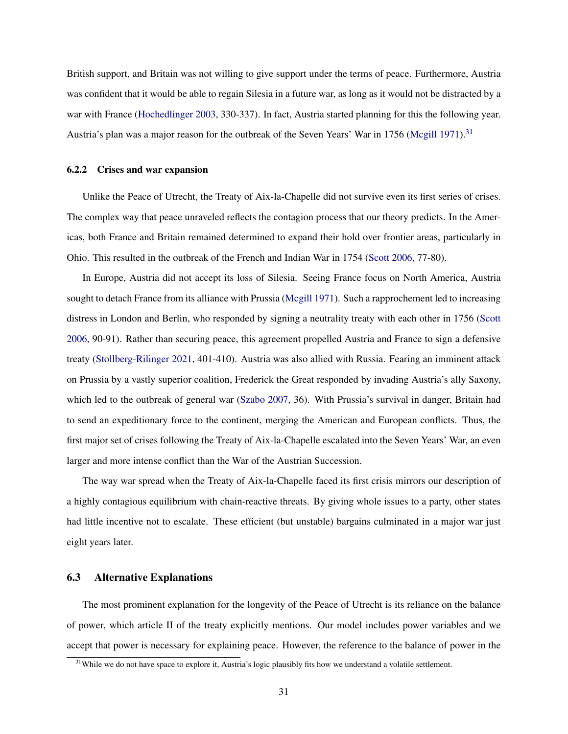British support, and Britain was not willing to give support under the terms of peace. Furthermore, Austria was confident that it would be able to regain Silesia in a future war, as long as it would not be distracted by a war with France (Hochedlinger 2003, 330-337). In fact, Austria started planning for this the following year. Austria's plan was a major reason for the outbreak of the Seven Years' War in 1756 (Mcgill 1971).[31]

### 6.2.2 Crises and war expansion

Unlike the Peace of Utrecht, the Treaty of Aix-la-Chapelle did not survive even its first series of crises. The complex way that peace unraveled reflects the contagion process that our theory predicts. In the Americas, both France and Britain remained determined to expand their hold over frontier areas, particularly in Ohio. This resulted in the outbreak of the French and Indian War in 1754 (Scott 2006, 77-80).

In Europe, Austria did not accept its loss of Silesia. Seeing France focus on North America, Austria sought to detach France from its alliance with Prussia (Mcgill 1971). Such a rapprochement led to increasing distress in London and Berlin, who responded by signing a neutrality treaty with each other in 1756 (Scott 2006, 90-91). Rather than securing peace, this agreement propelled Austria and France to sign a defensive treaty (Stollberg-Rilinger 2021, 401-410). Austria was also allied with Russia. Fearing an imminent attack on Prussia by a vastly superior coalition, Frederick the Great responded by invading Austria's ally Saxony, which led to the outbreak of general war (Szabo 2007, 36). With Prussia's survival in danger, Britain had to send an expeditionary force to the continent, merging the American and European conflicts. Thus, the first major set of crises following the Treaty of Aix-la-Chapelle escalated into the Seven Years' War, an even larger and more intense conflict than the War of the Austrian Succession.

The way war spread when the Treaty of Aix-la-Chapelle faced its first crisis mirrors our description of a highly contagious equilibrium with chain-reactive threats. By giving whole issues to a party, other states had little incentive not to escalate. These efficient (but unstable) bargains culminated in a major war just eight years later.

## 6.3 Alternative Explanations

The most prominent explanation for the longevity of the Peace of Utrecht is its reliance on the balance of power, which article II of the treaty explicitly mentions. Our model includes power variables and we accept that power is necessary for explaining peace. However, the reference to the balance of power in the

[31] While we do not have space to explore it, Austria's logic plausibly fits how we understand a volatile settlement.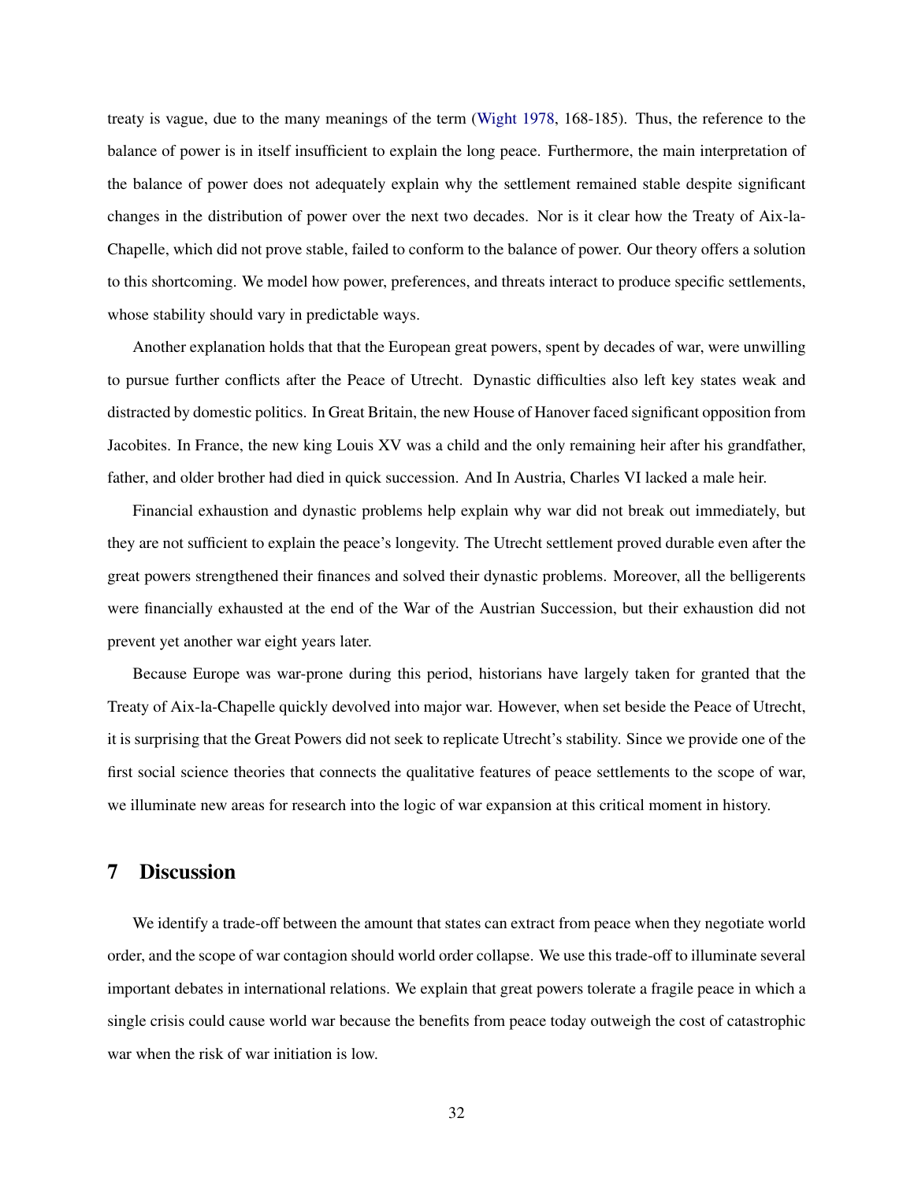treaty is vague, due to the many meanings of the term (Wight 1978, 168-185). Thus, the reference to the balance of power is in itself insufficient to explain the long peace. Furthermore, the main interpretation of the balance of power does not adequately explain why the settlement remained stable despite significant changes in the distribution of power over the next two decades. Nor is it clear how the Treaty of Aix-la-Chapelle, which did not prove stable, failed to conform to the balance of power. Our theory offers a solution to this shortcoming. We model how power, preferences, and threats interact to produce specific settlements, whose stability should vary in predictable ways.

Another explanation holds that that the European great powers, spent by decades of war, were unwilling to pursue further conflicts after the Peace of Utrecht. Dynastic difficulties also left key states weak and distracted by domestic politics. In Great Britain, the new House of Hanover faced significant opposition from Jacobites. In France, the new king Louis XV was a child and the only remaining heir after his grandfather, father, and older brother had died in quick succession. And In Austria, Charles VI lacked a male heir.

Financial exhaustion and dynastic problems help explain why war did not break out immediately, but they are not sufficient to explain the peace's longevity. The Utrecht settlement proved durable even after the great powers strengthened their finances and solved their dynastic problems. Moreover, all the belligerents were financially exhausted at the end of the War of the Austrian Succession, but their exhaustion did not prevent yet another war eight years later.

Because Europe was war-prone during this period, historians have largely taken for granted that the Treaty of Aix-la-Chapelle quickly devolved into major war. However, when set beside the Peace of Utrecht, it is surprising that the Great Powers did not seek to replicate Utrecht's stability. Since we provide one of the first social science theories that connects the qualitative features of peace settlements to the scope of war, we illuminate new areas for research into the logic of war expansion at this critical moment in history.

## 7 Discussion

We identify a trade-off between the amount that states can extract from peace when they negotiate world order, and the scope of war contagion should world order collapse. We use this trade-off to illuminate several important debates in international relations. We explain that great powers tolerate a fragile peace in which a single crisis could cause world war because the benefits from peace today outweigh the cost of catastrophic war when the risk of war initiation is low.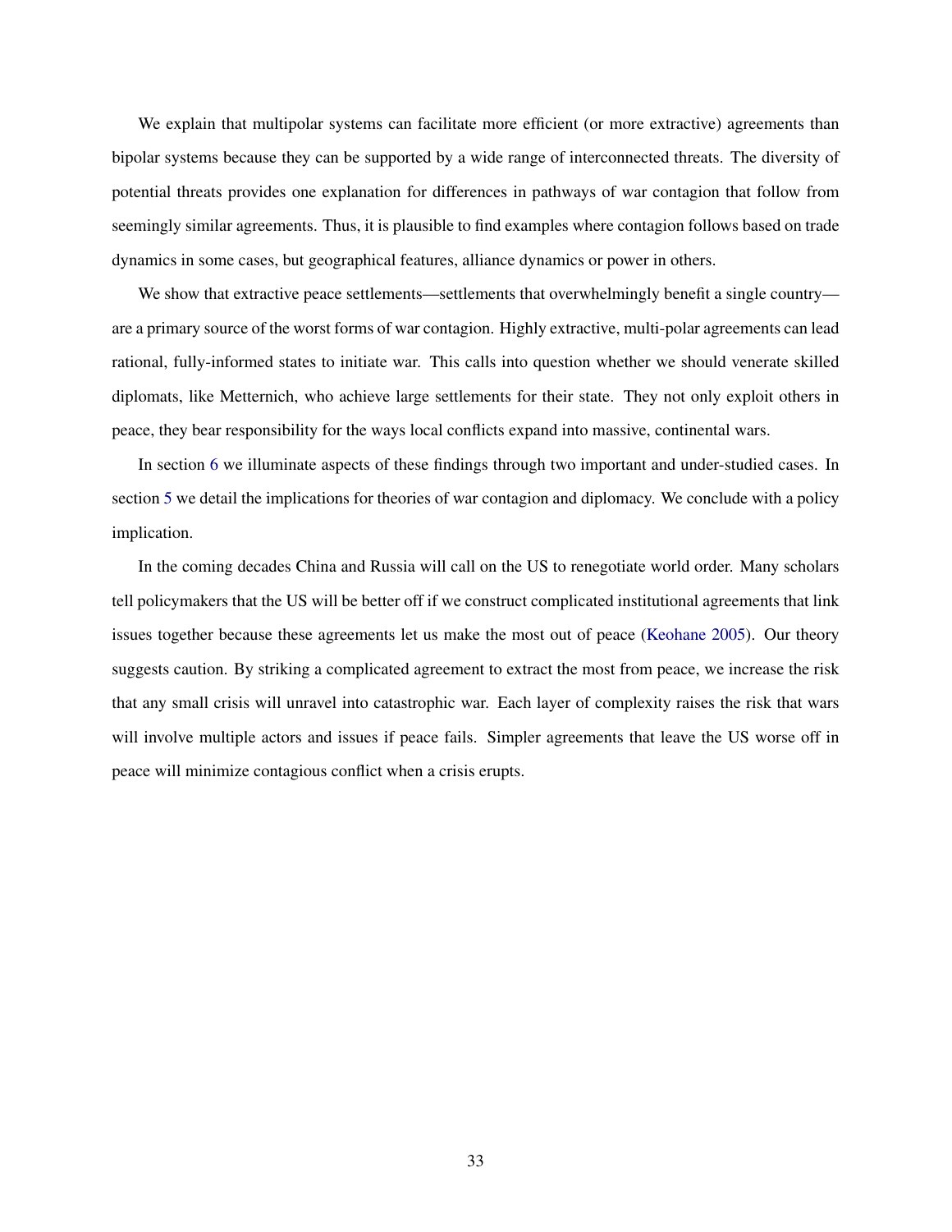We explain that multipolar systems can facilitate more efficient (or more extractive) agreements than bipolar systems because they can be supported by a wide range of interconnected threats. The diversity of potential threats provides one explanation for differences in pathways of war contagion that follow from seemingly similar agreements. Thus, it is plausible to find examples where contagion follows based on trade dynamics in some cases, but geographical features, alliance dynamics or power in others.

We show that extractive peace settlements—settlements that overwhelmingly benefit a single country—are a primary source of the worst forms of war contagion. Highly extractive, multi-polar agreements can lead rational, fully-informed states to initiate war. This calls into question whether we should venerate skilled diplomats, like Metternich, who achieve large settlements for their state. They not only exploit others in peace, they bear responsibility for the ways local conflicts expand into massive, continental wars.

In section 6 we illuminate aspects of these findings through two important and under-studied cases. In section 5 we detail the implications for theories of war contagion and diplomacy. We conclude with a policy implication.

In the coming decades China and Russia will call on the US to renegotiate world order. Many scholars tell policymakers that the US will be better off if we construct complicated institutional agreements that link issues together because these agreements let us make the most out of peace (Keohane 2005). Our theory suggests caution. By striking a complicated agreement to extract the most from peace, we increase the risk that any small crisis will unravel into catastrophic war. Each layer of complexity raises the risk that wars will involve multiple actors and issues if peace fails. Simpler agreements that leave the US worse off in peace will minimize contagious conflict when a crisis erupts.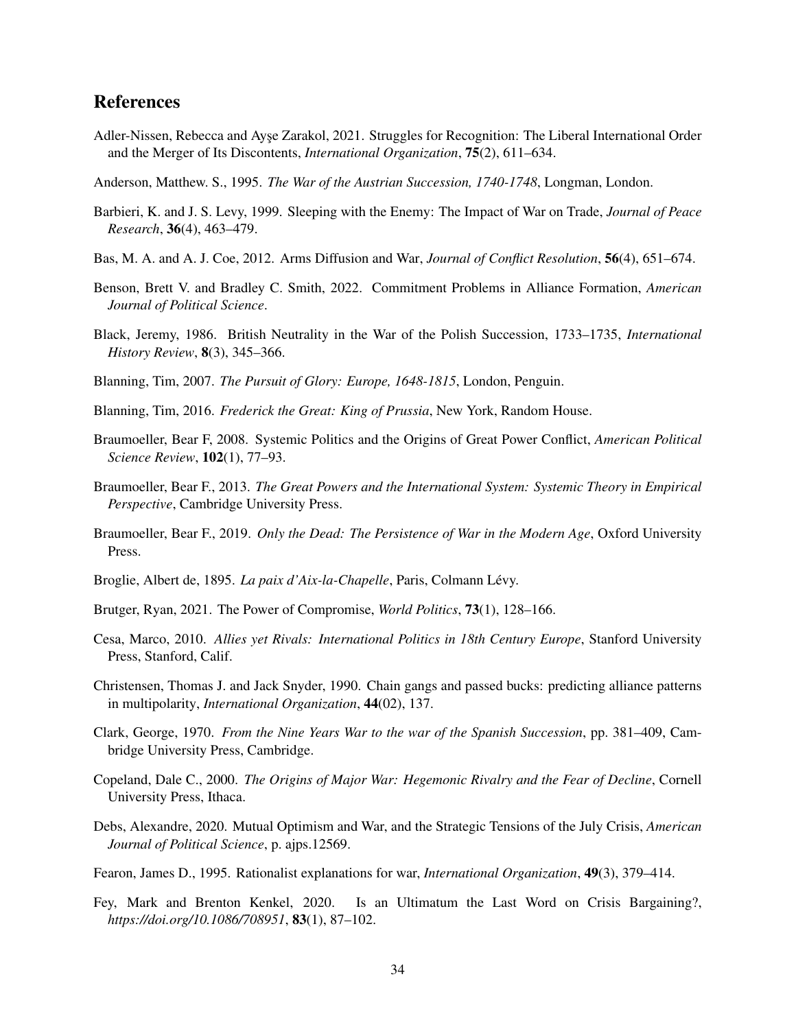## References

Adler-Nissen, Rebecca and Ayşe Zarakol, 2021. Struggles for Recognition: The Liberal International Order and the Merger of Its Discontents, *International Organization*, **75**(2), 611–634.

Anderson, Matthew. S., 1995. *The War of the Austrian Succession, 1740-1748*, Longman, London.

Barbieri, K. and J. S. Levy, 1999. Sleeping with the Enemy: The Impact of War on Trade, *Journal of Peace Research*, **36**(4), 463–479.

Bas, M. A. and A. J. Coe, 2012. Arms Diffusion and War, *Journal of Conflict Resolution*, **56**(4), 651–674.

Benson, Brett V. and Bradley C. Smith, 2022. Commitment Problems in Alliance Formation, *American Journal of Political Science*.

Black, Jeremy, 1986. British Neutrality in the War of the Polish Succession, 1733–1735, *International History Review*, **8**(3), 345–366.

Blanning, Tim, 2007. *The Pursuit of Glory: Europe, 1648-1815*, London, Penguin.

Blanning, Tim, 2016. *Frederick the Great: King of Prussia*, New York, Random House.

Braumoeller, Bear F, 2008. Systemic Politics and the Origins of Great Power Conflict, *American Political Science Review*, **102**(1), 77–93.

Braumoeller, Bear F., 2013. *The Great Powers and the International System: Systemic Theory in Empirical Perspective*, Cambridge University Press.

Braumoeller, Bear F., 2019. *Only the Dead: The Persistence of War in the Modern Age*, Oxford University Press.

Broglie, Albert de, 1895. *La paix d'Aix-la-Chapelle*, Paris, Colmann Lévy.

Brutger, Ryan, 2021. The Power of Compromise, *World Politics*, **73**(1), 128–166.

Cesa, Marco, 2010. *Allies yet Rivals: International Politics in 18th Century Europe*, Stanford University Press, Stanford, Calif.

Christensen, Thomas J. and Jack Snyder, 1990. Chain gangs and passed bucks: predicting alliance patterns in multipolarity, *International Organization*, **44**(02), 137.

Clark, George, 1970. *From the Nine Years War to the war of the Spanish Succession*, pp. 381–409, Cambridge University Press, Cambridge.

Copeland, Dale C., 2000. *The Origins of Major War: Hegemonic Rivalry and the Fear of Decline*, Cornell University Press, Ithaca.

Debs, Alexandre, 2020. Mutual Optimism and War, and the Strategic Tensions of the July Crisis, *American Journal of Political Science*, p. ajps.12569.

Fearon, James D., 1995. Rationalist explanations for war, *International Organization*, **49**(3), 379–414.

Fey, Mark and Brenton Kenkel, 2020. Is an Ultimatum the Last Word on Crisis Bargaining?, *https://doi.org/10.1086/708951*, **83**(1), 87–102.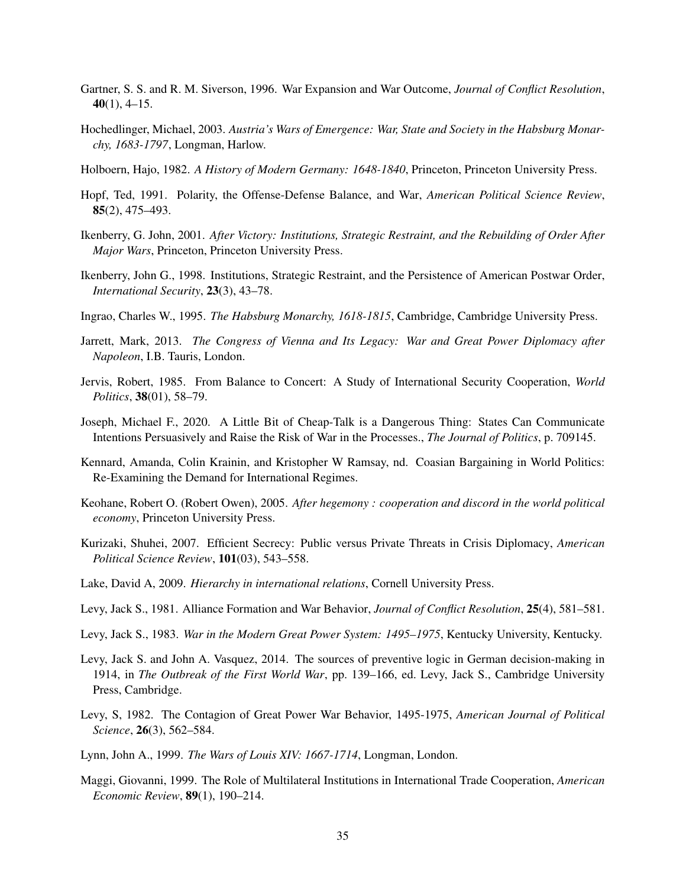Gartner, S. S. and R. M. Siverson, 1996. War Expansion and War Outcome, *Journal of Conflict Resolution*, **40**(1), 4–15.

Hochedlinger, Michael, 2003. *Austria's Wars of Emergence: War, State and Society in the Habsburg Monarchy, 1683-1797*, Longman, Harlow.

Holboern, Hajo, 1982. *A History of Modern Germany: 1648-1840*, Princeton, Princeton University Press.

Hopf, Ted, 1991. Polarity, the Offense-Defense Balance, and War, *American Political Science Review*, **85**(2), 475–493.

Ikenberry, G. John, 2001. *After Victory: Institutions, Strategic Restraint, and the Rebuilding of Order After Major Wars*, Princeton, Princeton University Press.

Ikenberry, John G., 1998. Institutions, Strategic Restraint, and the Persistence of American Postwar Order, *International Security*, **23**(3), 43–78.

Ingrao, Charles W., 1995. *The Habsburg Monarchy, 1618-1815*, Cambridge, Cambridge University Press.

Jarrett, Mark, 2013. *The Congress of Vienna and Its Legacy: War and Great Power Diplomacy after Napoleon*, I.B. Tauris, London.

Jervis, Robert, 1985. From Balance to Concert: A Study of International Security Cooperation, *World Politics*, **38**(01), 58–79.

Joseph, Michael F., 2020. A Little Bit of Cheap-Talk is a Dangerous Thing: States Can Communicate Intentions Persuasively and Raise the Risk of War in the Processes., *The Journal of Politics*, p. 709145.

Kennard, Amanda, Colin Krainin, and Kristopher W Ramsay, nd. Coasian Bargaining in World Politics: Re-Examining the Demand for International Regimes.

Keohane, Robert O. (Robert Owen), 2005. *After hegemony : cooperation and discord in the world political economy*, Princeton University Press.

Kurizaki, Shuhei, 2007. Efficient Secrecy: Public versus Private Threats in Crisis Diplomacy, *American Political Science Review*, **101**(03), 543–558.

Lake, David A, 2009. *Hierarchy in international relations*, Cornell University Press.

Levy, Jack S., 1981. Alliance Formation and War Behavior, *Journal of Conflict Resolution*, **25**(4), 581–581.

Levy, Jack S., 1983. *War in the Modern Great Power System: 1495–1975*, Kentucky University, Kentucky.

Levy, Jack S. and John A. Vasquez, 2014. The sources of preventive logic in German decision-making in 1914, in *The Outbreak of the First World War*, pp. 139–166, ed. Levy, Jack S., Cambridge University Press, Cambridge.

Levy, S, 1982. The Contagion of Great Power War Behavior, 1495-1975, *American Journal of Political Science*, **26**(3), 562–584.

Lynn, John A., 1999. *The Wars of Louis XIV: 1667-1714*, Longman, London.

Maggi, Giovanni, 1999. The Role of Multilateral Institutions in International Trade Cooperation, *American Economic Review*, **89**(1), 190–214.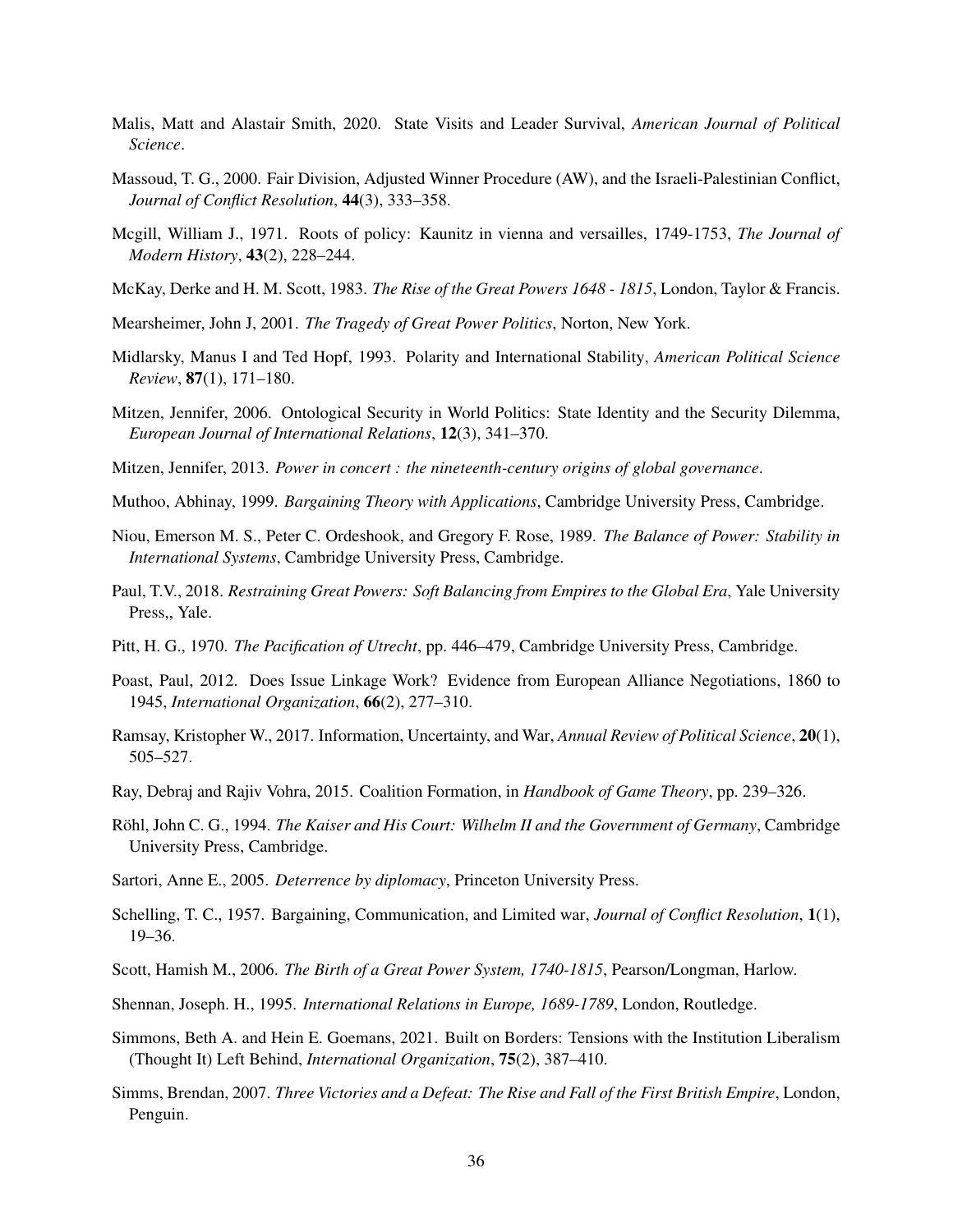Malis, Matt and Alastair Smith, 2020. State Visits and Leader Survival, *American Journal of Political Science*.

Massoud, T. G., 2000. Fair Division, Adjusted Winner Procedure (AW), and the Israeli-Palestinian Conflict, *Journal of Conflict Resolution*, **44**(3), 333–358.

Mcgill, William J., 1971. Roots of policy: Kaunitz in vienna and versailles, 1749-1753, *The Journal of Modern History*, **43**(2), 228–244.

McKay, Derke and H. M. Scott, 1983. *The Rise of the Great Powers 1648 - 1815*, London, Taylor & Francis.

Mearsheimer, John J, 2001. *The Tragedy of Great Power Politics*, Norton, New York.

Midlarsky, Manus I and Ted Hopf, 1993. Polarity and International Stability, *American Political Science Review*, **87**(1), 171–180.

Mitzen, Jennifer, 2006. Ontological Security in World Politics: State Identity and the Security Dilemma, *European Journal of International Relations*, **12**(3), 341–370.

Mitzen, Jennifer, 2013. *Power in concert : the nineteenth-century origins of global governance*.

Muthoo, Abhinay, 1999. *Bargaining Theory with Applications*, Cambridge University Press, Cambridge.

Niou, Emerson M. S., Peter C. Ordeshook, and Gregory F. Rose, 1989. *The Balance of Power: Stability in International Systems*, Cambridge University Press, Cambridge.

Paul, T.V., 2018. *Restraining Great Powers: Soft Balancing from Empires to the Global Era*, Yale University Press,, Yale.

Pitt, H. G., 1970. *The Pacification of Utrecht*, pp. 446–479, Cambridge University Press, Cambridge.

Poast, Paul, 2012. Does Issue Linkage Work? Evidence from European Alliance Negotiations, 1860 to 1945, *International Organization*, **66**(2), 277–310.

Ramsay, Kristopher W., 2017. Information, Uncertainty, and War, *Annual Review of Political Science*, **20**(1), 505–527.

Ray, Debraj and Rajiv Vohra, 2015. Coalition Formation, in *Handbook of Game Theory*, pp. 239–326.

Röhl, John C. G., 1994. *The Kaiser and His Court: Wilhelm II and the Government of Germany*, Cambridge University Press, Cambridge.

Sartori, Anne E., 2005. *Deterrence by diplomacy*, Princeton University Press.

Schelling, T. C., 1957. Bargaining, Communication, and Limited war, *Journal of Conflict Resolution*, **1**(1), 19–36.

Scott, Hamish M., 2006. *The Birth of a Great Power System, 1740-1815*, Pearson/Longman, Harlow.

Shennan, Joseph. H., 1995. *International Relations in Europe, 1689-1789*, London, Routledge.

Simmons, Beth A. and Hein E. Goemans, 2021. Built on Borders: Tensions with the Institution Liberalism (Thought It) Left Behind, *International Organization*, **75**(2), 387–410.

Simms, Brendan, 2007. *Three Victories and a Defeat: The Rise and Fall of the First British Empire*, London, Penguin.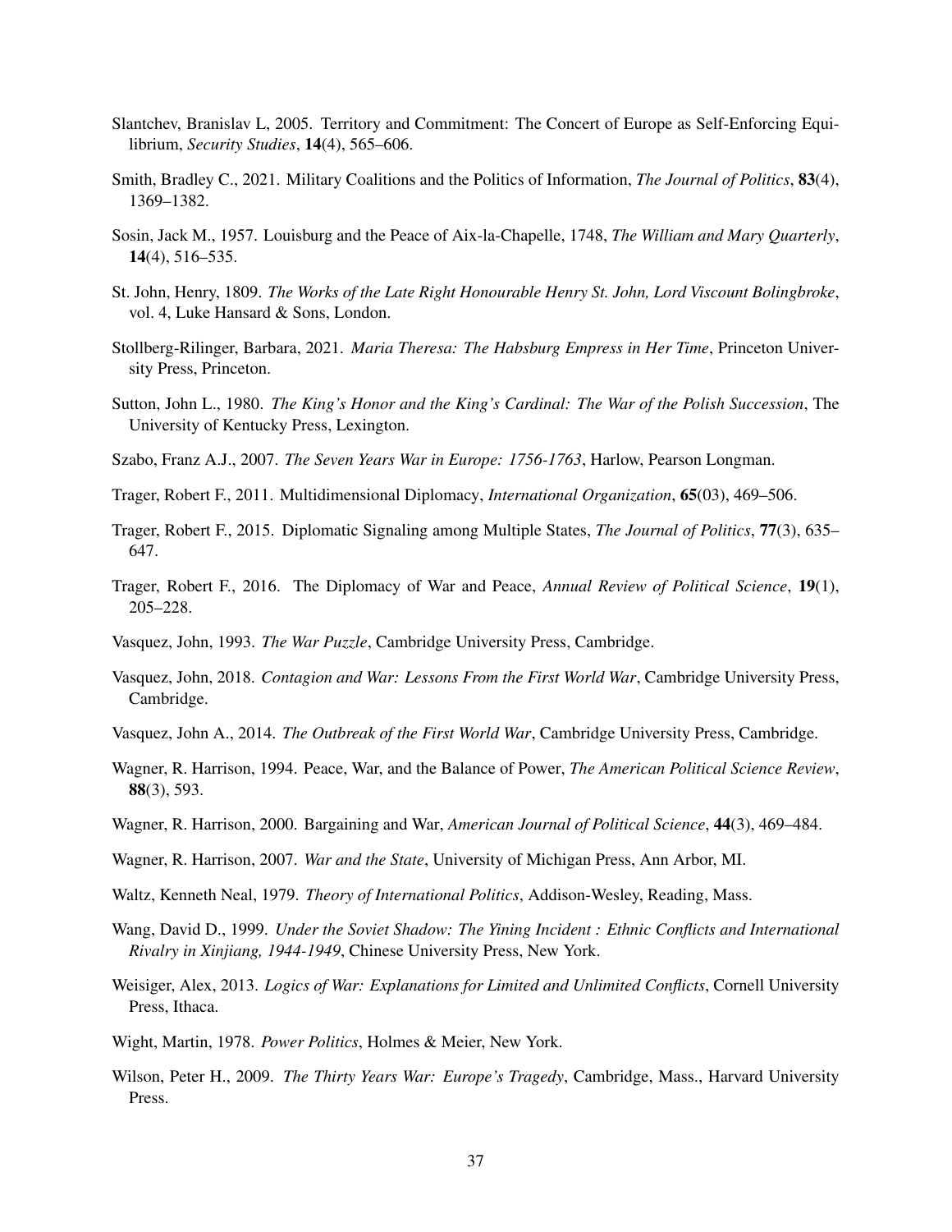Slantchev, Branislav L, 2005. Territory and Commitment: The Concert of Europe as Self-Enforcing Equilibrium, *Security Studies*, **14**(4), 565–606.

Smith, Bradley C., 2021. Military Coalitions and the Politics of Information, *The Journal of Politics*, **83**(4), 1369–1382.

Sosin, Jack M., 1957. Louisburg and the Peace of Aix-la-Chapelle, 1748, *The William and Mary Quarterly*, **14**(4), 516–535.

St. John, Henry, 1809. *The Works of the Late Right Honourable Henry St. John, Lord Viscount Bolingbroke*, vol. 4, Luke Hansard & Sons, London.

Stollberg-Rilinger, Barbara, 2021. *Maria Theresa: The Habsburg Empress in Her Time*, Princeton University Press, Princeton.

Sutton, John L., 1980. *The King's Honor and the King's Cardinal: The War of the Polish Succession*, The University of Kentucky Press, Lexington.

Szabo, Franz A.J., 2007. *The Seven Years War in Europe: 1756-1763*, Harlow, Pearson Longman.

Trager, Robert F., 2011. Multidimensional Diplomacy, *International Organization*, **65**(03), 469–506.

Trager, Robert F., 2015. Diplomatic Signaling among Multiple States, *The Journal of Politics*, **77**(3), 635–647.

Trager, Robert F., 2016. The Diplomacy of War and Peace, *Annual Review of Political Science*, **19**(1), 205–228.

Vasquez, John, 1993. *The War Puzzle*, Cambridge University Press, Cambridge.

Vasquez, John, 2018. *Contagion and War: Lessons From the First World War*, Cambridge University Press, Cambridge.

Vasquez, John A., 2014. *The Outbreak of the First World War*, Cambridge University Press, Cambridge.

Wagner, R. Harrison, 1994. Peace, War, and the Balance of Power, *The American Political Science Review*, **88**(3), 593.

Wagner, R. Harrison, 2000. Bargaining and War, *American Journal of Political Science*, **44**(3), 469–484.

Wagner, R. Harrison, 2007. *War and the State*, University of Michigan Press, Ann Arbor, MI.

Waltz, Kenneth Neal, 1979. *Theory of International Politics*, Addison-Wesley, Reading, Mass.

Wang, David D., 1999. *Under the Soviet Shadow: The Yining Incident : Ethnic Conflicts and International Rivalry in Xinjiang, 1944-1949*, Chinese University Press, New York.

Weisiger, Alex, 2013. *Logics of War: Explanations for Limited and Unlimited Conflicts*, Cornell University Press, Ithaca.

Wight, Martin, 1978. *Power Politics*, Holmes & Meier, New York.

Wilson, Peter H., 2009. *The Thirty Years War: Europe's Tragedy*, Cambridge, Mass., Harvard University Press.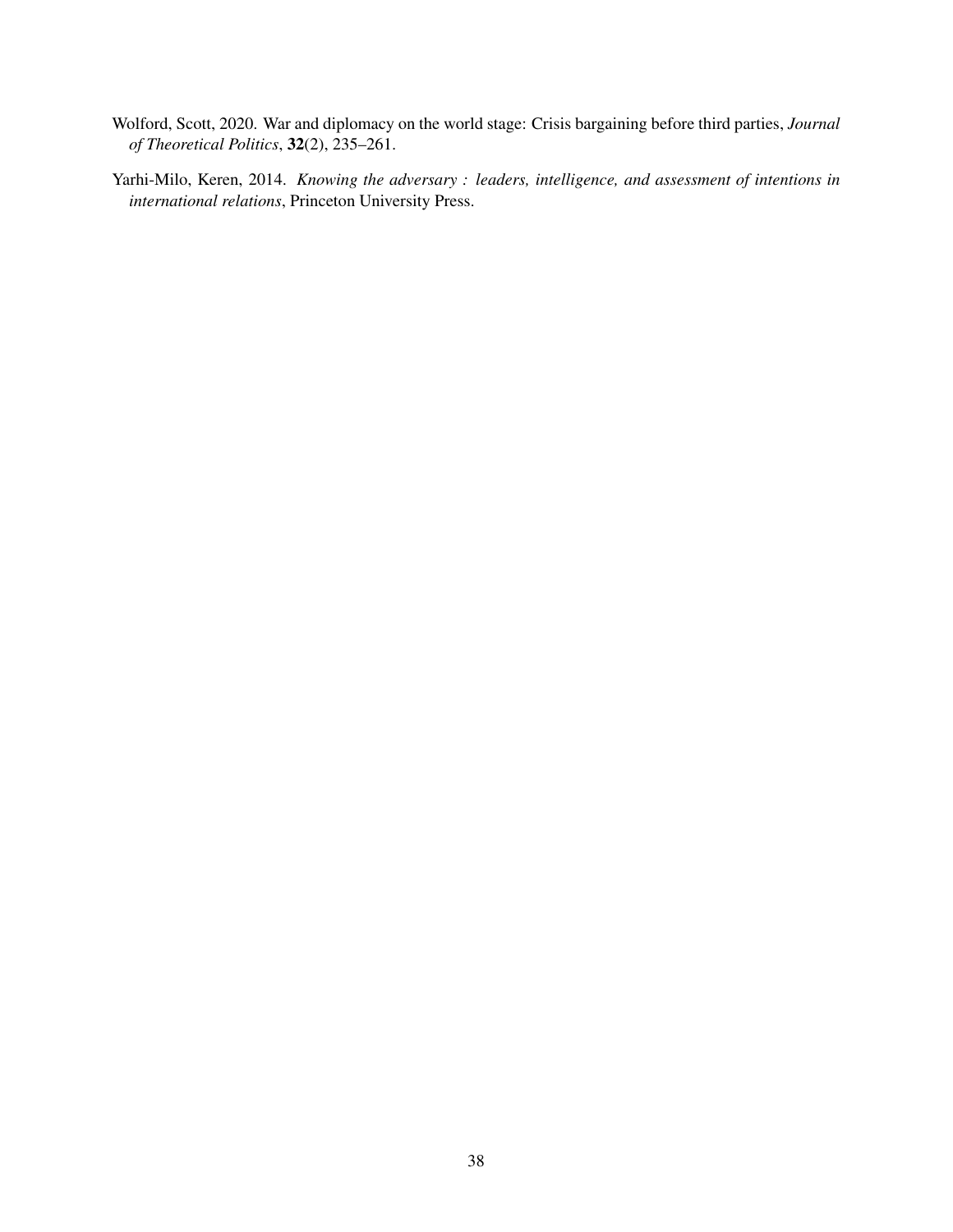Wolford, Scott, 2020. War and diplomacy on the world stage: Crisis bargaining before third parties, *Journal of Theoretical Politics*, **32**(2), 235–261.

Yarhi-Milo, Keren, 2014. *Knowing the adversary : leaders, intelligence, and assessment of intentions in international relations*, Princeton University Press.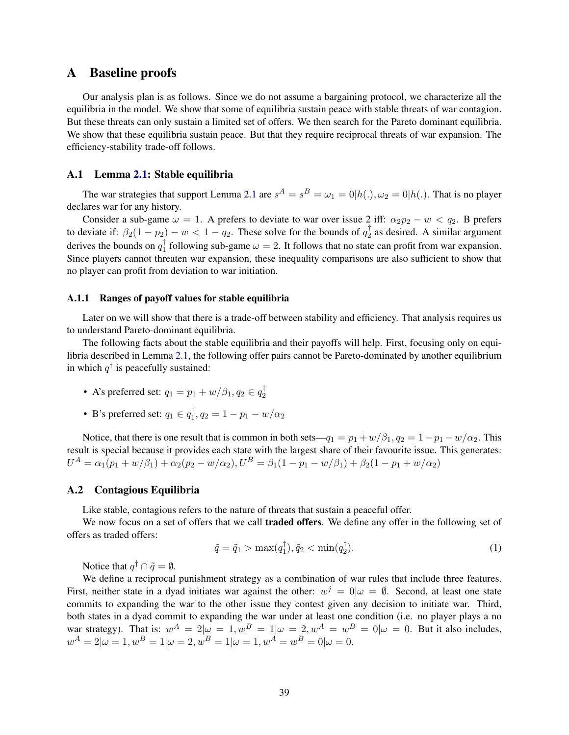# A Baseline proofs

Our analysis plan is as follows. Since we do not assume a bargaining protocol, we characterize all the equilibria in the model. We show that some of equilibria sustain peace with stable threats of war contagion. But these threats can only sustain a limited set of offers. We then search for the Pareto dominant equilibria. We show that these equilibria sustain peace. But that they require reciprocal threats of war expansion. The efficiency-stability trade-off follows.

## A.1 Lemma 2.1: Stable equilibria

The war strategies that support Lemma 2.1 are $s^A = s^B = \omega_1 = 0|h(.), \omega_2 = 0|h(.)$. That is no player declares war for any history.

Consider a sub-game $\omega = 1$. A prefers to deviate to war over issue 2 iff: $\alpha_2 p_2 - w < q_2$. B prefers to deviate if: $\beta_2(1 - p_2) - w < 1 - q_2$. These solve for the bounds of $q_2^\dagger$ as desired. A similar argument derives the bounds on $q_1^\dagger$ following sub-game $\omega = 2$. It follows that no state can profit from war expansion. Since players cannot threaten war expansion, these inequality comparisons are also sufficient to show that no player can profit from deviation to war initiation.

### A.1.1 Ranges of payoff values for stable equilibria

Later on we will show that there is a trade-off between stability and efficiency. That analysis requires us to understand Pareto-dominant equilibria.

The following facts about the stable equilibria and their payoffs will help. First, focusing only on equilibria described in Lemma 2.1, the following offer pairs cannot be Pareto-dominated by another equilibrium in which $q^\dagger$ is peacefully sustained:

- A's preferred set: $q_1 = p_1 + w/\beta_1, q_2 \in q_2^\dagger$
- B's preferred set: $q_1 \in q_1^\dagger, q_2 = 1 - p_1 - w/\alpha_2$

Notice, that there is one result that is common in both sets—$q_1 = p_1 + w/\beta_1, q_2 = 1 - p_1 - w/\alpha_2$. This result is special because it provides each state with the largest share of their favourite issue. This generates: $U^A = \alpha_1(p_1 + w/\beta_1) + \alpha_2(p_2 - w/\alpha_2), U^B = \beta_1(1 - p_1 - w/\beta_1) + \beta_2(1 - p_1 + w/\alpha_2)$

## A.2 Contagious Equilibria

Like stable, contagious refers to the nature of threats that sustain a peaceful offer.

We now focus on a set of offers that we call **traded offers**. We define any offer in the following set of offers as traded offers:

$$\tilde{q} = \tilde{q}_1 > \max(q_1^\dagger), \tilde{q}_2 < \min(q_2^\dagger). \tag{1}$$

Notice that $q^\dagger \cap \tilde{q} = \emptyset$.

We define a reciprocal punishment strategy as a combination of war rules that include three features. First, neither state in a dyad initiates war against the other: $w^j = 0|\omega = \emptyset$. Second, at least one state commits to expanding the war to the other issue they contest given any decision to initiate war. Third, both states in a dyad commit to expanding the war under at least one condition (i.e. no player plays a no war strategy). That is: $w^A = 2|\omega = 1, w^B = 1|\omega = 2, w^A = w^B = 0|\omega = 0$. But it also includes, $w^A = 2|\omega = 1, w^B = 1|\omega = 2, w^B = 1|\omega = 1, w^A = w^B = 0|\omega = 0$.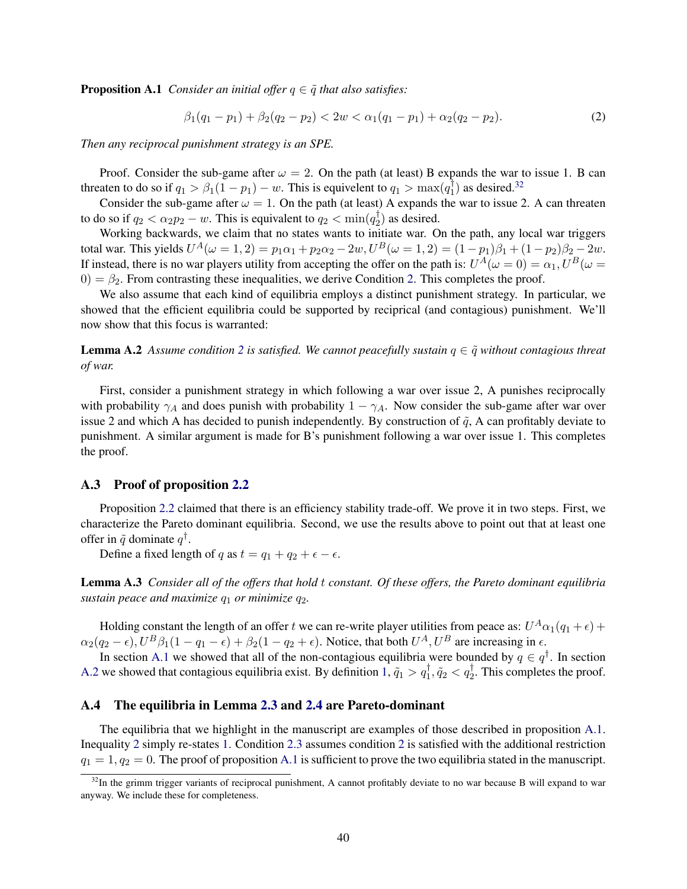**Proposition A.1** *Consider an initial offer $q \in \tilde{q}$ that also satisfies:*

$$\beta_1(q_1 - p_1) + \beta_2(q_2 - p_2) < 2w < \alpha_1(q_1 - p_1) + \alpha_2(q_2 - p_2). \tag{2}$$

*Then any reciprocal punishment strategy is an SPE.*

Proof. Consider the sub-game after $\omega = 2$. On the path (at least) B expands the war to issue 1. B can threaten to do so if $q_1 > \beta_1(1 - p_1) - w$. This is equivelent to $q_1 > \max(q_1^\dagger)$ as desired.[32]

Consider the sub-game after $\omega = 1$. On the path (at least) A expands the war to issue 2. A can threaten to do so if $q_2 < \alpha_2 p_2 - w$. This is equivalent to $q_2 < \min(q_2^\dagger)$ as desired.

Working backwards, we claim that no states wants to initiate war. On the path, any local war triggers total war. This yields $U^A(\omega = 1, 2) = p_1\alpha_1 + p_2\alpha_2 - 2w, U^B(\omega = 1, 2) = (1 - p_1)\beta_1 + (1 - p_2)\beta_2 - 2w$. If instead, there is no war players utility from accepting the offer on the path is: $U^A(\omega = 0) = \alpha_1, U^B(\omega = 0) = \beta_2$. From contrasting these inequalities, we derive Condition 2. This completes the proof.

We also assume that each kind of equilibria employs a distinct punishment strategy. In particular, we showed that the efficient equilibria could be supported by recipricral (and contagious) punishment. We'll now show that this focus is warranted:

**Lemma A.2** *Assume condition 2 is satisfied. We cannot peacefully sustain $q \in \tilde{q}$ without contagious threat of war.*

First, consider a punishment strategy in which following a war over issue 2, A punishes reciprocally with probability $\gamma_A$ and does punish with probability $1 - \gamma_A$. Now consider the sub-game after war over issue 2 and which A has decided to punish independently. By construction of $\tilde{q}$, A can profitably deviate to punishment. A similar argument is made for B's punishment following a war over issue 1. This completes the proof.

### A.3 Proof of proposition 2.2

Proposition 2.2 claimed that there is an efficiency stability trade-off. We prove it in two steps. First, we characterize the Pareto dominant equilibria. Second, we use the results above to point out that at least one offer in $\tilde{q}$ dominate $q^\dagger$.

Define a fixed length of $q$ as $t = q_1 + q_2 + \epsilon - \epsilon$.

**Lemma A.3** *Consider all of the offers that hold $t$ constant. Of these offers, the Pareto dominant equilibria sustain peace and maximize $q_1$ or minimize $q_2$.*

Holding constant the length of an offer $t$ we can re-write player utilities from peace as: $U^A \alpha_1(q_1 + \epsilon) + \alpha_2(q_2 - \epsilon), U^B \beta_1(1 - q_1 - \epsilon) + \beta_2(1 - q_2 + \epsilon)$. Notice, that both $U^A, U^B$ are increasing in $\epsilon$.

In section A.1 we showed that all of the non-contagious equilibria were bounded by $q \in q^\dagger$. In section A.2 we showed that contagious equilibria exist. By definition 1, $\tilde{q}_1 > q_1^\dagger, \tilde{q}_2 < q_2^\dagger$. This completes the proof.

### A.4 The equilibria in Lemma 2.3 and 2.4 are Pareto-dominant

The equilibria that we highlight in the manuscript are examples of those described in proposition A.1. Inequality 2 simply re-states 1. Condition 2.3 assumes condition 2 is satisfied with the additional restriction $q_1 = 1, q_2 = 0$. The proof of proposition A.1 is sufficient to prove the two equilibria stated in the manuscript.

[32] In the grimm trigger variants of reciprocal punishment, A cannot profitably deviate to no war because B will expand to war anyway. We include these for completeness.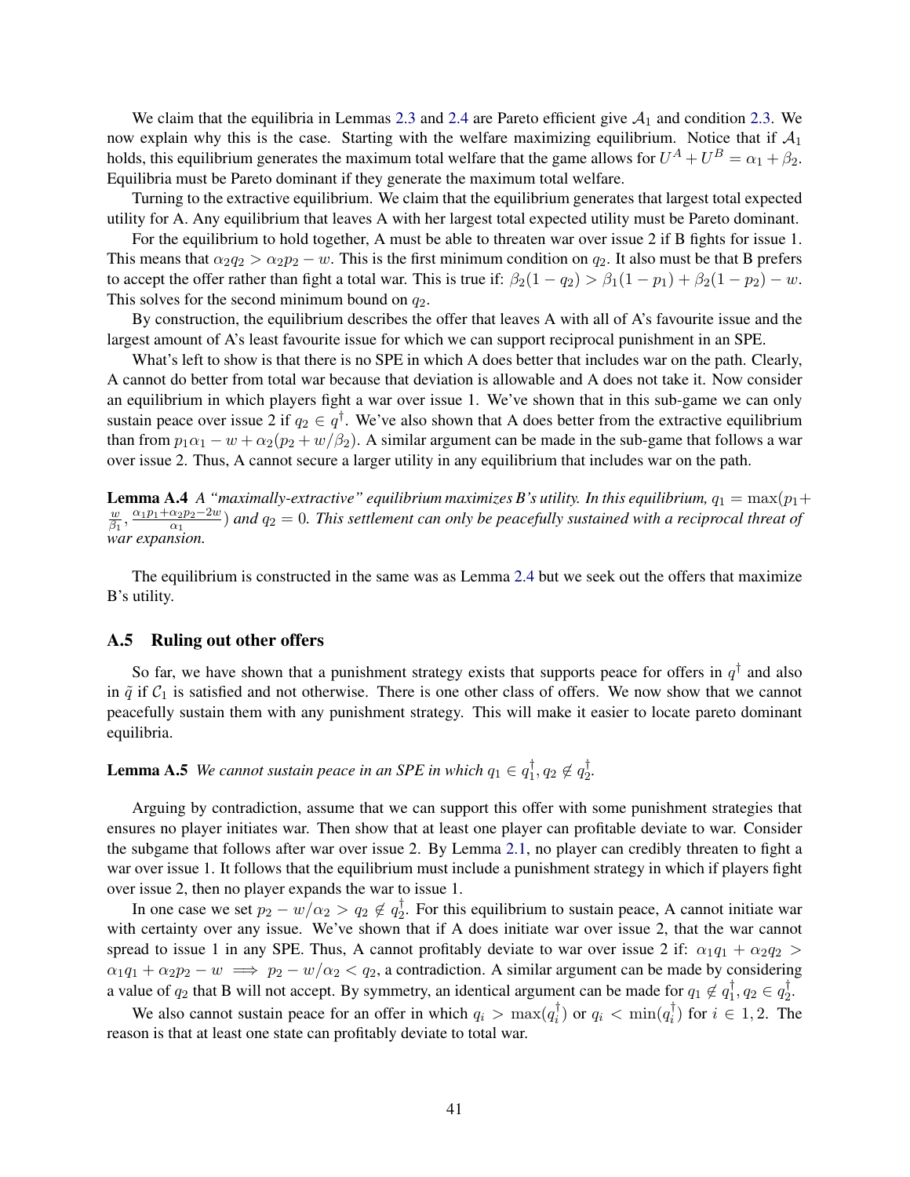We claim that the equilibria in Lemmas 2.3 and 2.4 are Pareto efficient give $\mathcal{A}_1$ and condition 2.3. We now explain why this is the case. Starting with the welfare maximizing equilibrium. Notice that if $\mathcal{A}_1$ holds, this equilibrium generates the maximum total welfare that the game allows for $U^A + U^B = \alpha_1 + \beta_2$. Equilibria must be Pareto dominant if they generate the maximum total welfare.

Turning to the extractive equilibrium. We claim that the equilibrium generates that largest total expected utility for A. Any equilibrium that leaves A with her largest total expected utility must be Pareto dominant.

For the equilibrium to hold together, A must be able to threaten war over issue 2 if B fights for issue 1. This means that $\alpha_2 q_2 > \alpha_2 p_2 - w$. This is the first minimum condition on $q_2$. It also must be that B prefers to accept the offer rather than fight a total war. This is true if: $\beta_2(1 - q_2) > \beta_1(1 - p_1) + \beta_2(1 - p_2) - w$. This solves for the second minimum bound on $q_2$.

By construction, the equilibrium describes the offer that leaves A with all of A's favourite issue and the largest amount of A's least favourite issue for which we can support reciprocal punishment in an SPE.

What's left to show is that there is no SPE in which A does better that includes war on the path. Clearly, A cannot do better from total war because that deviation is allowable and A does not take it. Now consider an equilibrium in which players fight a war over issue 1. We've shown that in this sub-game we can only sustain peace over issue 2 if $q_2 \in q^\dagger$. We've also shown that A does better from the extractive equilibrium than from $p_1\alpha_1 - w + \alpha_2(p_2 + w/\beta_2)$. A similar argument can be made in the sub-game that follows a war over issue 2. Thus, A cannot secure a larger utility in any equilibrium that includes war on the path.

**Lemma A.4** *A "maximally-extractive" equilibrium maximizes B's utility. In this equilibrium,* $q_1 = \max(p_1 + \frac{w}{\beta_1}, \frac{\alpha_1 p_1 + \alpha_2 p_2 - 2w}{\alpha_1})$ *and* $q_2 = 0$. *This settlement can only be peacefully sustained with a reciprocal threat of war expansion.*

The equilibrium is constructed in the same was as Lemma 2.4 but we seek out the offers that maximize B's utility.

### A.5 Ruling out other offers

So far, we have shown that a punishment strategy exists that supports peace for offers in $q^\dagger$ and also in $\tilde{q}$ if $\mathcal{C}_1$ is satisfied and not otherwise. There is one other class of offers. We now show that we cannot peacefully sustain them with any punishment strategy. This will make it easier to locate pareto dominant equilibria.

**Lemma A.5** *We cannot sustain peace in an SPE in which* $q_1 \in q_1^\dagger, q_2 \notin q_2^\dagger$.

Arguing by contradiction, assume that we can support this offer with some punishment strategies that ensures no player initiates war. Then show that at least one player can profitable deviate to war. Consider the subgame that follows after war over issue 2. By Lemma 2.1, no player can credibly threaten to fight a war over issue 1. It follows that the equilibrium must include a punishment strategy in which if players fight over issue 2, then no player expands the war to issue 1.

In one case we set $p_2 - w/\alpha_2 > q_2 \notin q_2^\dagger$. For this equilibrium to sustain peace, A cannot initiate war with certainty over any issue. We've shown that if A does initiate war over issue 2, that the war cannot spread to issue 1 in any SPE. Thus, A cannot profitably deviate to war over issue 2 if: $\alpha_1 q_1 + \alpha_2 q_2 > \alpha_1 q_1 + \alpha_2 p_2 - w \implies p_2 - w/\alpha_2 < q_2$, a contradiction. A similar argument can be made by considering a value of $q_2$ that B will not accept. By symmetry, an identical argument can be made for $q_1 \notin q_1^\dagger, q_2 \in q_2^\dagger$.

We also cannot sustain peace for an offer in which $q_i > \max(q_i^\dagger)$ or $q_i < \min(q_i^\dagger)$ for $i \in 1, 2$. The reason is that at least one state can profitably deviate to total war.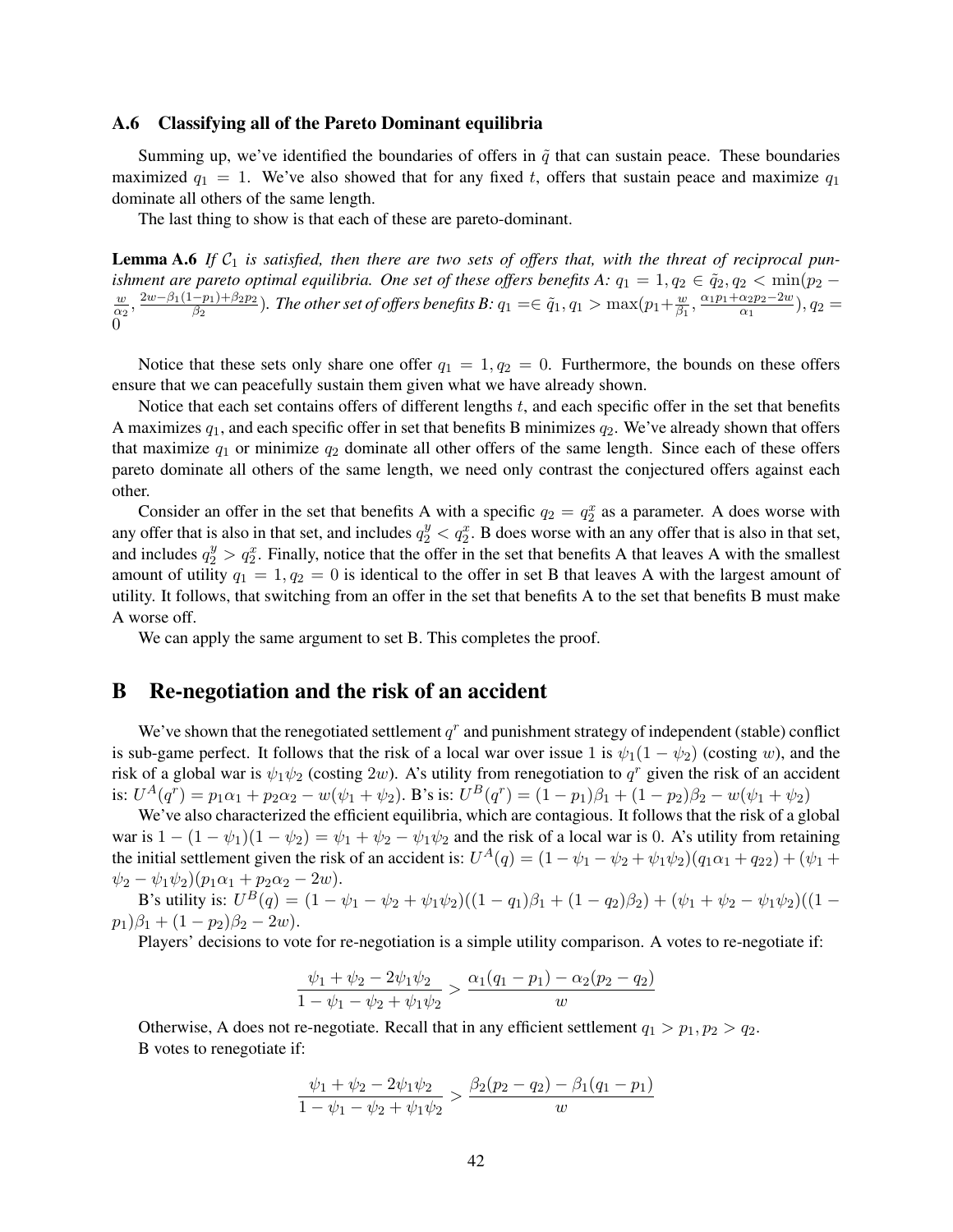### A.6 Classifying all of the Pareto Dominant equilibria

Summing up, we've identified the boundaries of offers in $\tilde{q}$ that can sustain peace. These boundaries maximized $q_1 = 1$. We've also showed that for any fixed $t$, offers that sustain peace and maximize $q_1$ dominate all others of the same length.

The last thing to show is that each of these are pareto-dominant.

**Lemma A.6** *If $\mathcal{C}_1$ is satisfied, then there are two sets of offers that, with the threat of reciprocal punishment are pareto optimal equilibria. One set of these offers benefits A: $q_1 = 1, q_2 \in \tilde{q}_2, q_2 < \min(p_2 - \frac{w}{\alpha_2}, \frac{2w - \beta_1(1-p_1)+\beta_2 p_2}{\beta_2})$. The other set of offers benefits B: $q_1 = \in \tilde{q}_1, q_1 > \max(p_1 + \frac{w}{\beta_1}, \frac{\alpha_1 p_1 + \alpha_2 p_2 - 2w}{\alpha_1}), q_2 = 0$*

Notice that these sets only share one offer $q_1 = 1, q_2 = 0$. Furthermore, the bounds on these offers ensure that we can peacefully sustain them given what we have already shown.

Notice that each set contains offers of different lengths $t$, and each specific offer in the set that benefits A maximizes $q_1$, and each specific offer in set that benefits B minimizes $q_2$. We've already shown that offers that maximize $q_1$ or minimize $q_2$ dominate all other offers of the same length. Since each of these offers pareto dominate all others of the same length, we need only contrast the conjectured offers against each other.

Consider an offer in the set that benefits A with a specific $q_2 = q_2^x$ as a parameter. A does worse with any offer that is also in that set, and includes $q_2^y < q_2^x$. B does worse with an any offer that is also in that set, and includes $q_2^y > q_2^x$. Finally, notice that the offer in the set that benefits A that leaves A with the smallest amount of utility $q_1 = 1, q_2 = 0$ is identical to the offer in set B that leaves A with the largest amount of utility. It follows, that switching from an offer in the set that benefits A to the set that benefits B must make A worse off.

We can apply the same argument to set B. This completes the proof.

# B Re-negotiation and the risk of an accident

We've shown that the renegotiated settlement $q^r$ and punishment strategy of independent (stable) conflict is sub-game perfect. It follows that the risk of a local war over issue 1 is $\psi_1(1-\psi_2)$ (costing $w$), and the risk of a global war is $\psi_1\psi_2$ (costing $2w$). A's utility from renegotiation to $q^r$ given the risk of an accident is: $U^A(q^r) = p_1\alpha_1 + p_2\alpha_2 - w(\psi_1 + \psi_2)$. B's is: $U^B(q^r) = (1-p_1)\beta_1 + (1-p_2)\beta_2 - w(\psi_1 + \psi_2)$

We've also characterized the efficient equilibria, which are contagious. It follows that the risk of a global war is $1 - (1-\psi_1)(1-\psi_2) = \psi_1 + \psi_2 - \psi_1\psi_2$ and the risk of a local war is 0. A's utility from retaining the initial settlement given the risk of an accident is: $U^A(q) = (1 - \psi_1 - \psi_2 + \psi_1\psi_2)(q_1\alpha_1 + q_{22}) + (\psi_1 + \psi_2 - \psi_1\psi_2)(p_1\alpha_1 + p_2\alpha_2 - 2w)$.

B's utility is: $U^B(q) = (1 - \psi_1 - \psi_2 + \psi_1\psi_2)((1-q_1)\beta_1 + (1-q_2)\beta_2) + (\psi_1 + \psi_2 - \psi_1\psi_2)((1 - p_1)\beta_1 + (1-p_2)\beta_2 - 2w)$.

Players' decisions to vote for re-negotiation is a simple utility comparison. A votes to re-negotiate if:

$$\frac{\psi_1 + \psi_2 - 2\psi_1\psi_2}{1 - \psi_1 - \psi_2 + \psi_1\psi_2} > \frac{\alpha_1(q_1 - p_1) - \alpha_2(p_2 - q_2)}{w}$$

Otherwise, A does not re-negotiate. Recall that in any efficient settlement $q_1 > p_1, p_2 > q_2$.

B votes to renegotiate if:

$$\frac{\psi_1 + \psi_2 - 2\psi_1\psi_2}{1 - \psi_1 - \psi_2 + \psi_1\psi_2} > \frac{\beta_2(p_2 - q_2) - \beta_1(q_1 - p_1)}{w}$$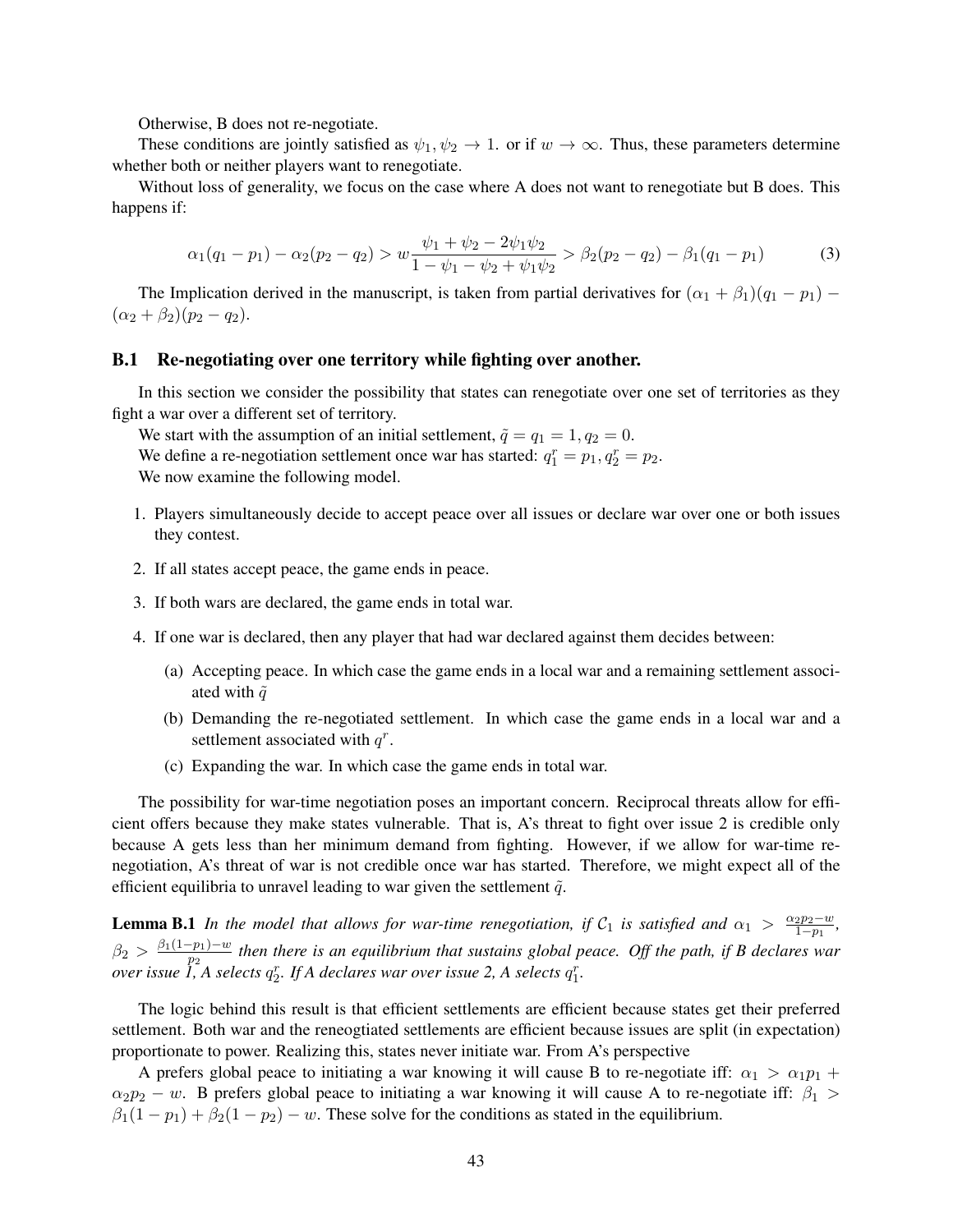Otherwise, B does not re-negotiate.

These conditions are jointly satisfied as $\psi_1, \psi_2 \to 1$. or if $w \to \infty$. Thus, these parameters determine whether both or neither players want to renegotiate.

Without loss of generality, we focus on the case where A does not want to renegotiate but B does. This happens if:

$$\alpha_1(q_1 - p_1) - \alpha_2(p_2 - q_2) > w\frac{\psi_1 + \psi_2 - 2\psi_1\psi_2}{1 - \psi_1 - \psi_2 + \psi_1\psi_2} > \beta_2(p_2 - q_2) - \beta_1(q_1 - p_1) \tag{3}$$

The Implication derived in the manuscript, is taken from partial derivatives for $(\alpha_1 + \beta_1)(q_1 - p_1) - (\alpha_2 + \beta_2)(p_2 - q_2)$.

### B.1 Re-negotiating over one territory while fighting over another.

In this section we consider the possibility that states can renegotiate over one set of territories as they fight a war over a different set of territory.

We start with the assumption of an initial settlement, $\tilde{q} = q_1 = 1, q_2 = 0$.

We define a re-negotiation settlement once war has started: $q_1^r = p_1, q_2^r = p_2$.

We now examine the following model.

1. Players simultaneously decide to accept peace over all issues or declare war over one or both issues they contest.
2. If all states accept peace, the game ends in peace.
3. If both wars are declared, the game ends in total war.
4. If one war is declared, then any player that had war declared against them decides between:
   (a) Accepting peace. In which case the game ends in a local war and a remaining settlement associated with $\tilde{q}$
   (b) Demanding the re-negotiated settlement. In which case the game ends in a local war and a settlement associated with $q^r$.
   (c) Expanding the war. In which case the game ends in total war.

The possibility for war-time negotiation poses an important concern. Reciprocal threats allow for efficient offers because they make states vulnerable. That is, A's threat to fight over issue 2 is credible only because A gets less than her minimum demand from fighting. However, if we allow for war-time re-negotiation, A's threat of war is not credible once war has started. Therefore, we might expect all of the efficient equilibria to unravel leading to war given the settlement $\tilde{q}$.

**Lemma B.1** *In the model that allows for war-time renegotiation, if $\mathcal{C}_1$ is satisfied and $\alpha_1 > \frac{\alpha_2 p_2 - w}{1 - p_1}$, $\beta_2 > \frac{\beta_1(1-p_1) - w}{p_2}$ then there is an equilibrium that sustains global peace. Off the path, if B declares war over issue 1, A selects $q_2^r$. If A declares war over issue 2, A selects $q_1^r$.*

The logic behind this result is that efficient settlements are efficient because states get their preferred settlement. Both war and the reneogtiated settlements are efficient because issues are split (in expectation) proportionate to power. Realizing this, states never initiate war. From A's perspective

A prefers global peace to initiating a war knowing it will cause B to re-negotiate iff: $\alpha_1 > \alpha_1 p_1 + \alpha_2 p_2 - w$. B prefers global peace to initiating a war knowing it will cause A to re-negotiate iff: $\beta_1 > \beta_1(1 - p_1) + \beta_2(1 - p_2) - w$. These solve for the conditions as stated in the equilibrium.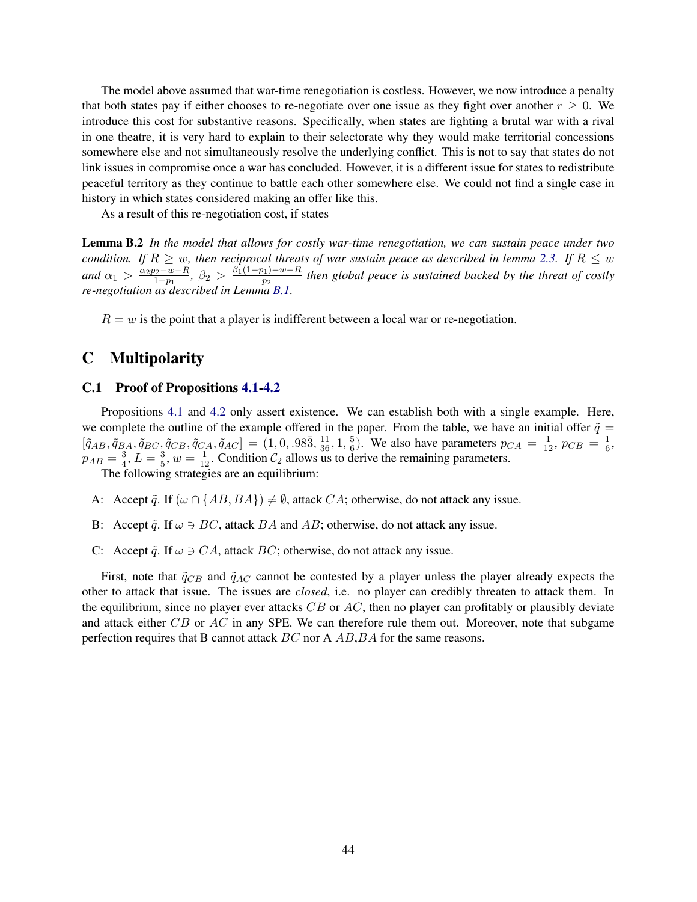The model above assumed that war-time renegotiation is costless. However, we now introduce a penalty that both states pay if either chooses to re-negotiate over one issue as they fight over another $r \geq 0$. We introduce this cost for substantive reasons. Specifically, when states are fighting a brutal war with a rival in one theatre, it is very hard to explain to their selectorate why they would make territorial concessions somewhere else and not simultaneously resolve the underlying conflict. This is not to say that states do not link issues in compromise once a war has concluded. However, it is a different issue for states to redistribute peaceful territory as they continue to battle each other somewhere else. We could not find a single case in history in which states considered making an offer like this.

As a result of this re-negotiation cost, if states

**Lemma B.2** *In the model that allows for costly war-time renegotiation, we can sustain peace under two condition. If $R \geq w$, then reciprocal threats of war sustain peace as described in lemma 2.3. If $R \leq w$ and $\alpha_1 > \frac{\alpha_2 p_2 - w - R}{1 - p_1}$, $\beta_2 > \frac{\beta_1(1-p_1) - w - R}{p_2}$ then global peace is sustained backed by the threat of costly re-negotiation as described in Lemma B.1.*

$R = w$ is the point that a player is indifferent between a local war or re-negotiation.

# C Multipolarity

## C.1 Proof of Propositions 4.1-4.2

Propositions 4.1 and 4.2 only assert existence. We can establish both with a single example. Here, we complete the outline of the example offered in the paper. From the table, we have an initial offer $\tilde{q} = [\tilde{q}_{AB}, \tilde{q}_{BA}, \tilde{q}_{BC}, \tilde{q}_{CB}, \tilde{q}_{CA}, \tilde{q}_{AC}] = (1, 0, .98\bar{3}, \frac{11}{36}, 1, \frac{5}{6})$. We also have parameters $p_{CA} = \frac{1}{12}$, $p_{CB} = \frac{1}{6}$, $p_{AB} = \frac{3}{4}$, $L = \frac{3}{5}$, $w = \frac{1}{12}$. Condition $\mathcal{C}_2$ allows us to derive the remaining parameters.

The following strategies are an equilibrium:

A: Accept $\tilde{q}$. If $(\omega \cap \{AB, BA\}) \neq \emptyset$, attack $CA$; otherwise, do not attack any issue.

B: Accept $\tilde{q}$. If $\omega \ni BC$, attack $BA$ and $AB$; otherwise, do not attack any issue.

C: Accept $\tilde{q}$. If $\omega \ni CA$, attack $BC$; otherwise, do not attack any issue.

First, note that $\tilde{q}_{CB}$ and $\tilde{q}_{AC}$ cannot be contested by a player unless the player already expects the other to attack that issue. The issues are *closed*, i.e. no player can credibly threaten to attack them. In the equilibrium, since no player ever attacks $CB$ or $AC$, then no player can profitably or plausibly deviate and attack either $CB$ or $AC$ in any SPE. We can therefore rule them out. Moreover, note that subgame perfection requires that B cannot attack $BC$ nor A $AB$,$BA$ for the same reasons.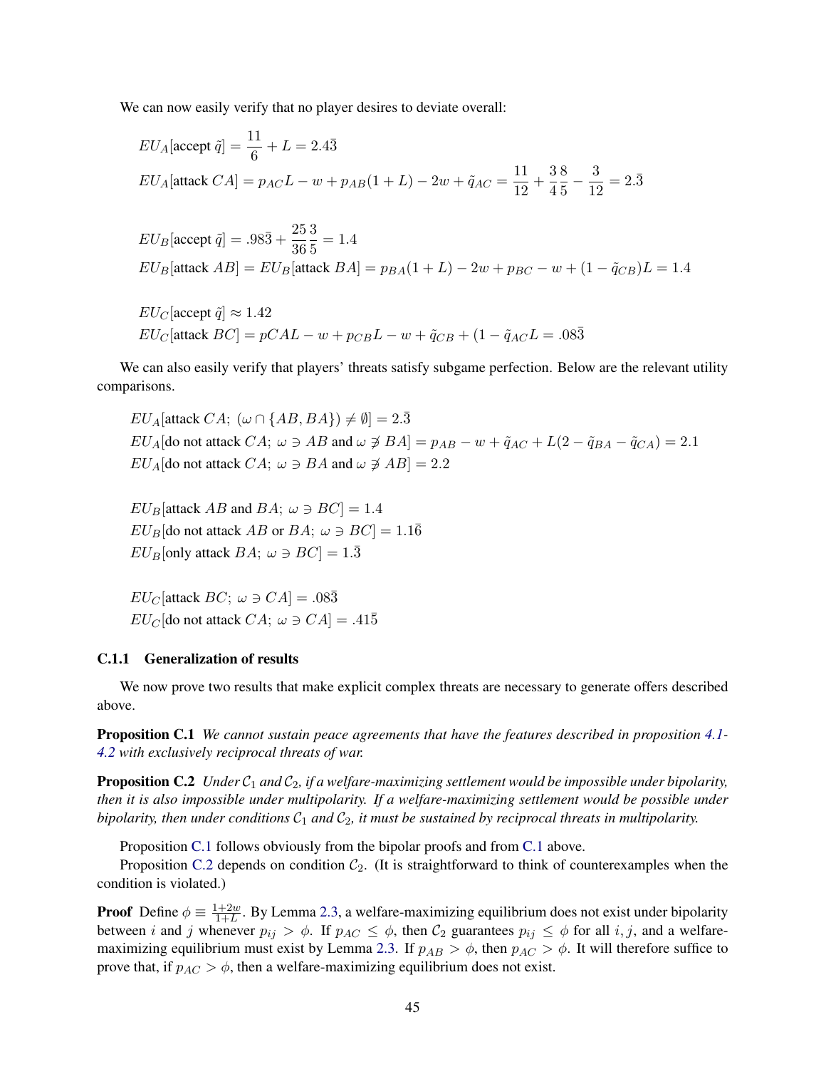We can now easily verify that no player desires to deviate overall:

$$EU_A[\text{accept } \tilde{q}] = \frac{11}{6} + L = 2.4\bar{3}$$

$$EU_A[\text{attack } CA] = p_{AC}L - w + p_{AB}(1+L) - 2w + \tilde{q}_{AC} = \frac{11}{12} + \frac{3}{4}\frac{8}{5} - \frac{3}{12} = 2.\bar{3}$$

$$EU_B[\text{accept } \tilde{q}] = .98\bar{3} + \frac{25}{36}\frac{3}{5} = 1.4$$

$$EU_B[\text{attack } AB] = EU_B[\text{attack } BA] = p_{BA}(1+L) - 2w + p_{BC} - w + (1 - \tilde{q}_{CB})L = 1.4$$

$$EU_C[\text{accept } \tilde{q}] \approx 1.42$$

$$EU_C[\text{attack } BC] = pCAL - w + p_{CB}L - w + \tilde{q}_{CB} + (1 - \tilde{q}_{AC}L = .08\bar{3}$$

We can also easily verify that players' threats satisfy subgame perfection. Below are the relevant utility comparisons.

$$EU_A[\text{attack } CA;\ (\omega \cap \{AB, BA\}) \neq \emptyset] = 2.\bar{3}$$

$$EU_A[\text{do not attack } CA;\ \omega \ni AB \text{ and } \omega \not\ni BA] = p_{AB} - w + \tilde{q}_{AC} + L(2 - \tilde{q}_{BA} - \tilde{q}_{CA}) = 2.1$$

$$EU_A[\text{do not attack } CA;\ \omega \ni BA \text{ and } \omega \not\ni AB] = 2.2$$

$$EU_B[\text{attack } AB \text{ and } BA;\ \omega \ni BC] = 1.4$$

$$EU_B[\text{do not attack } AB \text{ or } BA;\ \omega \ni BC] = 1.1\bar{6}$$

$$EU_B[\text{only attack } BA;\ \omega \ni BC] = 1.\bar{3}$$

$$EU_C[\text{attack } BC;\ \omega \ni CA] = .08\bar{3}$$

$$EU_C[\text{do not attack } CA;\ \omega \ni CA] = .41\bar{5}$$

### C.1.1 Generalization of results

We now prove two results that make explicit complex threats are necessary to generate offers described above.

**Proposition C.1** *We cannot sustain peace agreements that have the features described in proposition 4.1-4.2 with exclusively reciprocal threats of war.*

**Proposition C.2** *Under $\mathcal{C}_1$ and $\mathcal{C}_2$, if a welfare-maximizing settlement would be impossible under bipolarity, then it is also impossible under multipolarity. If a welfare-maximizing settlement would be possible under bipolarity, then under conditions $\mathcal{C}_1$ and $\mathcal{C}_2$, it must be sustained by reciprocal threats in multipolarity.*

Proposition C.1 follows obviously from the bipolar proofs and from C.1 above.

Proposition C.2 depends on condition $\mathcal{C}_2$. (It is straightforward to think of counterexamples when the condition is violated.)

**Proof** Define $\phi \equiv \frac{1+2w}{1+L}$. By Lemma 2.3, a welfare-maximizing equilibrium does not exist under bipolarity between $i$ and $j$ whenever $p_{ij} > \phi$. If $p_{AC} \leq \phi$, then $\mathcal{C}_2$ guarantees $p_{ij} \leq \phi$ for all $i, j$, and a welfare-maximizing equilibrium must exist by Lemma 2.3. If $p_{AB} > \phi$, then $p_{AC} > \phi$. It will therefore suffice to prove that, if $p_{AC} > \phi$, then a welfare-maximizing equilibrium does not exist.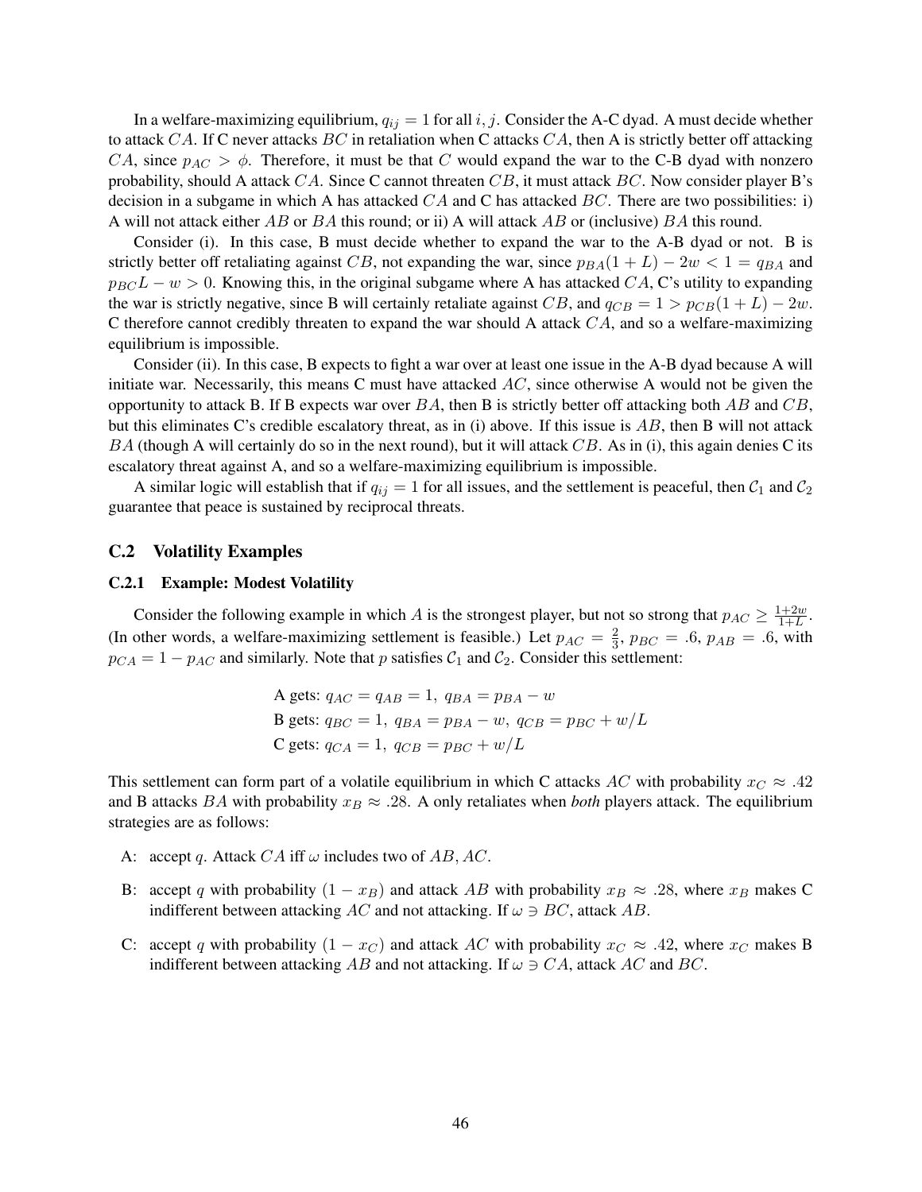In a welfare-maximizing equilibrium, $q_{ij} = 1$ for all $i, j$. Consider the A-C dyad. A must decide whether to attack $CA$. If C never attacks $BC$ in retaliation when C attacks $CA$, then A is strictly better off attacking $CA$, since $p_{AC} > \phi$. Therefore, it must be that $C$ would expand the war to the C-B dyad with nonzero probability, should A attack $CA$. Since C cannot threaten $CB$, it must attack $BC$. Now consider player B's decision in a subgame in which A has attacked $CA$ and C has attacked $BC$. There are two possibilities: i) A will not attack either $AB$ or $BA$ this round; or ii) A will attack $AB$ or (inclusive) $BA$ this round.

Consider (i). In this case, B must decide whether to expand the war to the A-B dyad or not. B is strictly better off retaliating against $CB$, not expanding the war, since $p_{BA}(1 + L) - 2w < 1 = q_{BA}$ and $p_{BC}L - w > 0$. Knowing this, in the original subgame where A has attacked $CA$, C's utility to expanding the war is strictly negative, since B will certainly retaliate against $CB$, and $q_{CB} = 1 > p_{CB}(1 + L) - 2w$. C therefore cannot credibly threaten to expand the war should A attack $CA$, and so a welfare-maximizing equilibrium is impossible.

Consider (ii). In this case, B expects to fight a war over at least one issue in the A-B dyad because A will initiate war. Necessarily, this means C must have attacked $AC$, since otherwise A would not be given the opportunity to attack B. If B expects war over $BA$, then B is strictly better off attacking both $AB$ and $CB$, but this eliminates C's credible escalatory threat, as in (i) above. If this issue is $AB$, then B will not attack $BA$ (though A will certainly do so in the next round), but it will attack $CB$. As in (i), this again denies C its escalatory threat against A, and so a welfare-maximizing equilibrium is impossible.

A similar logic will establish that if $q_{ij} = 1$ for all issues, and the settlement is peaceful, then $\mathcal{C}_1$ and $\mathcal{C}_2$ guarantee that peace is sustained by reciprocal threats.

## C.2 Volatility Examples

### C.2.1 Example: Modest Volatility

Consider the following example in which $A$ is the strongest player, but not so strong that $p_{AC} \geq \frac{1+2w}{1+L}$. (In other words, a welfare-maximizing settlement is feasible.) Let $p_{AC} = \frac{2}{3}$, $p_{BC} = .6$, $p_{AB} = .6$, with $p_{CA} = 1 - p_{AC}$ and similarly. Note that $p$ satisfies $\mathcal{C}_1$ and $\mathcal{C}_2$. Consider this settlement:

$$
\begin{aligned}
&\text{A gets: } q_{AC} = q_{AB} = 1,\ q_{BA} = p_{BA} - w \\
&\text{B gets: } q_{BC} = 1,\ q_{BA} = p_{BA} - w,\ q_{CB} = p_{BC} + w/L \\
&\text{C gets: } q_{CA} = 1,\ q_{CB} = p_{BC} + w/L
\end{aligned}
$$

This settlement can form part of a volatile equilibrium in which C attacks $AC$ with probability $x_C \approx .42$ and B attacks $BA$ with probability $x_B \approx .28$. A only retaliates when *both* players attack. The equilibrium strategies are as follows:

- A: accept $q$. Attack $CA$ iff $\omega$ includes two of $AB, AC$.
- B: accept $q$ with probability $(1 - x_B)$ and attack $AB$ with probability $x_B \approx .28$, where $x_B$ makes C indifferent between attacking $AC$ and not attacking. If $\omega \ni BC$, attack $AB$.
- C: accept $q$ with probability $(1 - x_C)$ and attack $AC$ with probability $x_C \approx .42$, where $x_C$ makes B indifferent between attacking $AB$ and not attacking. If $\omega \ni CA$, attack $AC$ and $BC$.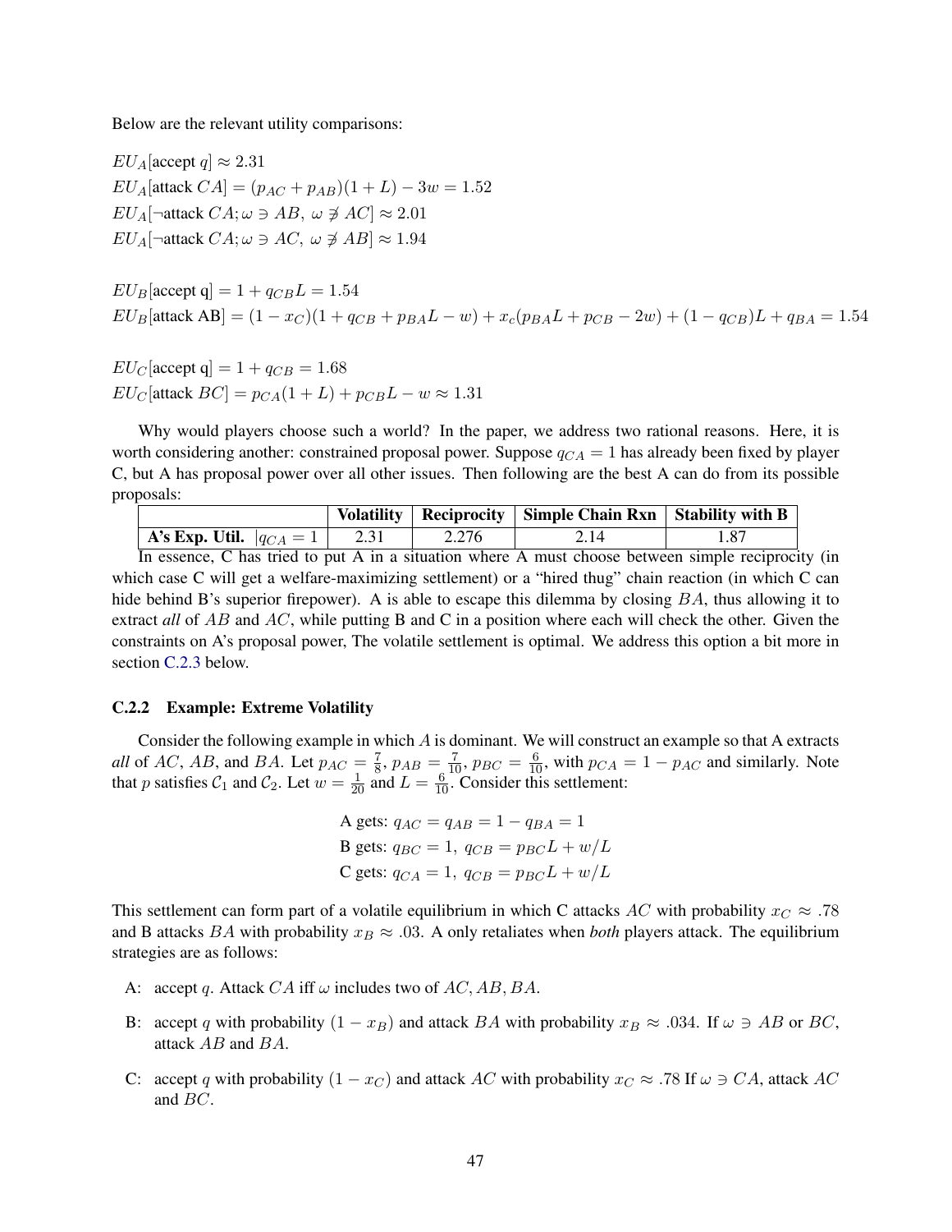Below are the relevant utility comparisons:

$EU_A[\text{accept } q] \approx 2.31$
$EU_A[\text{attack } CA] = (p_{AC} + p_{AB})(1 + L) - 3w = 1.52$
$EU_A[\neg\text{attack } CA; \omega \ni AB,\ \omega \not\ni AC] \approx 2.01$
$EU_A[\neg\text{attack } CA; \omega \ni AC,\ \omega \not\ni AB] \approx 1.94$

$EU_B[\text{accept q}] = 1 + q_{CB}L = 1.54$
$EU_B[\text{attack AB}] = (1 - x_C)(1 + q_{CB} + p_{BA}L - w) + x_c(p_{BA}L + p_{CB} - 2w) + (1 - q_{CB})L + q_{BA} = 1.54$

$EU_C[\text{accept q}] = 1 + q_{CB} = 1.68$
$EU_C[\text{attack } BC] = p_{CA}(1 + L) + p_{CB}L - w \approx 1.31$

Why would players choose such a world? In the paper, we address two rational reasons. Here, it is worth considering another: constrained proposal power. Suppose $q_{CA} = 1$ has already been fixed by player C, but A has proposal power over all other issues. Then following are the best A can do from its possible proposals:

| | Volatility | Reciprocity | Simple Chain Rxn | Stability with B |
|---|---|---|---|---|
| **A's Exp. Util.** $\lvert q_{CA} = 1$ | 2.31 | 2.276 | 2.14 | 1.87 |

In essence, C has tried to put A in a situation where A must choose between simple reciprocity (in which case C will get a welfare-maximizing settlement) or a "hired thug" chain reaction (in which C can hide behind B's superior firepower). A is able to escape this dilemma by closing $BA$, thus allowing it to extract *all* of $AB$ and $AC$, while putting B and C in a position where each will check the other. Given the constraints on A's proposal power, The volatile settlement is optimal. We address this option a bit more in section C.2.3 below.

### C.2.2 Example: Extreme Volatility

Consider the following example in which $A$ is dominant. We will construct an example so that A extracts *all* of $AC$, $AB$, and $BA$. Let $p_{AC} = \frac{7}{8}$, $p_{AB} = \frac{7}{10}$, $p_{BC} = \frac{6}{10}$, with $p_{CA} = 1 - p_{AC}$ and similarly. Note that $p$ satisfies $\mathcal{C}_1$ and $\mathcal{C}_2$. Let $w = \frac{1}{20}$ and $L = \frac{6}{10}$. Consider this settlement:

$$\begin{aligned}
&\text{A gets: } q_{AC} = q_{AB} = 1 - q_{BA} = 1 \\
&\text{B gets: } q_{BC} = 1,\ q_{CB} = p_{BC}L + w/L \\
&\text{C gets: } q_{CA} = 1,\ q_{CB} = p_{BC}L + w/L
\end{aligned}$$

This settlement can form part of a volatile equilibrium in which C attacks $AC$ with probability $x_C \approx .78$ and B attacks $BA$ with probability $x_B \approx .03$. A only retaliates when *both* players attack. The equilibrium strategies are as follows:

- A: accept $q$. Attack $CA$ iff $\omega$ includes two of $AC, AB, BA$.
- B: accept $q$ with probability $(1 - x_B)$ and attack $BA$ with probability $x_B \approx .034$. If $\omega \ni AB$ or $BC$, attack $AB$ and $BA$.
- C: accept $q$ with probability $(1 - x_C)$ and attack $AC$ with probability $x_C \approx .78$ If $\omega \ni CA$, attack $AC$ and $BC$.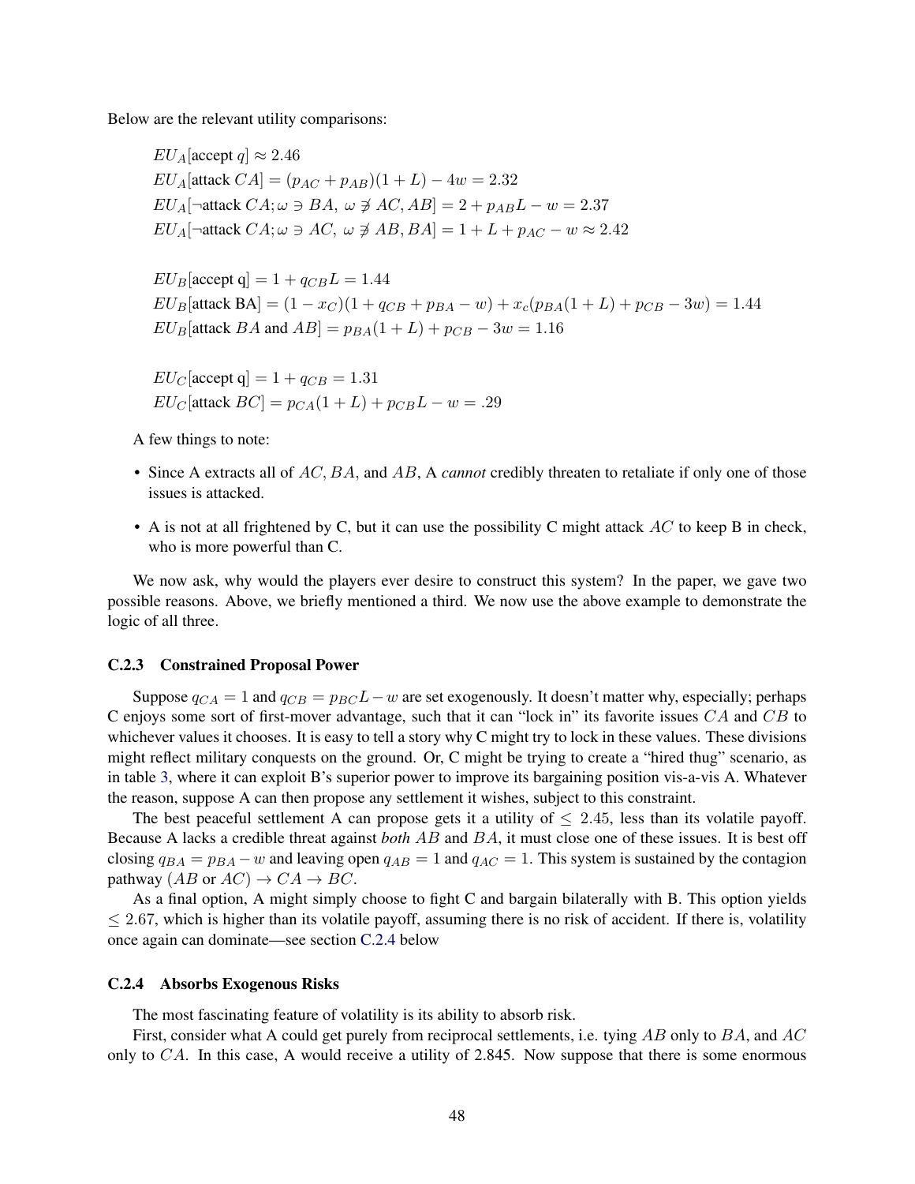Below are the relevant utility comparisons:

$$EU_A[\text{accept } q] \approx 2.46$$
$$EU_A[\text{attack } CA] = (p_{AC} + p_{AB})(1 + L) - 4w = 2.32$$
$$EU_A[\neg\text{attack } CA; \omega \ni BA,\ \omega \not\ni AC, AB] = 2 + p_{AB}L - w = 2.37$$
$$EU_A[\neg\text{attack } CA; \omega \ni AC,\ \omega \not\ni AB, BA] = 1 + L + p_{AC} - w \approx 2.42$$

$$EU_B[\text{accept q}] = 1 + q_{CB}L = 1.44$$
$$EU_B[\text{attack BA}] = (1 - x_C)(1 + q_{CB} + p_{BA} - w) + x_c(p_{BA}(1 + L) + p_{CB} - 3w) = 1.44$$
$$EU_B[\text{attack } BA \text{ and } AB] = p_{BA}(1 + L) + p_{CB} - 3w = 1.16$$

$$EU_C[\text{accept q}] = 1 + q_{CB} = 1.31$$
$$EU_C[\text{attack } BC] = p_{CA}(1 + L) + p_{CB}L - w = .29$$

A few things to note:

- Since A extracts all of $AC, BA$, and $AB$, A *cannot* credibly threaten to retaliate if only one of those issues is attacked.
- A is not at all frightened by C, but it can use the possibility C might attack $AC$ to keep B in check, who is more powerful than C.

We now ask, why would the players ever desire to construct this system? In the paper, we gave two possible reasons. Above, we briefly mentioned a third. We now use the above example to demonstrate the logic of all three.

### C.2.3 Constrained Proposal Power

Suppose $q_{CA} = 1$ and $q_{CB} = p_{BC}L - w$ are set exogenously. It doesn't matter why, especially; perhaps C enjoys some sort of first-mover advantage, such that it can "lock in" its favorite issues $CA$ and $CB$ to whichever values it chooses. It is easy to tell a story why C might try to lock in these values. These divisions might reflect military conquests on the ground. Or, C might be trying to create a "hired thug" scenario, as in table 3, where it can exploit B's superior power to improve its bargaining position vis-a-vis A. Whatever the reason, suppose A can then propose any settlement it wishes, subject to this constraint.

The best peaceful settlement A can propose gets it a utility of $\leq 2.45$, less than its volatile payoff. Because A lacks a credible threat against *both* $AB$ and $BA$, it must close one of these issues. It is best off closing $q_{BA} = p_{BA} - w$ and leaving open $q_{AB} = 1$ and $q_{AC} = 1$. This system is sustained by the contagion pathway $(AB \text{ or } AC) \to CA \to BC$.

As a final option, A might simply choose to fight C and bargain bilaterally with B. This option yields $\leq 2.67$, which is higher than its volatile payoff, assuming there is no risk of accident. If there is, volatility once again can dominate—see section C.2.4 below

### C.2.4 Absorbs Exogenous Risks

The most fascinating feature of volatility is its ability to absorb risk.

First, consider what A could get purely from reciprocal settlements, i.e. tying $AB$ only to $BA$, and $AC$ only to $CA$. In this case, A would receive a utility of 2.845. Now suppose that there is some enormous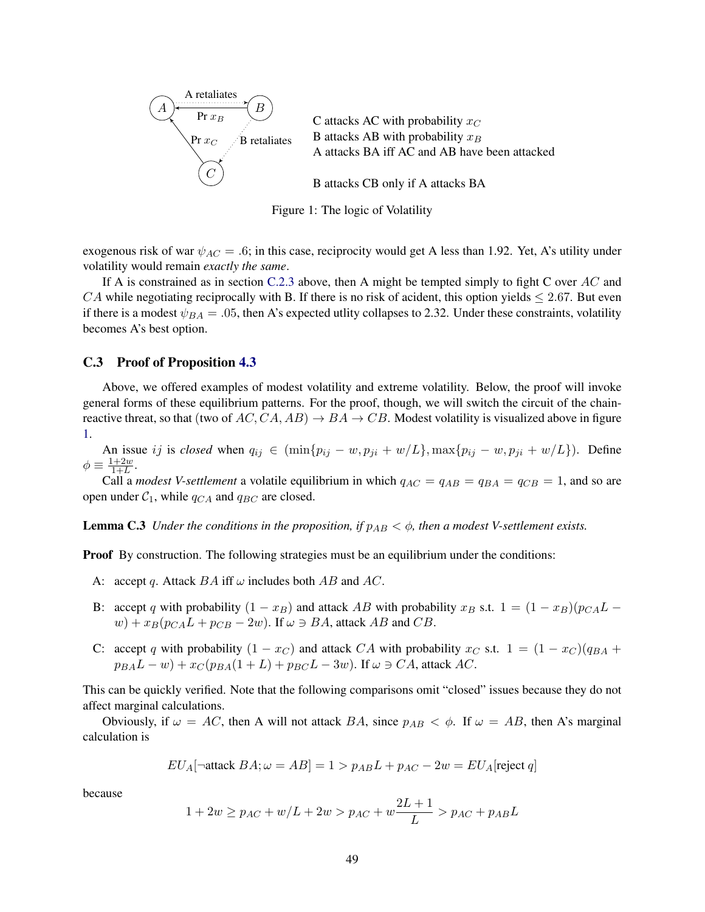C attacks AC with probability $x_C$
B attacks AB with probability $x_B$
A attacks BA iff AC and AB have been attacked

B attacks CB only if A attacks BA

Figure 1: The logic of Volatility

exogenous risk of war $\psi_{AC} = .6$; in this case, reciprocity would get A less than 1.92. Yet, A's utility under volatility would remain *exactly the same*.

If A is constrained as in section C.2.3 above, then A might be tempted simply to fight C over $AC$ and $CA$ while negotiating reciprocally with B. If there is no risk of acident, this option yields $\leq 2.67$. But even if there is a modest $\psi_{BA} = .05$, then A's expected utlity collapses to 2.32. Under these constraints, volatility becomes A's best option.

### C.3 Proof of Proposition 4.3

Above, we offered examples of modest volatility and extreme volatility. Below, the proof will invoke general forms of these equilibrium patterns. For the proof, though, we will switch the circuit of the chain-reactive threat, so that (two of $AC, CA, AB) \to BA \to CB$. Modest volatility is visualized above in figure 1.

An issue $ij$ is *closed* when $q_{ij} \in (\min\{p_{ij} - w, p_{ji} + w/L\}, \max\{p_{ij} - w, p_{ji} + w/L\})$. Define $\phi \equiv \frac{1+2w}{1+L}$.

Call a *modest V-settlement* a volatile equilibrium in which $q_{AC} = q_{AB} = q_{BA} = q_{CB} = 1$, and so are open under $\mathcal{C}_1$, while $q_{CA}$ and $q_{BC}$ are closed.

**Lemma C.3** *Under the conditions in the proposition, if $p_{AB} < \phi$, then a modest V-settlement exists.*

**Proof** By construction. The following strategies must be an equilibrium under the conditions:

- A: accept $q$. Attack $BA$ iff $\omega$ includes both $AB$ and $AC$.
- B: accept $q$ with probability $(1 - x_B)$ and attack $AB$ with probability $x_B$ s.t. $1 = (1 - x_B)(p_{CA}L - w) + x_B(p_{CA}L + p_{CB} - 2w)$. If $\omega \ni BA$, attack $AB$ and $CB$.
- C: accept $q$ with probability $(1 - x_C)$ and attack $CA$ with probability $x_C$ s.t. $1 = (1 - x_C)(q_{BA} + p_{BA}L - w) + x_C(p_{BA}(1 + L) + p_{BC}L - 3w)$. If $\omega \ni CA$, attack $AC$.

This can be quickly verified. Note that the following comparisons omit "closed" issues because they do not affect marginal calculations.

Obviously, if $\omega = AC$, then A will not attack $BA$, since $p_{AB} < \phi$. If $\omega = AB$, then A's marginal calculation is

$$EU_A[\neg\text{attack } BA; \omega = AB] = 1 > p_{AB}L + p_{AC} - 2w = EU_A[\text{reject } q]$$

because

$$1 + 2w \geq p_{AC} + w/L + 2w > p_{AC} + w\frac{2L + 1}{L} > p_{AC} + p_{AB}L$$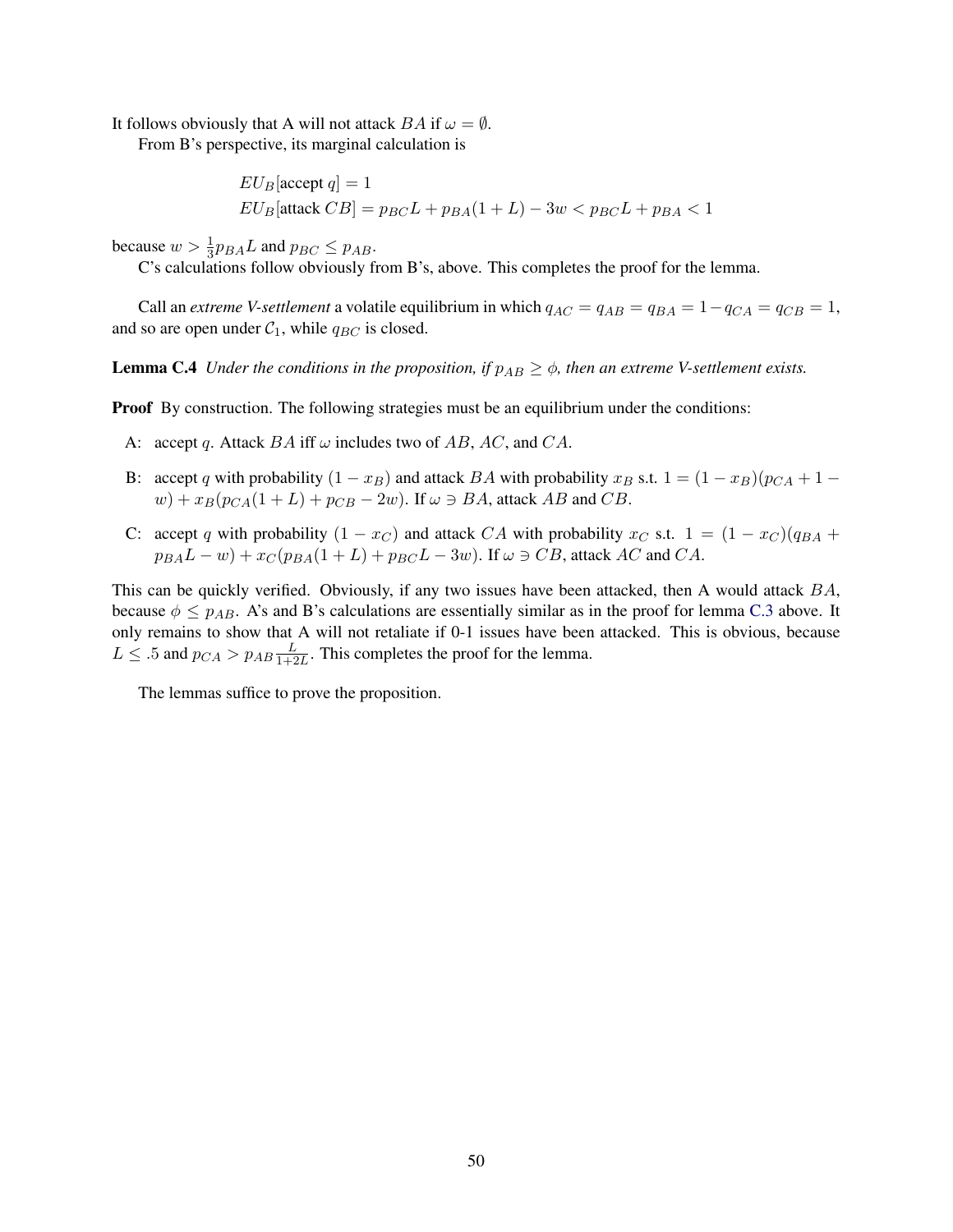It follows obviously that A will not attack $BA$ if $\omega = \emptyset$.

From B's perspective, its marginal calculation is

$$
\begin{aligned}
EU_B[\text{accept } q] &= 1 \\
EU_B[\text{attack } CB] &= p_{BC}L + p_{BA}(1+L) - 3w < p_{BC}L + p_{BA} < 1
\end{aligned}
$$

because $w > \frac{1}{3}p_{BA}L$ and $p_{BC} \leq p_{AB}$.

C's calculations follow obviously from B's, above. This completes the proof for the lemma.

Call an *extreme V-settlement* a volatile equilibrium in which $q_{AC} = q_{AB} = q_{BA} = 1 - q_{CA} = q_{CB} = 1$, and so are open under $\mathcal{C}_1$, while $q_{BC}$ is closed.

**Lemma C.4** *Under the conditions in the proposition, if $p_{AB} \geq \phi$, then an extreme V-settlement exists.*

**Proof** By construction. The following strategies must be an equilibrium under the conditions:

- A: accept $q$. Attack $BA$ iff $\omega$ includes two of $AB$, $AC$, and $CA$.
- B: accept $q$ with probability $(1 - x_B)$ and attack $BA$ with probability $x_B$ s.t. $1 = (1 - x_B)(p_{CA} + 1 - w) + x_B(p_{CA}(1+L) + p_{CB} - 2w)$. If $\omega \ni BA$, attack $AB$ and $CB$.
- C: accept $q$ with probability $(1 - x_C)$ and attack $CA$ with probability $x_C$ s.t. $1 = (1 - x_C)(q_{BA} + p_{BA}L - w) + x_C(p_{BA}(1+L) + p_{BC}L - 3w)$. If $\omega \ni CB$, attack $AC$ and $CA$.

This can be quickly verified. Obviously, if any two issues have been attacked, then A would attack $BA$, because $\phi \leq p_{AB}$. A's and B's calculations are essentially similar as in the proof for lemma C.3 above. It only remains to show that A will not retaliate if 0-1 issues have been attacked. This is obvious, because $L \leq .5$ and $p_{CA} > p_{AB}\frac{L}{1+2L}$. This completes the proof for the lemma.

The lemmas suffice to prove the proposition.